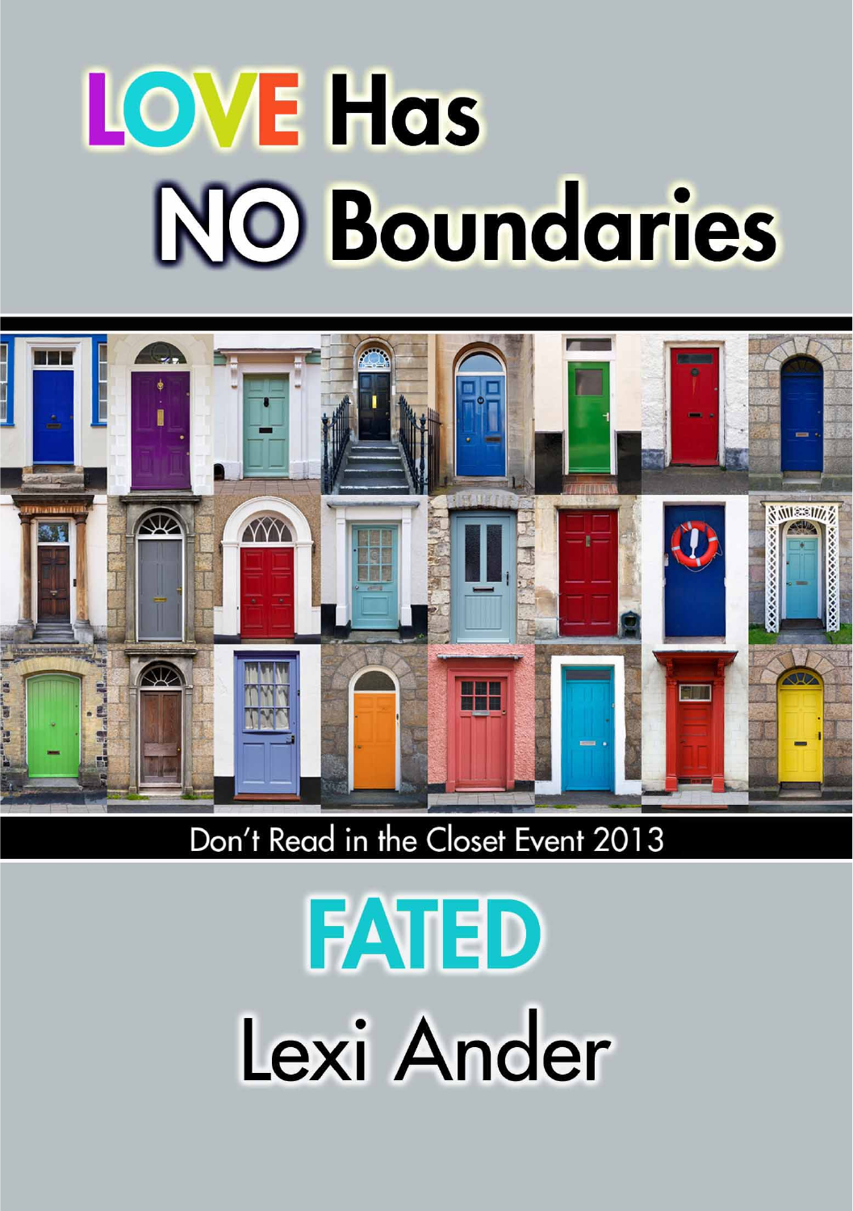# LOVE Has NO Boundaries

Don't Read in the Closet Event 2013

# FATED

## Lexi Ander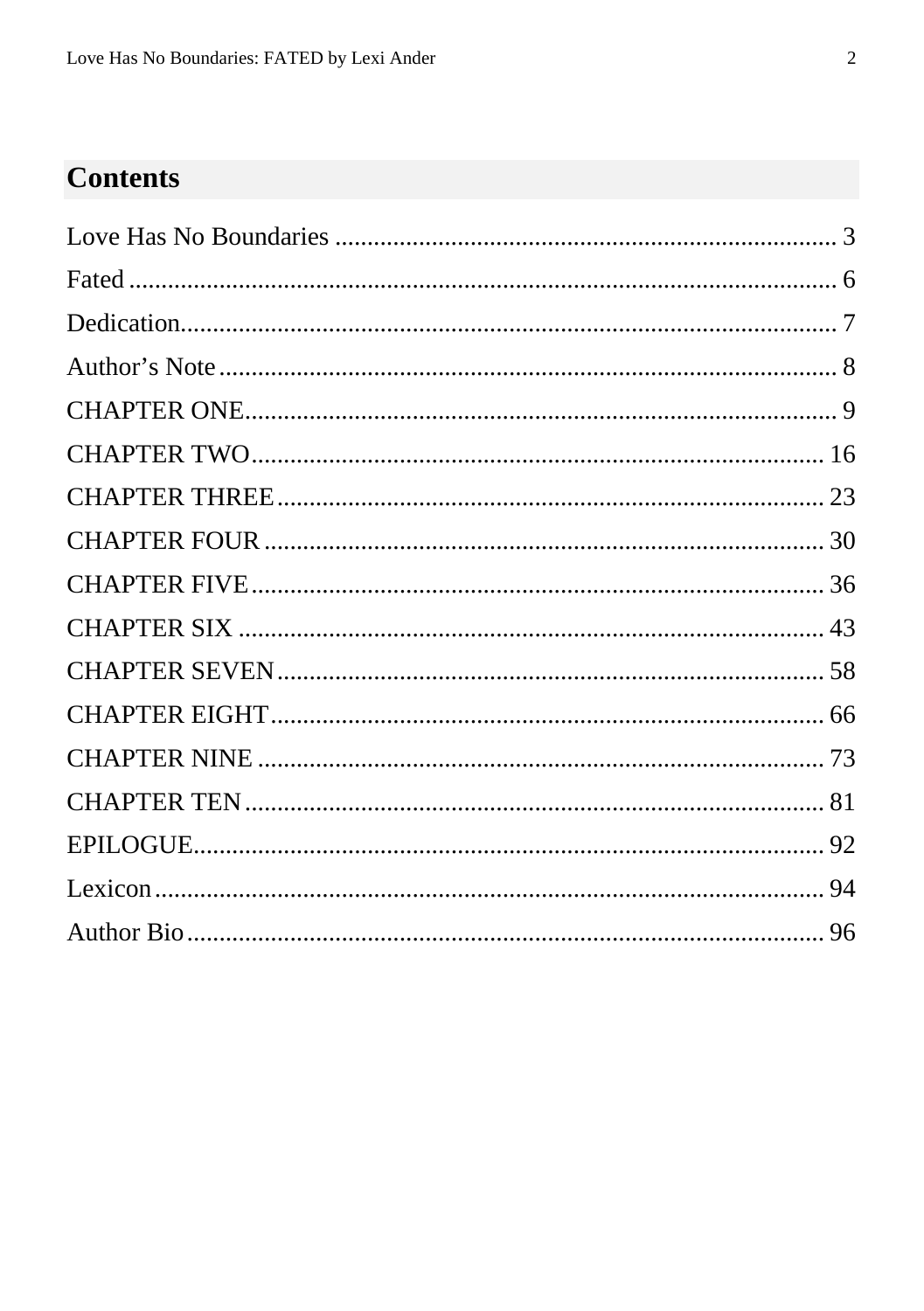## Contents

Love Has No Boundaries ........................................................................... 3
Fated ......................................................................................................... 6
Dedication................................................................................................. 7
Author's Note ............................................................................................ 8
CHAPTER ONE......................................................................................... 9
CHAPTER TWO....................................................................................... 16
CHAPTER THREE................................................................................... 23
CHAPTER FOUR ..................................................................................... 30
CHAPTER FIVE ....................................................................................... 36
CHAPTER SIX ......................................................................................... 43
CHAPTER SEVEN................................................................................... 58
CHAPTER EIGHT.................................................................................... 66
CHAPTER NINE ...................................................................................... 73
CHAPTER TEN ........................................................................................ 81
EPILOGUE................................................................................................ 92
Lexicon ..................................................................................................... 94
Author Bio ................................................................................................. 96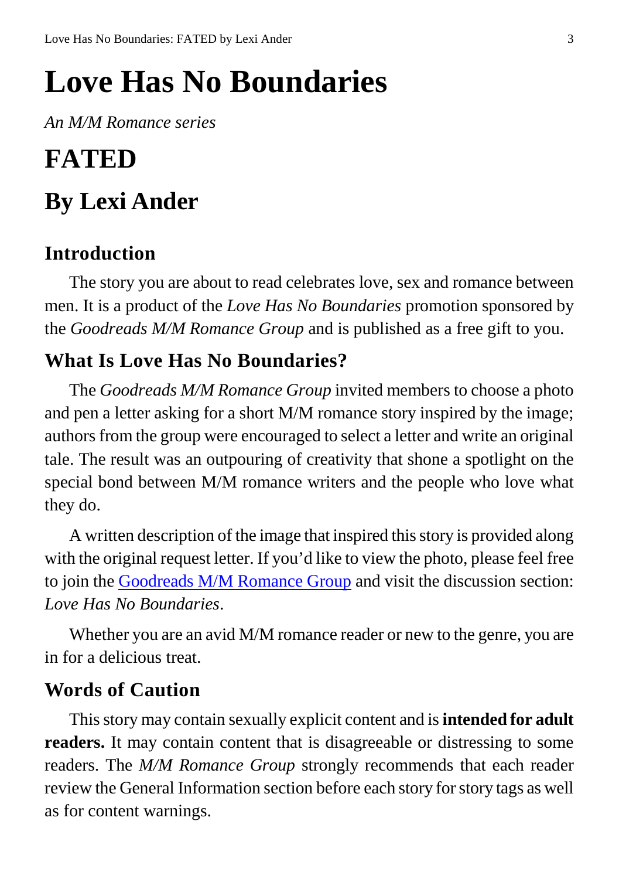# Love Has No Boundaries

*An M/M Romance series*

# FATED

## By Lexi Ander

### Introduction

The story you are about to read celebrates love, sex and romance between men. It is a product of the *Love Has No Boundaries* promotion sponsored by the *Goodreads M/M Romance Group* and is published as a free gift to you.

### What Is Love Has No Boundaries?

The *Goodreads M/M Romance Group* invited members to choose a photo and pen a letter asking for a short M/M romance story inspired by the image; authors from the group were encouraged to select a letter and write an original tale. The result was an outpouring of creativity that shone a spotlight on the special bond between M/M romance writers and the people who love what they do.

A written description of the image that inspired this story is provided along with the original request letter. If you'd like to view the photo, please feel free to join the Goodreads M/M Romance Group and visit the discussion section: *Love Has No Boundaries*.

Whether you are an avid M/M romance reader or new to the genre, you are in for a delicious treat.

### Words of Caution

This story may contain sexually explicit content and is **intended for adult readers.** It may contain content that is disagreeable or distressing to some readers. The *M/M Romance Group* strongly recommends that each reader review the General Information section before each story for story tags as well as for content warnings.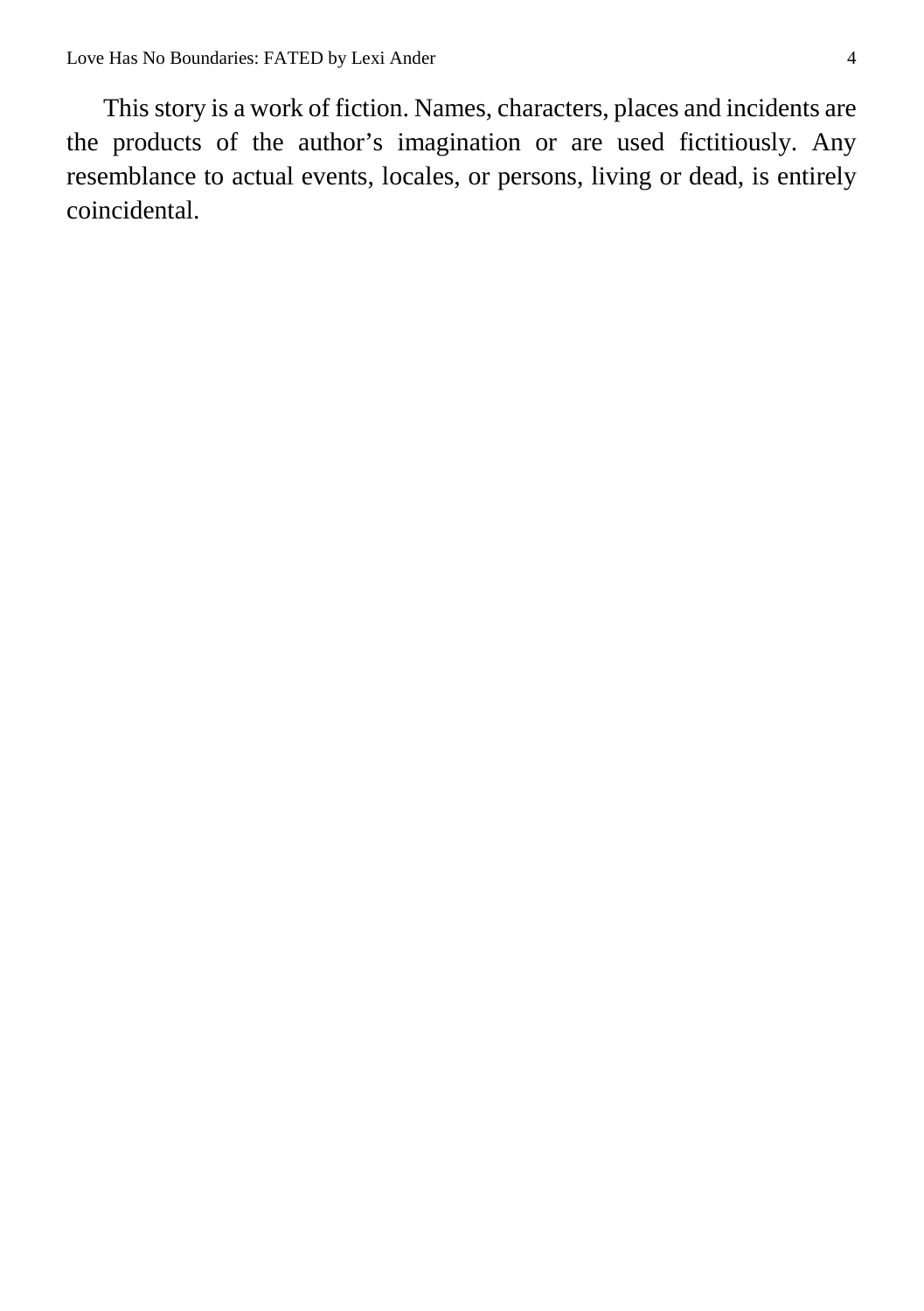This story is a work of fiction. Names, characters, places and incidents are the products of the author's imagination or are used fictitiously. Any resemblance to actual events, locales, or persons, living or dead, is entirely coincidental.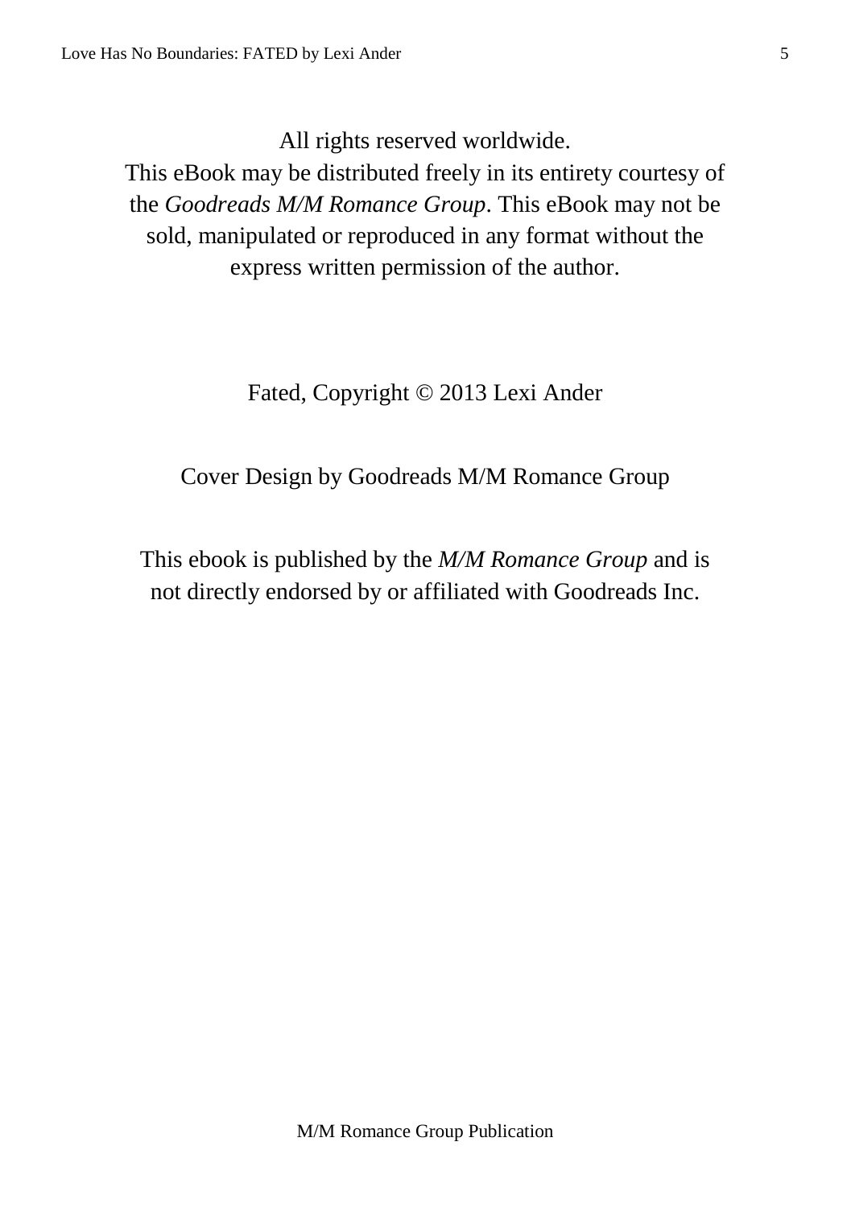All rights reserved worldwide.
This eBook may be distributed freely in its entirety courtesy of the *Goodreads M/M Romance Group*. This eBook may not be sold, manipulated or reproduced in any format without the express written permission of the author.

Fated, Copyright © 2013 Lexi Ander

Cover Design by Goodreads M/M Romance Group

This ebook is published by the *M/M Romance Group* and is not directly endorsed by or affiliated with Goodreads Inc.

M/M Romance Group Publication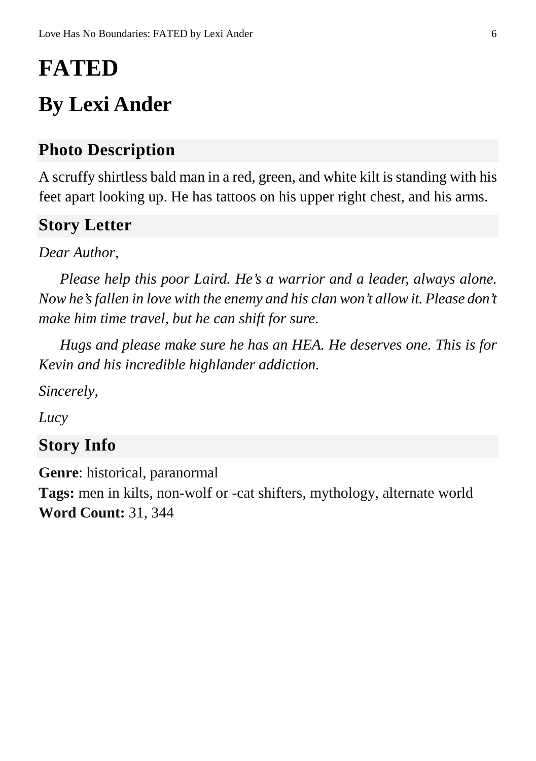# FATED

# By Lexi Ander

## Photo Description

A scruffy shirtless bald man in a red, green, and white kilt is standing with his feet apart looking up. He has tattoos on his upper right chest, and his arms.

## Story Letter

*Dear Author,*

*Please help this poor Laird. He's a warrior and a leader, always alone. Now he's fallen in love with the enemy and his clan won't allow it. Please don't make him time travel, but he can shift for sure.*

*Hugs and please make sure he has an HEA. He deserves one. This is for Kevin and his incredible highlander addiction.*

*Sincerely,*

*Lucy*

## Story Info

**Genre**: historical, paranormal
**Tags:** men in kilts, non-wolf or -cat shifters, mythology, alternate world
**Word Count:** 31, 344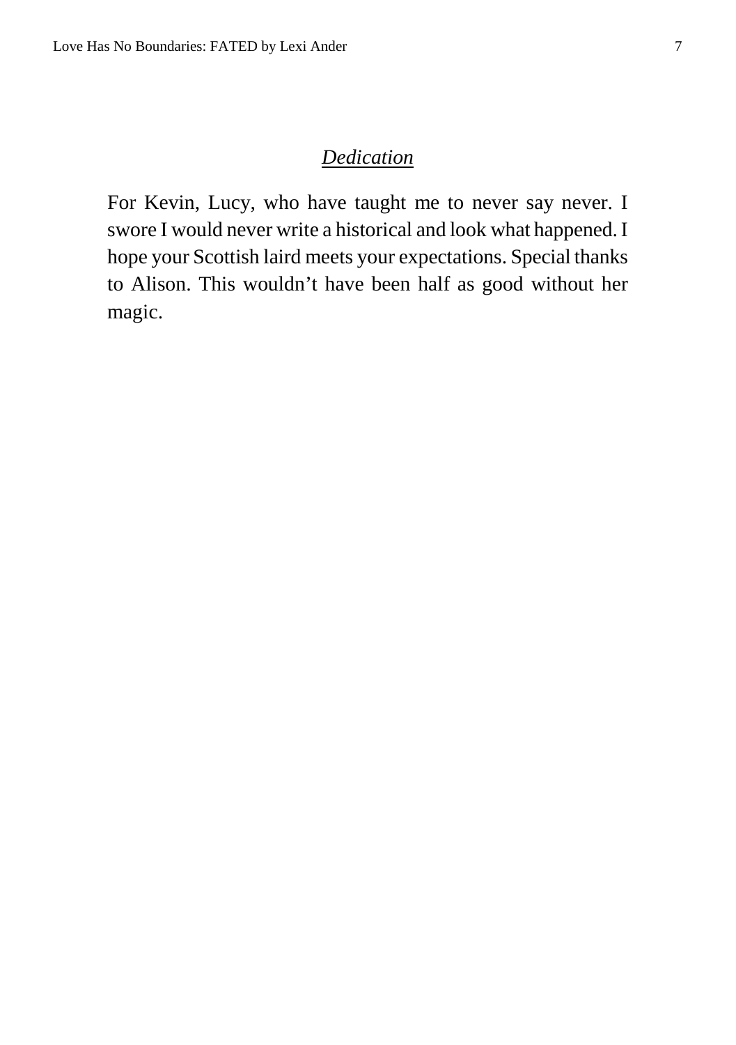## *Dedication*

For Kevin, Lucy, who have taught me to never say never. I swore I would never write a historical and look what happened. I hope your Scottish laird meets your expectations. Special thanks to Alison. This wouldn't have been half as good without her magic.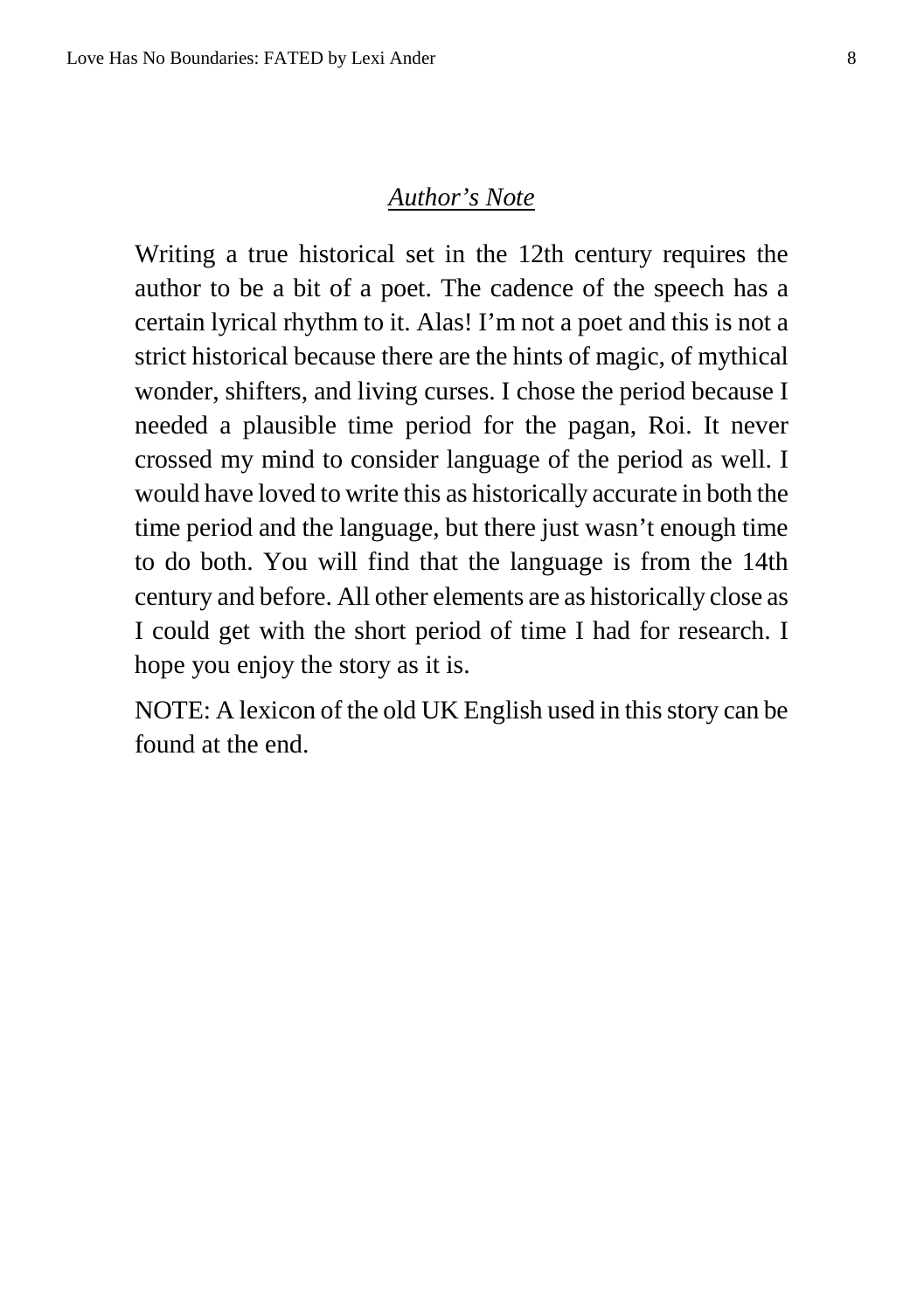## *Author's Note*

Writing a true historical set in the 12th century requires the author to be a bit of a poet. The cadence of the speech has a certain lyrical rhythm to it. Alas! I'm not a poet and this is not a strict historical because there are the hints of magic, of mythical wonder, shifters, and living curses. I chose the period because I needed a plausible time period for the pagan, Roi. It never crossed my mind to consider language of the period as well. I would have loved to write this as historically accurate in both the time period and the language, but there just wasn't enough time to do both. You will find that the language is from the 14th century and before. All other elements are as historically close as I could get with the short period of time I had for research. I hope you enjoy the story as it is.

NOTE: A lexicon of the old UK English used in this story can be found at the end.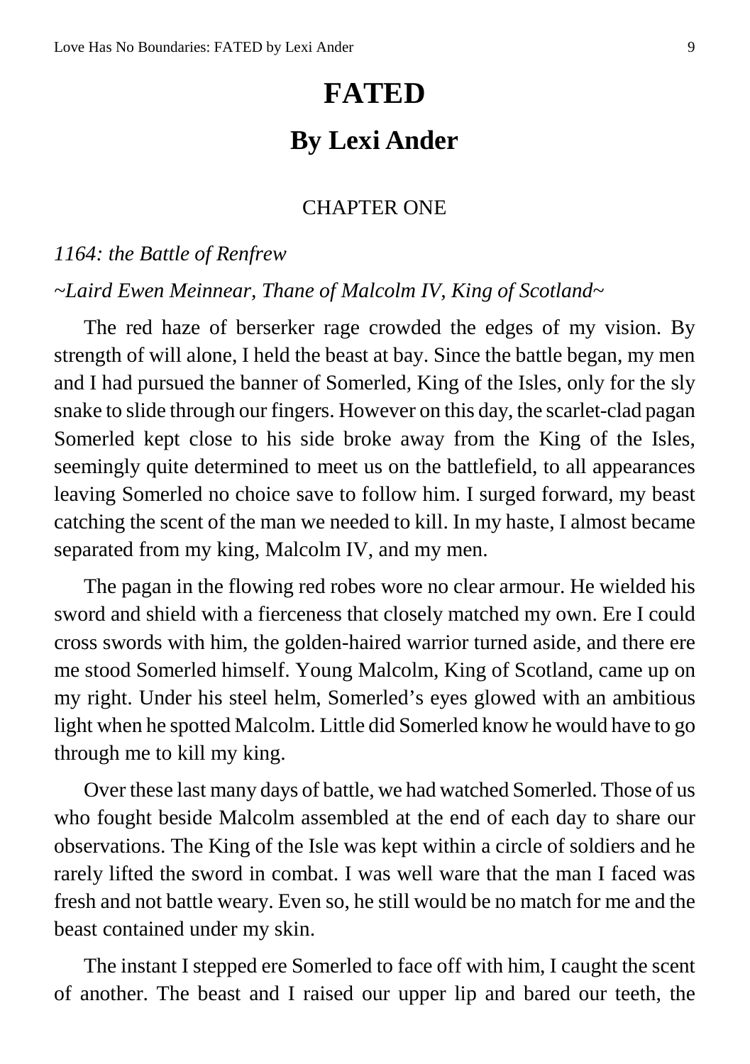# FATED

## By Lexi Ander

### CHAPTER ONE

*1164: the Battle of Renfrew*

*~Laird Ewen Meinnear, Thane of Malcolm IV, King of Scotland~*

The red haze of berserker rage crowded the edges of my vision. By strength of will alone, I held the beast at bay. Since the battle began, my men and I had pursued the banner of Somerled, King of the Isles, only for the sly snake to slide through our fingers. However on this day, the scarlet-clad pagan Somerled kept close to his side broke away from the King of the Isles, seemingly quite determined to meet us on the battlefield, to all appearances leaving Somerled no choice save to follow him. I surged forward, my beast catching the scent of the man we needed to kill. In my haste, I almost became separated from my king, Malcolm IV, and my men.

The pagan in the flowing red robes wore no clear armour. He wielded his sword and shield with a fierceness that closely matched my own. Ere I could cross swords with him, the golden-haired warrior turned aside, and there ere me stood Somerled himself. Young Malcolm, King of Scotland, came up on my right. Under his steel helm, Somerled's eyes glowed with an ambitious light when he spotted Malcolm. Little did Somerled know he would have to go through me to kill my king.

Over these last many days of battle, we had watched Somerled. Those of us who fought beside Malcolm assembled at the end of each day to share our observations. The King of the Isle was kept within a circle of soldiers and he rarely lifted the sword in combat. I was well ware that the man I faced was fresh and not battle weary. Even so, he still would be no match for me and the beast contained under my skin.

The instant I stepped ere Somerled to face off with him, I caught the scent of another. The beast and I raised our upper lip and bared our teeth, the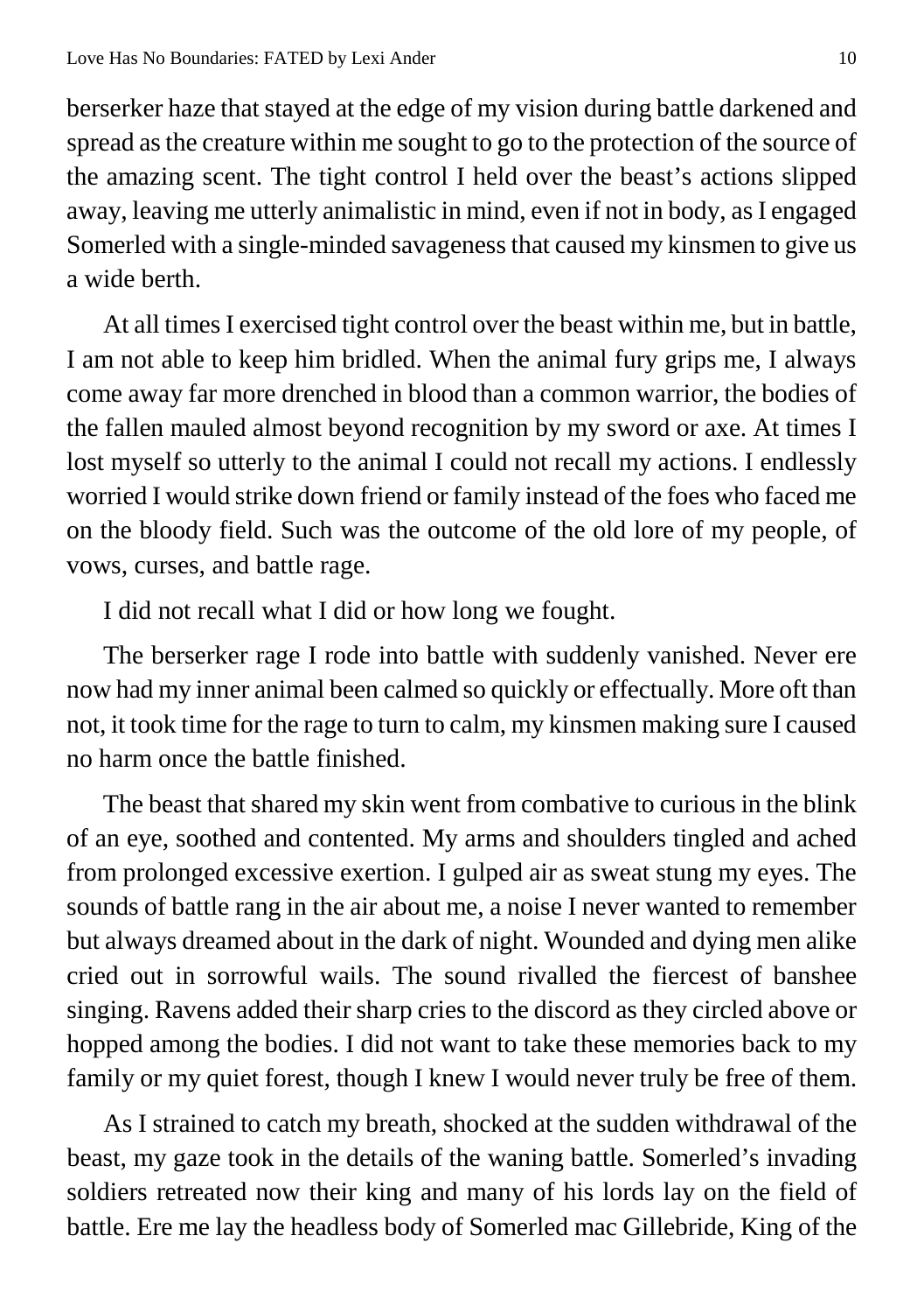berserker haze that stayed at the edge of my vision during battle darkened and spread as the creature within me sought to go to the protection of the source of the amazing scent. The tight control I held over the beast's actions slipped away, leaving me utterly animalistic in mind, even if not in body, as I engaged Somerled with a single-minded savageness that caused my kinsmen to give us a wide berth.

At all times I exercised tight control over the beast within me, but in battle, I am not able to keep him bridled. When the animal fury grips me, I always come away far more drenched in blood than a common warrior, the bodies of the fallen mauled almost beyond recognition by my sword or axe. At times I lost myself so utterly to the animal I could not recall my actions. I endlessly worried I would strike down friend or family instead of the foes who faced me on the bloody field. Such was the outcome of the old lore of my people, of vows, curses, and battle rage.

I did not recall what I did or how long we fought.

The berserker rage I rode into battle with suddenly vanished. Never ere now had my inner animal been calmed so quickly or effectually. More oft than not, it took time for the rage to turn to calm, my kinsmen making sure I caused no harm once the battle finished.

The beast that shared my skin went from combative to curious in the blink of an eye, soothed and contented. My arms and shoulders tingled and ached from prolonged excessive exertion. I gulped air as sweat stung my eyes. The sounds of battle rang in the air about me, a noise I never wanted to remember but always dreamed about in the dark of night. Wounded and dying men alike cried out in sorrowful wails. The sound rivalled the fiercest of banshee singing. Ravens added their sharp cries to the discord as they circled above or hopped among the bodies. I did not want to take these memories back to my family or my quiet forest, though I knew I would never truly be free of them.

As I strained to catch my breath, shocked at the sudden withdrawal of the beast, my gaze took in the details of the waning battle. Somerled's invading soldiers retreated now their king and many of his lords lay on the field of battle. Ere me lay the headless body of Somerled mac Gillebride, King of the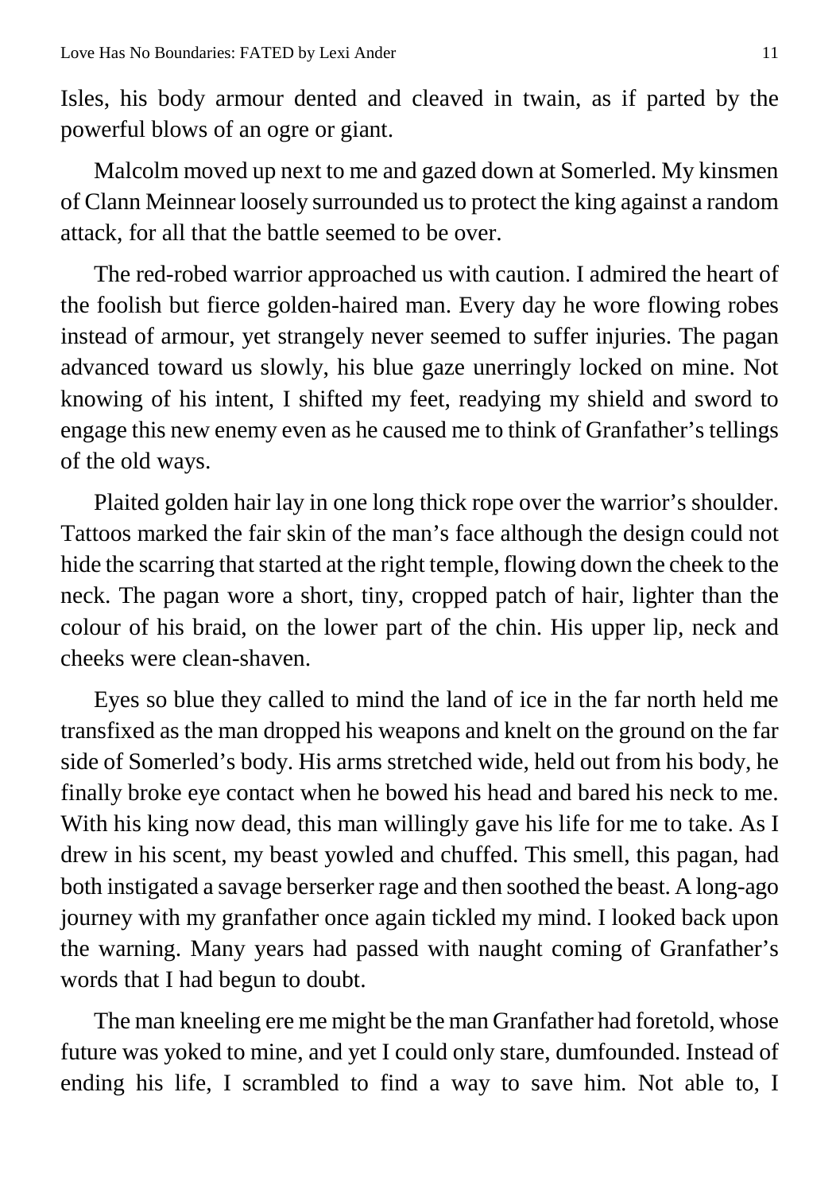Isles, his body armour dented and cleaved in twain, as if parted by the powerful blows of an ogre or giant.

Malcolm moved up next to me and gazed down at Somerled. My kinsmen of Clann Meinnear loosely surrounded us to protect the king against a random attack, for all that the battle seemed to be over.

The red-robed warrior approached us with caution. I admired the heart of the foolish but fierce golden-haired man. Every day he wore flowing robes instead of armour, yet strangely never seemed to suffer injuries. The pagan advanced toward us slowly, his blue gaze unerringly locked on mine. Not knowing of his intent, I shifted my feet, readying my shield and sword to engage this new enemy even as he caused me to think of Granfather's tellings of the old ways.

Plaited golden hair lay in one long thick rope over the warrior's shoulder. Tattoos marked the fair skin of the man's face although the design could not hide the scarring that started at the right temple, flowing down the cheek to the neck. The pagan wore a short, tiny, cropped patch of hair, lighter than the colour of his braid, on the lower part of the chin. His upper lip, neck and cheeks were clean-shaven.

Eyes so blue they called to mind the land of ice in the far north held me transfixed as the man dropped his weapons and knelt on the ground on the far side of Somerled's body. His arms stretched wide, held out from his body, he finally broke eye contact when he bowed his head and bared his neck to me. With his king now dead, this man willingly gave his life for me to take. As I drew in his scent, my beast yowled and chuffed. This smell, this pagan, had both instigated a savage berserker rage and then soothed the beast. A long-ago journey with my granfather once again tickled my mind. I looked back upon the warning. Many years had passed with naught coming of Granfather's words that I had begun to doubt.

The man kneeling ere me might be the man Granfather had foretold, whose future was yoked to mine, and yet I could only stare, dumfounded. Instead of ending his life, I scrambled to find a way to save him. Not able to, I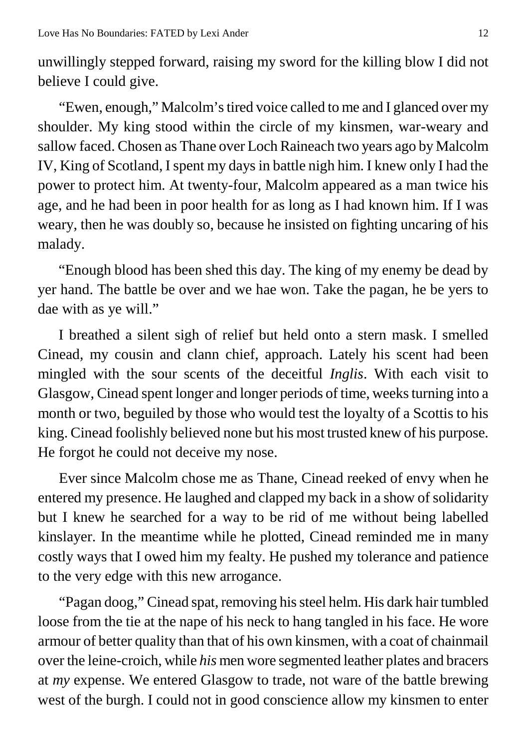unwillingly stepped forward, raising my sword for the killing blow I did not believe I could give.

"Ewen, enough," Malcolm's tired voice called to me and I glanced over my shoulder. My king stood within the circle of my kinsmen, war-weary and sallow faced. Chosen as Thane over Loch Raineach two years ago by Malcolm IV, King of Scotland, I spent my days in battle nigh him. I knew only I had the power to protect him. At twenty-four, Malcolm appeared as a man twice his age, and he had been in poor health for as long as I had known him. If I was weary, then he was doubly so, because he insisted on fighting uncaring of his malady.

"Enough blood has been shed this day. The king of my enemy be dead by yer hand. The battle be over and we hae won. Take the pagan, he be yers to dae with as ye will."

I breathed a silent sigh of relief but held onto a stern mask. I smelled Cinead, my cousin and clann chief, approach. Lately his scent had been mingled with the sour scents of the deceitful *Inglis*. With each visit to Glasgow, Cinead spent longer and longer periods of time, weeks turning into a month or two, beguiled by those who would test the loyalty of a Scottis to his king. Cinead foolishly believed none but his most trusted knew of his purpose. He forgot he could not deceive my nose.

Ever since Malcolm chose me as Thane, Cinead reeked of envy when he entered my presence. He laughed and clapped my back in a show of solidarity but I knew he searched for a way to be rid of me without being labelled kinslayer. In the meantime while he plotted, Cinead reminded me in many costly ways that I owed him my fealty. He pushed my tolerance and patience to the very edge with this new arrogance.

"Pagan doog," Cinead spat, removing his steel helm. His dark hair tumbled loose from the tie at the nape of his neck to hang tangled in his face. He wore armour of better quality than that of his own kinsmen, with a coat of chainmail over the leine-croich, while *his* men wore segmented leather plates and bracers at *my* expense. We entered Glasgow to trade, not ware of the battle brewing west of the burgh. I could not in good conscience allow my kinsmen to enter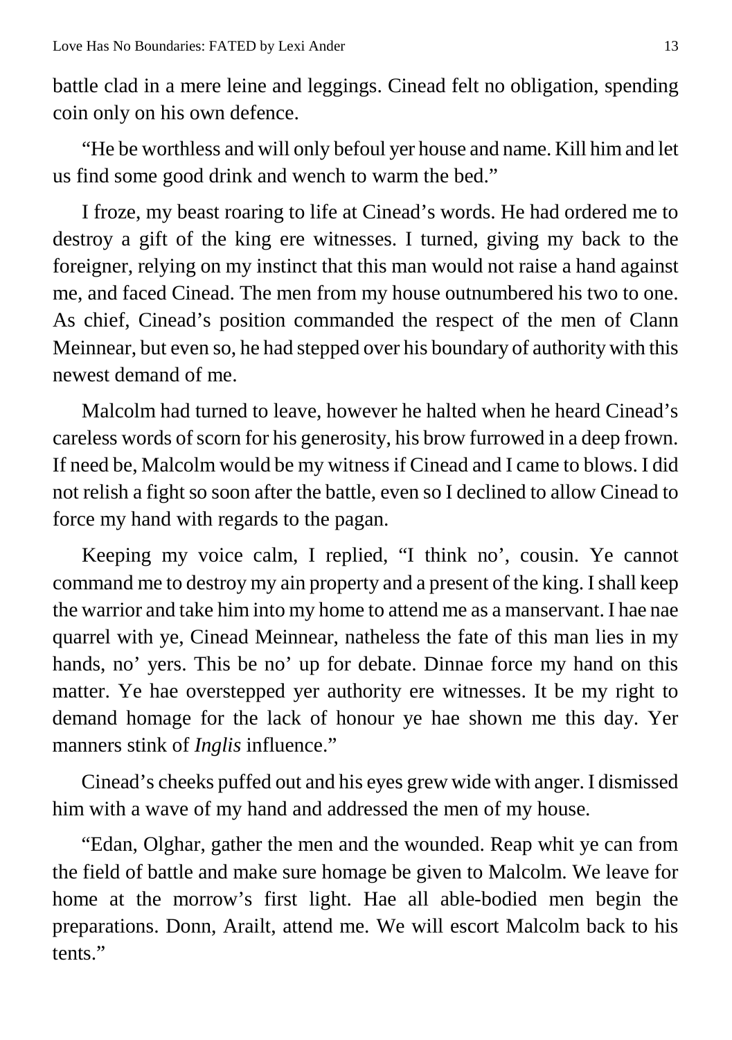battle clad in a mere leine and leggings. Cinead felt no obligation, spending coin only on his own defence.

"He be worthless and will only befoul yer house and name. Kill him and let us find some good drink and wench to warm the bed."

I froze, my beast roaring to life at Cinead's words. He had ordered me to destroy a gift of the king ere witnesses. I turned, giving my back to the foreigner, relying on my instinct that this man would not raise a hand against me, and faced Cinead. The men from my house outnumbered his two to one. As chief, Cinead's position commanded the respect of the men of Clann Meinnear, but even so, he had stepped over his boundary of authority with this newest demand of me.

Malcolm had turned to leave, however he halted when he heard Cinead's careless words of scorn for his generosity, his brow furrowed in a deep frown. If need be, Malcolm would be my witness if Cinead and I came to blows. I did not relish a fight so soon after the battle, even so I declined to allow Cinead to force my hand with regards to the pagan.

Keeping my voice calm, I replied, "I think no', cousin. Ye cannot command me to destroy my ain property and a present of the king. I shall keep the warrior and take him into my home to attend me as a manservant. I hae nae quarrel with ye, Cinead Meinnear, natheless the fate of this man lies in my hands, no' yers. This be no' up for debate. Dinnae force my hand on this matter. Ye hae overstepped yer authority ere witnesses. It be my right to demand homage for the lack of honour ye hae shown me this day. Yer manners stink of *Inglis* influence."

Cinead's cheeks puffed out and his eyes grew wide with anger. I dismissed him with a wave of my hand and addressed the men of my house.

"Edan, Olghar, gather the men and the wounded. Reap whit ye can from the field of battle and make sure homage be given to Malcolm. We leave for home at the morrow's first light. Hae all able-bodied men begin the preparations. Donn, Arailt, attend me. We will escort Malcolm back to his tents."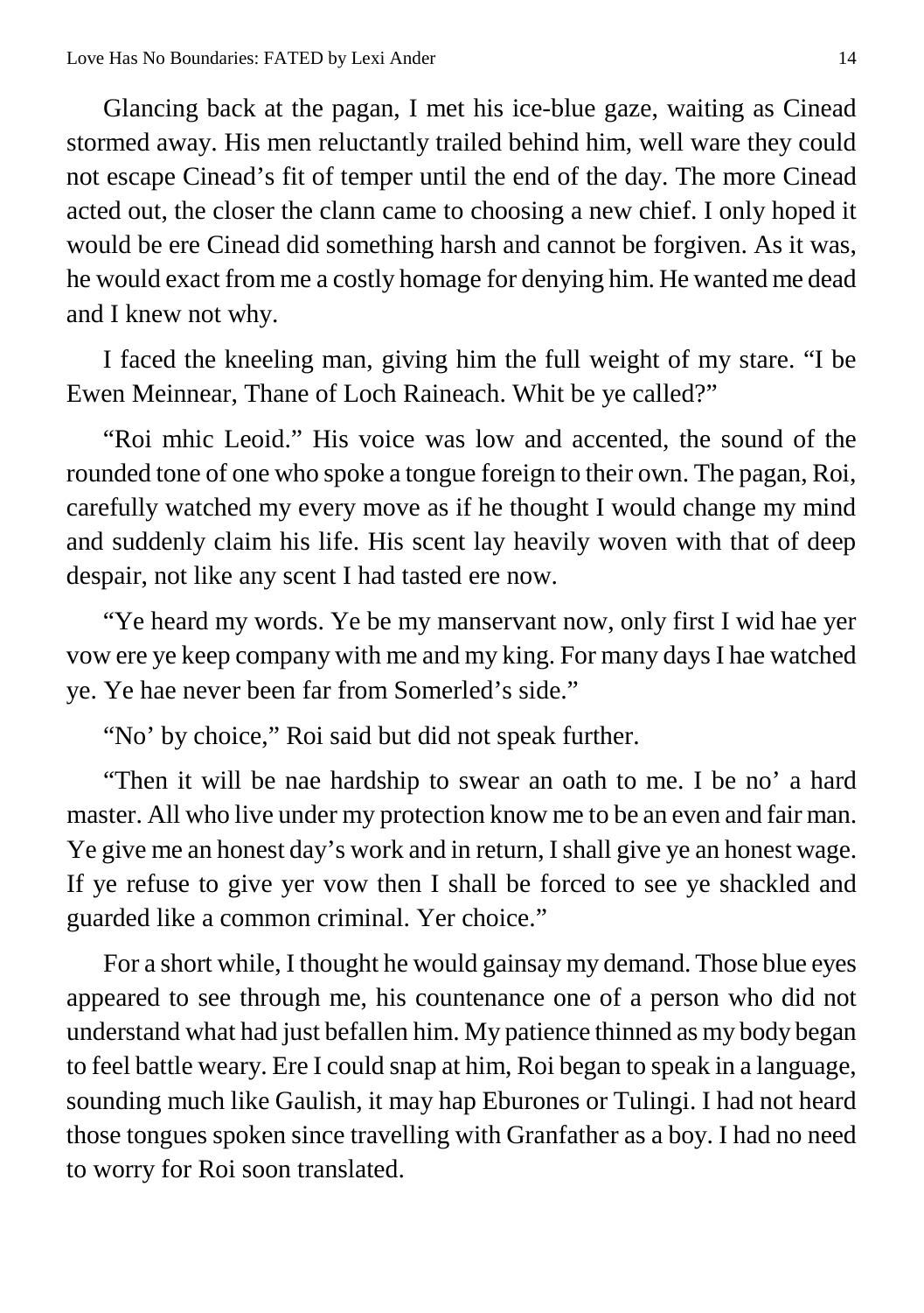Glancing back at the pagan, I met his ice-blue gaze, waiting as Cinead stormed away. His men reluctantly trailed behind him, well ware they could not escape Cinead's fit of temper until the end of the day. The more Cinead acted out, the closer the clann came to choosing a new chief. I only hoped it would be ere Cinead did something harsh and cannot be forgiven. As it was, he would exact from me a costly homage for denying him. He wanted me dead and I knew not why.

I faced the kneeling man, giving him the full weight of my stare. "I be Ewen Meinnear, Thane of Loch Raineach. Whit be ye called?"

"Roi mhic Leoid." His voice was low and accented, the sound of the rounded tone of one who spoke a tongue foreign to their own. The pagan, Roi, carefully watched my every move as if he thought I would change my mind and suddenly claim his life. His scent lay heavily woven with that of deep despair, not like any scent I had tasted ere now.

"Ye heard my words. Ye be my manservant now, only first I wid hae yer vow ere ye keep company with me and my king. For many days I hae watched ye. Ye hae never been far from Somerled's side."

"No' by choice," Roi said but did not speak further.

"Then it will be nae hardship to swear an oath to me. I be no' a hard master. All who live under my protection know me to be an even and fair man. Ye give me an honest day's work and in return, I shall give ye an honest wage. If ye refuse to give yer vow then I shall be forced to see ye shackled and guarded like a common criminal. Yer choice."

For a short while, I thought he would gainsay my demand. Those blue eyes appeared to see through me, his countenance one of a person who did not understand what had just befallen him. My patience thinned as my body began to feel battle weary. Ere I could snap at him, Roi began to speak in a language, sounding much like Gaulish, it may hap Eburones or Tulingi. I had not heard those tongues spoken since travelling with Granfather as a boy. I had no need to worry for Roi soon translated.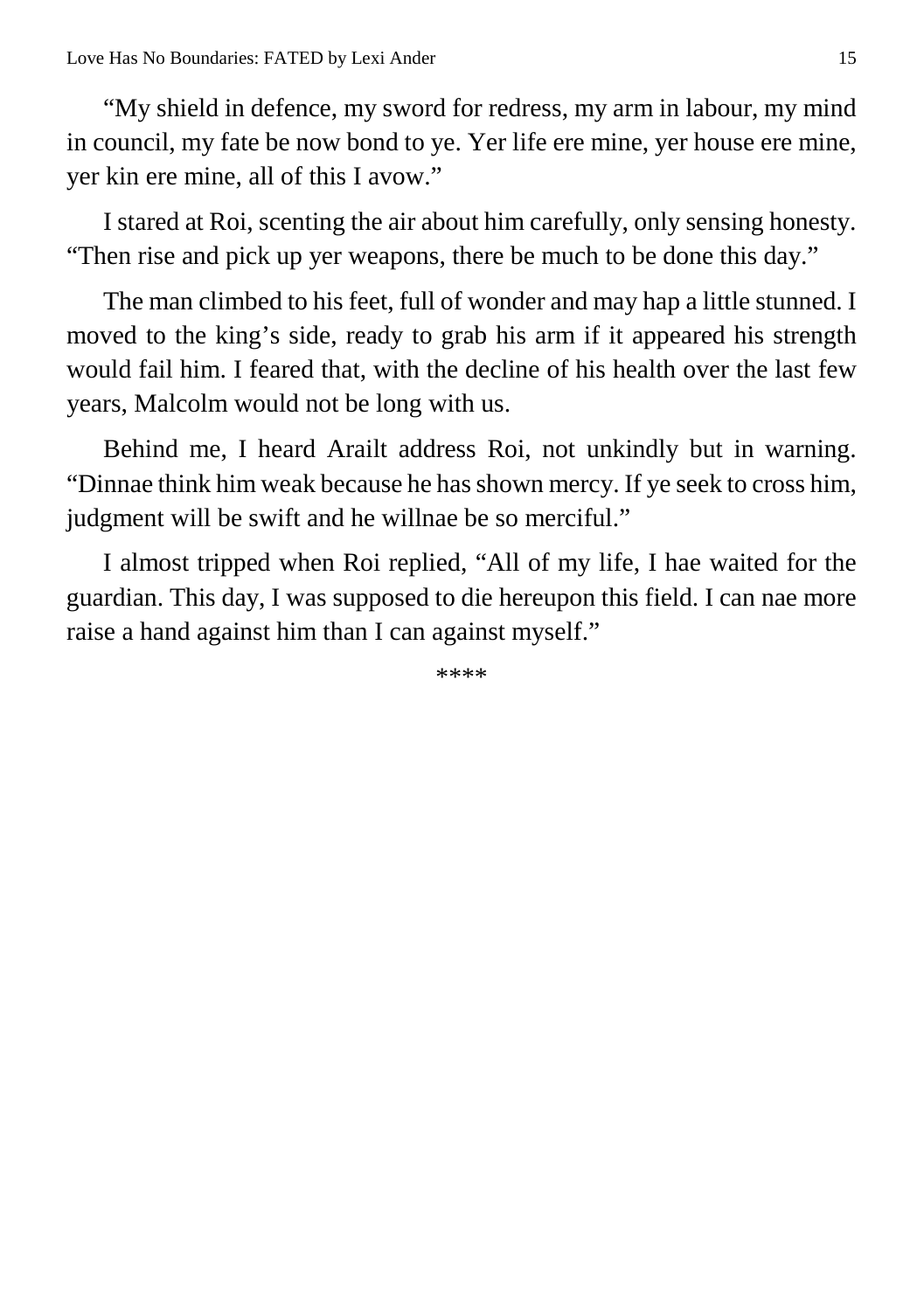"My shield in defence, my sword for redress, my arm in labour, my mind in council, my fate be now bond to ye. Yer life ere mine, yer house ere mine, yer kin ere mine, all of this I avow."

I stared at Roi, scenting the air about him carefully, only sensing honesty. "Then rise and pick up yer weapons, there be much to be done this day."

The man climbed to his feet, full of wonder and may hap a little stunned. I moved to the king's side, ready to grab his arm if it appeared his strength would fail him. I feared that, with the decline of his health over the last few years, Malcolm would not be long with us.

Behind me, I heard Arailt address Roi, not unkindly but in warning. "Dinnae think him weak because he has shown mercy. If ye seek to cross him, judgment will be swift and he willnae be so merciful."

I almost tripped when Roi replied, "All of my life, I hae waited for the guardian. This day, I was supposed to die hereupon this field. I can nae more raise a hand against him than I can against myself."

****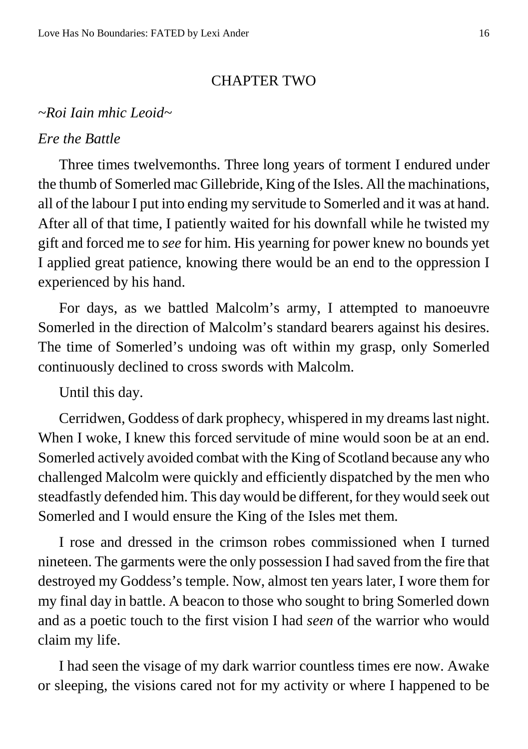## CHAPTER TWO

*~Roi Iain mhic Leoid~*

*Ere the Battle*

Three times twelvemonths. Three long years of torment I endured under the thumb of Somerled mac Gillebride, King of the Isles. All the machinations, all of the labour I put into ending my servitude to Somerled and it was at hand. After all of that time, I patiently waited for his downfall while he twisted my gift and forced me to *see* for him. His yearning for power knew no bounds yet I applied great patience, knowing there would be an end to the oppression I experienced by his hand.

For days, as we battled Malcolm's army, I attempted to manoeuvre Somerled in the direction of Malcolm's standard bearers against his desires. The time of Somerled's undoing was oft within my grasp, only Somerled continuously declined to cross swords with Malcolm.

Until this day.

Cerridwen, Goddess of dark prophecy, whispered in my dreams last night. When I woke, I knew this forced servitude of mine would soon be at an end. Somerled actively avoided combat with the King of Scotland because any who challenged Malcolm were quickly and efficiently dispatched by the men who steadfastly defended him. This day would be different, for they would seek out Somerled and I would ensure the King of the Isles met them.

I rose and dressed in the crimson robes commissioned when I turned nineteen. The garments were the only possession I had saved from the fire that destroyed my Goddess's temple. Now, almost ten years later, I wore them for my final day in battle. A beacon to those who sought to bring Somerled down and as a poetic touch to the first vision I had *seen* of the warrior who would claim my life.

I had seen the visage of my dark warrior countless times ere now. Awake or sleeping, the visions cared not for my activity or where I happened to be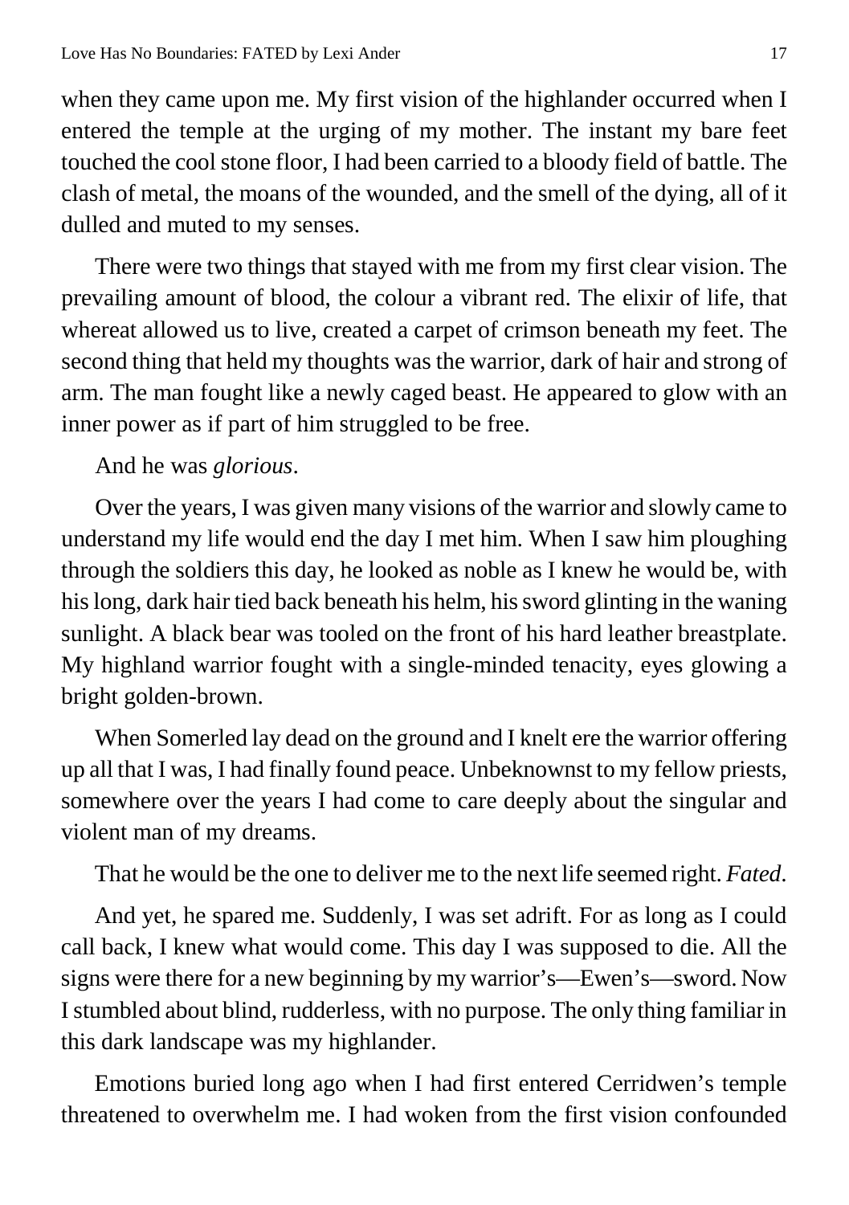when they came upon me. My first vision of the highlander occurred when I entered the temple at the urging of my mother. The instant my bare feet touched the cool stone floor, I had been carried to a bloody field of battle. The clash of metal, the moans of the wounded, and the smell of the dying, all of it dulled and muted to my senses.

There were two things that stayed with me from my first clear vision. The prevailing amount of blood, the colour a vibrant red. The elixir of life, that whereat allowed us to live, created a carpet of crimson beneath my feet. The second thing that held my thoughts was the warrior, dark of hair and strong of arm. The man fought like a newly caged beast. He appeared to glow with an inner power as if part of him struggled to be free.

And he was *glorious*.

Over the years, I was given many visions of the warrior and slowly came to understand my life would end the day I met him. When I saw him ploughing through the soldiers this day, he looked as noble as I knew he would be, with his long, dark hair tied back beneath his helm, his sword glinting in the waning sunlight. A black bear was tooled on the front of his hard leather breastplate. My highland warrior fought with a single-minded tenacity, eyes glowing a bright golden-brown.

When Somerled lay dead on the ground and I knelt ere the warrior offering up all that I was, I had finally found peace. Unbeknownst to my fellow priests, somewhere over the years I had come to care deeply about the singular and violent man of my dreams.

That he would be the one to deliver me to the next life seemed right. *Fated*.

And yet, he spared me. Suddenly, I was set adrift. For as long as I could call back, I knew what would come. This day I was supposed to die. All the signs were there for a new beginning by my warrior's—Ewen's—sword. Now I stumbled about blind, rudderless, with no purpose. The only thing familiar in this dark landscape was my highlander.

Emotions buried long ago when I had first entered Cerridwen's temple threatened to overwhelm me. I had woken from the first vision confounded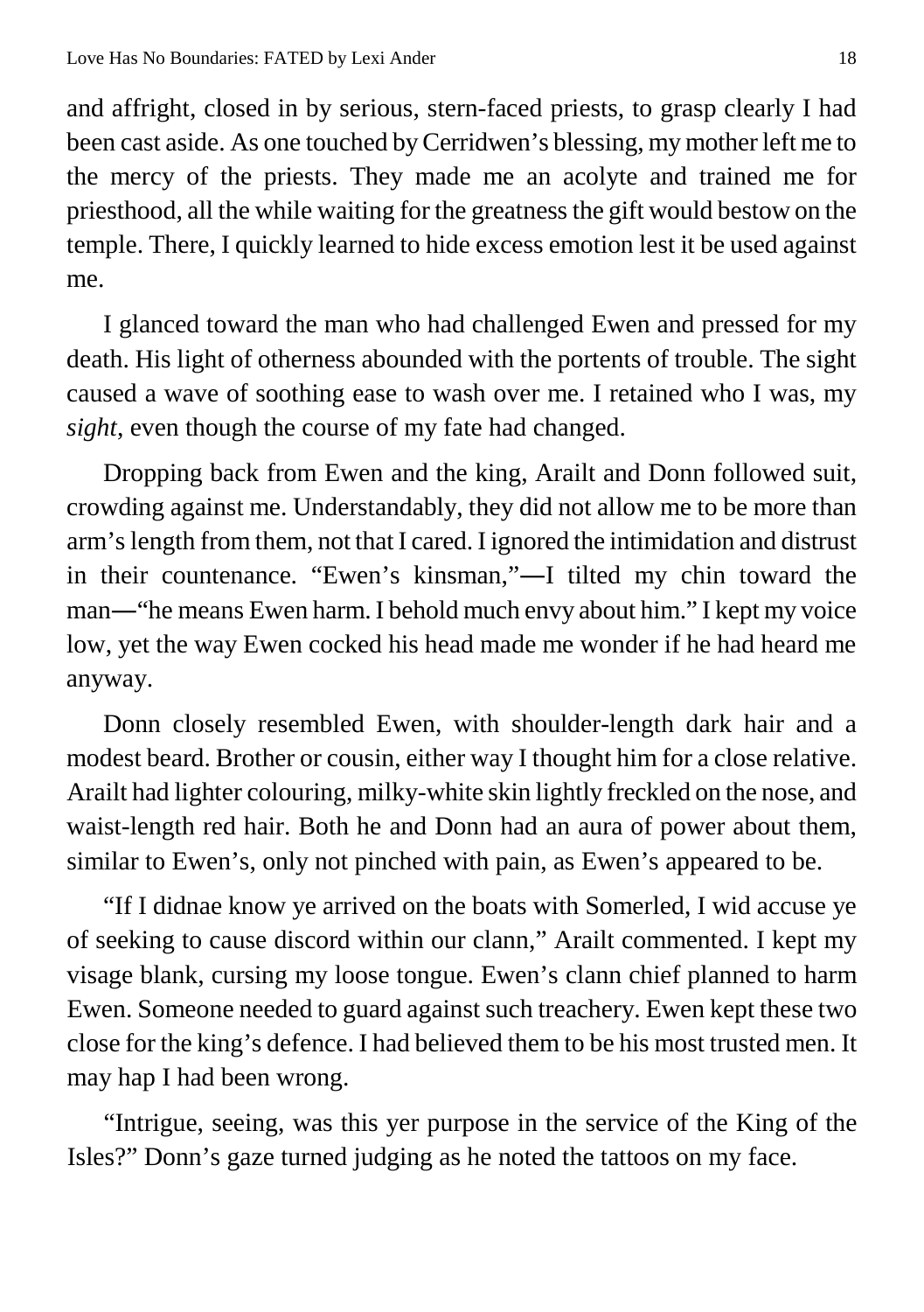and affright, closed in by serious, stern-faced priests, to grasp clearly I had been cast aside. As one touched by Cerridwen's blessing, my mother left me to the mercy of the priests. They made me an acolyte and trained me for priesthood, all the while waiting for the greatness the gift would bestow on the temple. There, I quickly learned to hide excess emotion lest it be used against me.

I glanced toward the man who had challenged Ewen and pressed for my death. His light of otherness abounded with the portents of trouble. The sight caused a wave of soothing ease to wash over me. I retained who I was, my *sight*, even though the course of my fate had changed.

Dropping back from Ewen and the king, Arailt and Donn followed suit, crowding against me. Understandably, they did not allow me to be more than arm's length from them, not that I cared. I ignored the intimidation and distrust in their countenance. "Ewen's kinsman,"―I tilted my chin toward the man―"he means Ewen harm. I behold much envy about him." I kept my voice low, yet the way Ewen cocked his head made me wonder if he had heard me anyway.

Donn closely resembled Ewen, with shoulder-length dark hair and a modest beard. Brother or cousin, either way I thought him for a close relative. Arailt had lighter colouring, milky-white skin lightly freckled on the nose, and waist-length red hair. Both he and Donn had an aura of power about them, similar to Ewen's, only not pinched with pain, as Ewen's appeared to be.

"If I didnae know ye arrived on the boats with Somerled, I wid accuse ye of seeking to cause discord within our clann," Arailt commented. I kept my visage blank, cursing my loose tongue. Ewen's clann chief planned to harm Ewen. Someone needed to guard against such treachery. Ewen kept these two close for the king's defence. I had believed them to be his most trusted men. It may hap I had been wrong.

"Intrigue, seeing, was this yer purpose in the service of the King of the Isles?" Donn's gaze turned judging as he noted the tattoos on my face.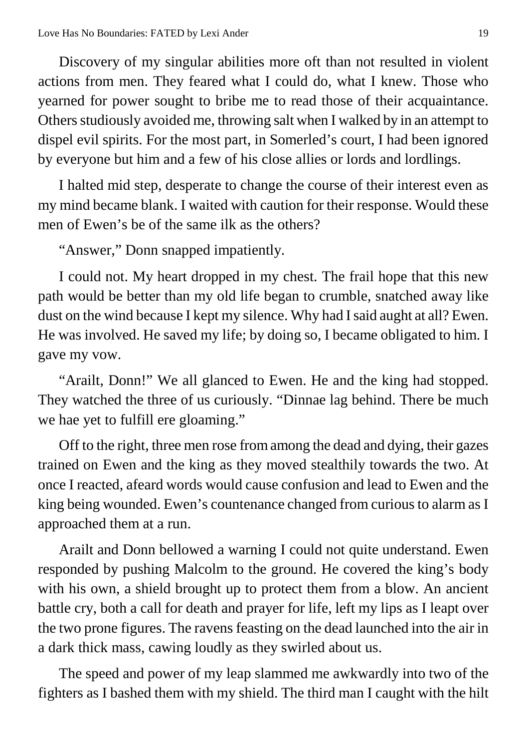Discovery of my singular abilities more oft than not resulted in violent actions from men. They feared what I could do, what I knew. Those who yearned for power sought to bribe me to read those of their acquaintance. Others studiously avoided me, throwing salt when I walked by in an attempt to dispel evil spirits. For the most part, in Somerled's court, I had been ignored by everyone but him and a few of his close allies or lords and lordlings.

I halted mid step, desperate to change the course of their interest even as my mind became blank. I waited with caution for their response. Would these men of Ewen's be of the same ilk as the others?

"Answer," Donn snapped impatiently.

I could not. My heart dropped in my chest. The frail hope that this new path would be better than my old life began to crumble, snatched away like dust on the wind because I kept my silence. Why had I said aught at all? Ewen. He was involved. He saved my life; by doing so, I became obligated to him. I gave my vow.

"Arailt, Donn!" We all glanced to Ewen. He and the king had stopped. They watched the three of us curiously. "Dinnae lag behind. There be much we hae yet to fulfill ere gloaming."

Off to the right, three men rose from among the dead and dying, their gazes trained on Ewen and the king as they moved stealthily towards the two. At once I reacted, afeard words would cause confusion and lead to Ewen and the king being wounded. Ewen's countenance changed from curious to alarm as I approached them at a run.

Arailt and Donn bellowed a warning I could not quite understand. Ewen responded by pushing Malcolm to the ground. He covered the king's body with his own, a shield brought up to protect them from a blow. An ancient battle cry, both a call for death and prayer for life, left my lips as I leapt over the two prone figures. The ravens feasting on the dead launched into the air in a dark thick mass, cawing loudly as they swirled about us.

The speed and power of my leap slammed me awkwardly into two of the fighters as I bashed them with my shield. The third man I caught with the hilt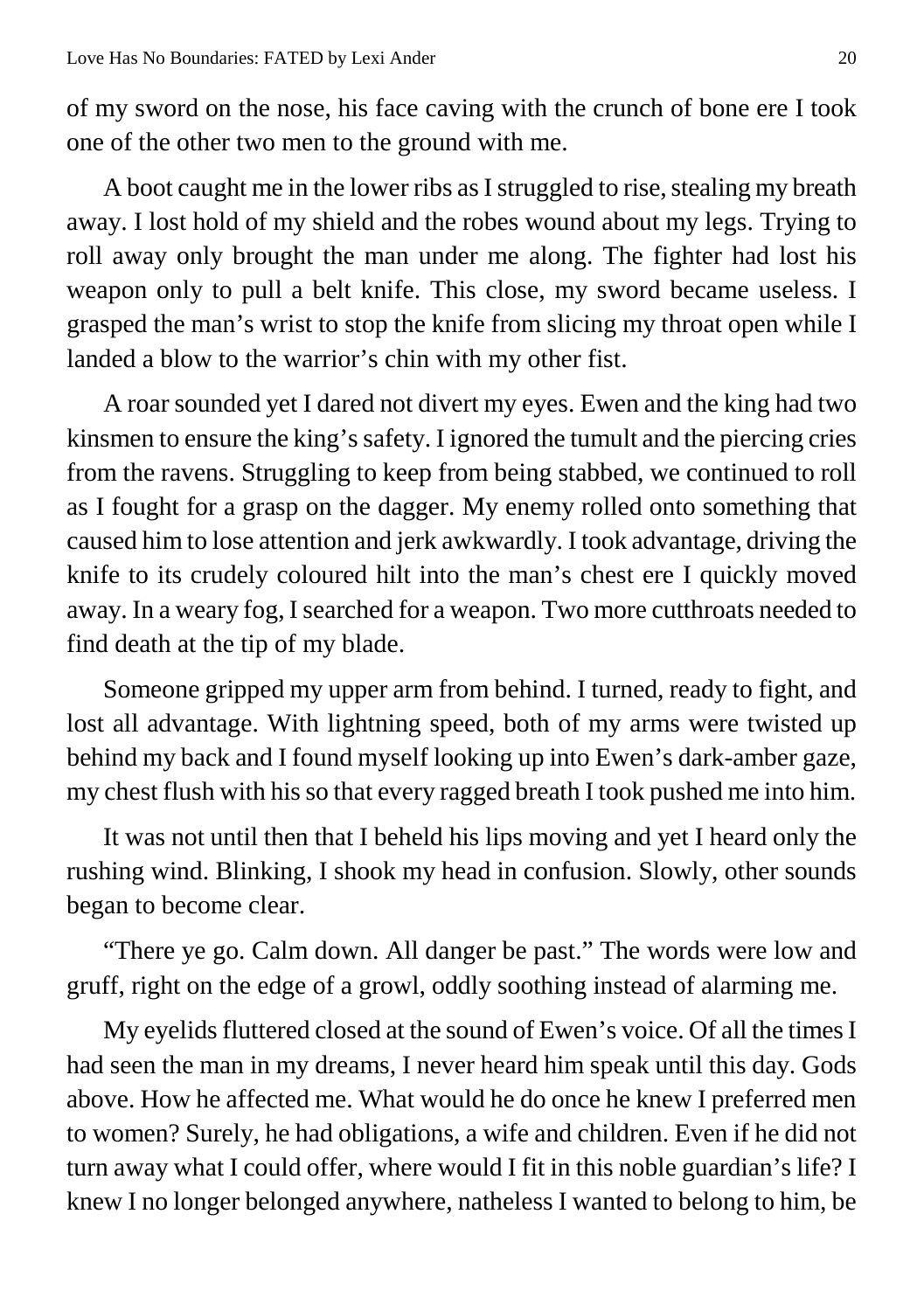of my sword on the nose, his face caving with the crunch of bone ere I took one of the other two men to the ground with me.

A boot caught me in the lower ribs as I struggled to rise, stealing my breath away. I lost hold of my shield and the robes wound about my legs. Trying to roll away only brought the man under me along. The fighter had lost his weapon only to pull a belt knife. This close, my sword became useless. I grasped the man's wrist to stop the knife from slicing my throat open while I landed a blow to the warrior's chin with my other fist.

A roar sounded yet I dared not divert my eyes. Ewen and the king had two kinsmen to ensure the king's safety. I ignored the tumult and the piercing cries from the ravens. Struggling to keep from being stabbed, we continued to roll as I fought for a grasp on the dagger. My enemy rolled onto something that caused him to lose attention and jerk awkwardly. I took advantage, driving the knife to its crudely coloured hilt into the man's chest ere I quickly moved away. In a weary fog, I searched for a weapon. Two more cutthroats needed to find death at the tip of my blade.

Someone gripped my upper arm from behind. I turned, ready to fight, and lost all advantage. With lightning speed, both of my arms were twisted up behind my back and I found myself looking up into Ewen's dark-amber gaze, my chest flush with his so that every ragged breath I took pushed me into him.

It was not until then that I beheld his lips moving and yet I heard only the rushing wind. Blinking, I shook my head in confusion. Slowly, other sounds began to become clear.

"There ye go. Calm down. All danger be past." The words were low and gruff, right on the edge of a growl, oddly soothing instead of alarming me.

My eyelids fluttered closed at the sound of Ewen's voice. Of all the times I had seen the man in my dreams, I never heard him speak until this day. Gods above. How he affected me. What would he do once he knew I preferred men to women? Surely, he had obligations, a wife and children. Even if he did not turn away what I could offer, where would I fit in this noble guardian's life? I knew I no longer belonged anywhere, natheless I wanted to belong to him, be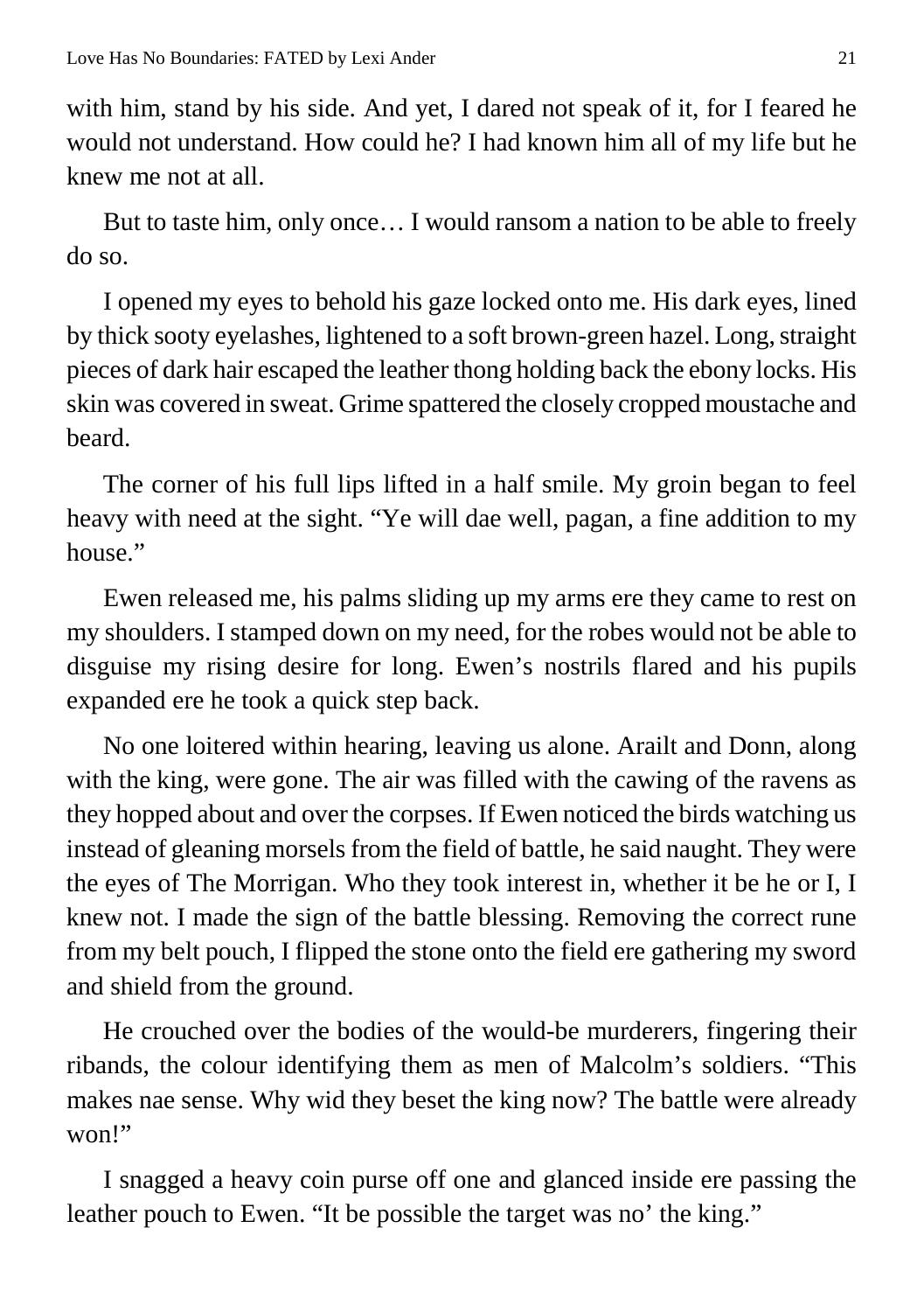with him, stand by his side. And yet, I dared not speak of it, for I feared he would not understand. How could he? I had known him all of my life but he knew me not at all.

But to taste him, only once… I would ransom a nation to be able to freely do so.

I opened my eyes to behold his gaze locked onto me. His dark eyes, lined by thick sooty eyelashes, lightened to a soft brown-green hazel. Long, straight pieces of dark hair escaped the leather thong holding back the ebony locks. His skin was covered in sweat. Grime spattered the closely cropped moustache and beard.

The corner of his full lips lifted in a half smile. My groin began to feel heavy with need at the sight. "Ye will dae well, pagan, a fine addition to my house."

Ewen released me, his palms sliding up my arms ere they came to rest on my shoulders. I stamped down on my need, for the robes would not be able to disguise my rising desire for long. Ewen's nostrils flared and his pupils expanded ere he took a quick step back.

No one loitered within hearing, leaving us alone. Arailt and Donn, along with the king, were gone. The air was filled with the cawing of the ravens as they hopped about and over the corpses. If Ewen noticed the birds watching us instead of gleaning morsels from the field of battle, he said naught. They were the eyes of The Morrigan. Who they took interest in, whether it be he or I, I knew not. I made the sign of the battle blessing. Removing the correct rune from my belt pouch, I flipped the stone onto the field ere gathering my sword and shield from the ground.

He crouched over the bodies of the would-be murderers, fingering their ribands, the colour identifying them as men of Malcolm's soldiers. "This makes nae sense. Why wid they beset the king now? The battle were already won!"

I snagged a heavy coin purse off one and glanced inside ere passing the leather pouch to Ewen. "It be possible the target was no' the king."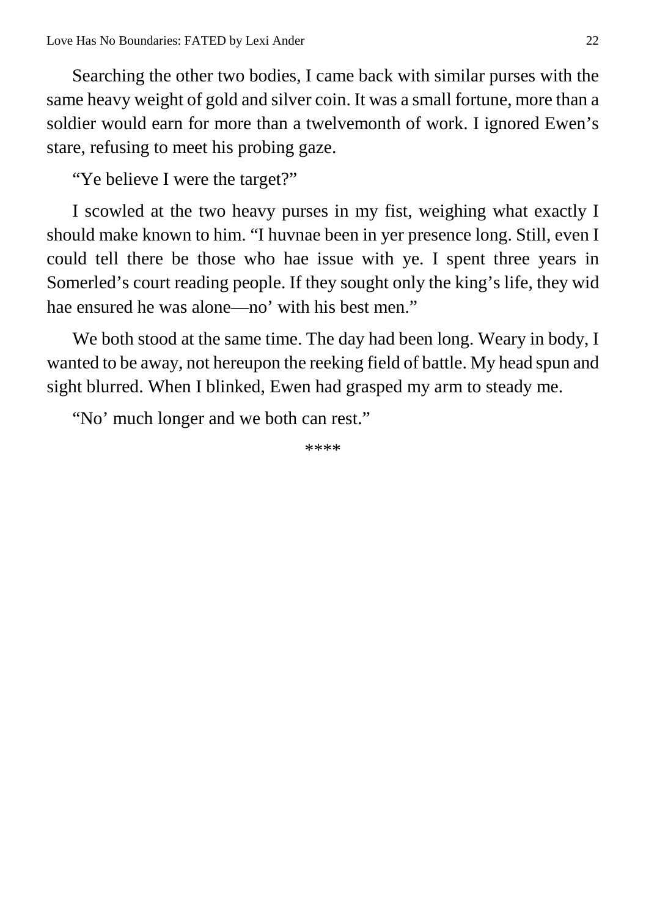Searching the other two bodies, I came back with similar purses with the same heavy weight of gold and silver coin. It was a small fortune, more than a soldier would earn for more than a twelvemonth of work. I ignored Ewen's stare, refusing to meet his probing gaze.

"Ye believe I were the target?"

I scowled at the two heavy purses in my fist, weighing what exactly I should make known to him. "I huvnae been in yer presence long. Still, even I could tell there be those who hae issue with ye. I spent three years in Somerled's court reading people. If they sought only the king's life, they wid hae ensured he was alone—no' with his best men."

We both stood at the same time. The day had been long. Weary in body, I wanted to be away, not hereupon the reeking field of battle. My head spun and sight blurred. When I blinked, Ewen had grasped my arm to steady me.

"No' much longer and we both can rest."

****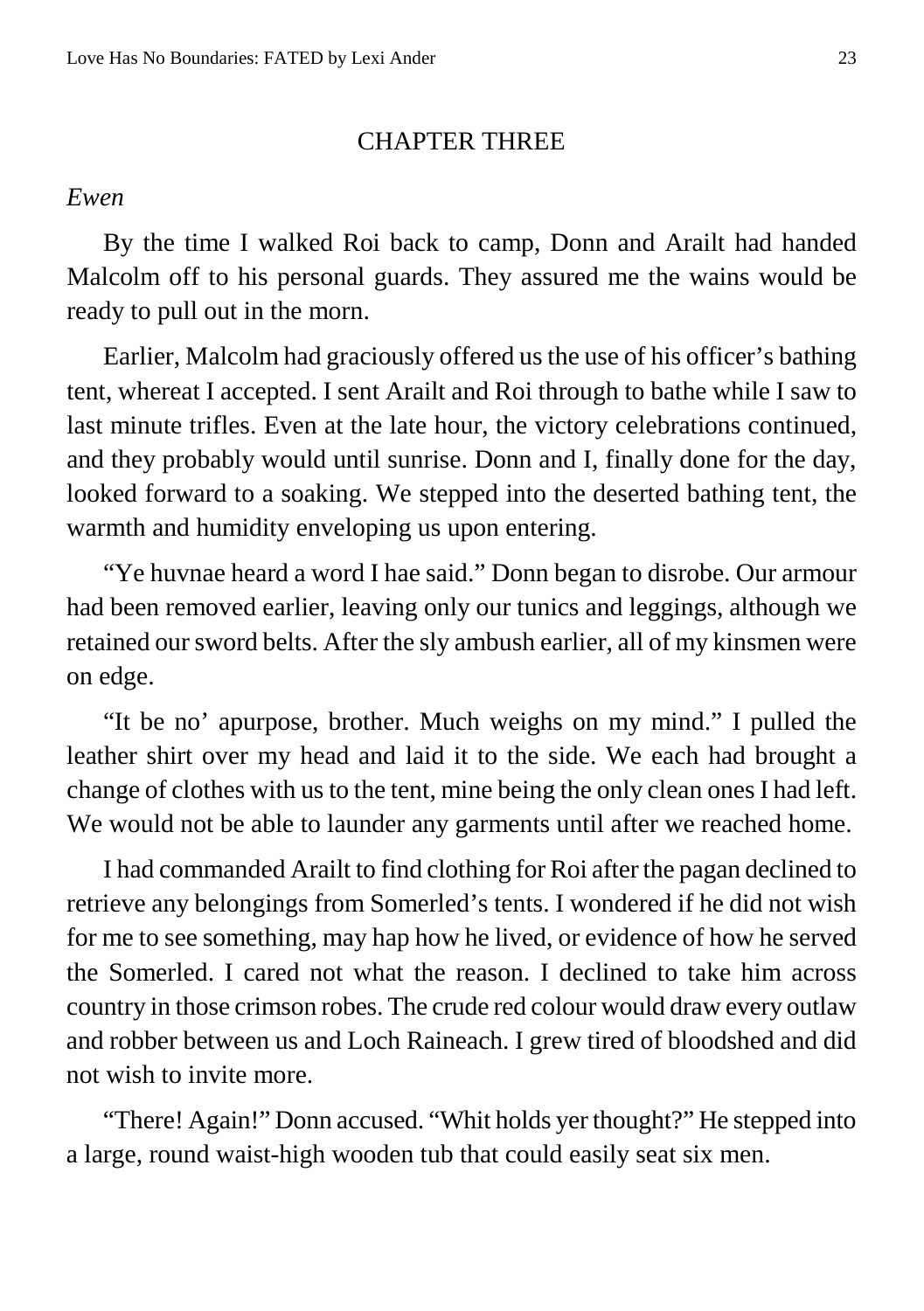## CHAPTER THREE

*Ewen*

By the time I walked Roi back to camp, Donn and Arailt had handed Malcolm off to his personal guards. They assured me the wains would be ready to pull out in the morn.

Earlier, Malcolm had graciously offered us the use of his officer's bathing tent, whereat I accepted. I sent Arailt and Roi through to bathe while I saw to last minute trifles. Even at the late hour, the victory celebrations continued, and they probably would until sunrise. Donn and I, finally done for the day, looked forward to a soaking. We stepped into the deserted bathing tent, the warmth and humidity enveloping us upon entering.

"Ye huvnae heard a word I hae said." Donn began to disrobe. Our armour had been removed earlier, leaving only our tunics and leggings, although we retained our sword belts. After the sly ambush earlier, all of my kinsmen were on edge.

"It be no' apurpose, brother. Much weighs on my mind." I pulled the leather shirt over my head and laid it to the side. We each had brought a change of clothes with us to the tent, mine being the only clean ones I had left. We would not be able to launder any garments until after we reached home.

I had commanded Arailt to find clothing for Roi after the pagan declined to retrieve any belongings from Somerled's tents. I wondered if he did not wish for me to see something, may hap how he lived, or evidence of how he served the Somerled. I cared not what the reason. I declined to take him across country in those crimson robes. The crude red colour would draw every outlaw and robber between us and Loch Raineach. I grew tired of bloodshed and did not wish to invite more.

"There! Again!" Donn accused. "Whit holds yer thought?" He stepped into a large, round waist-high wooden tub that could easily seat six men.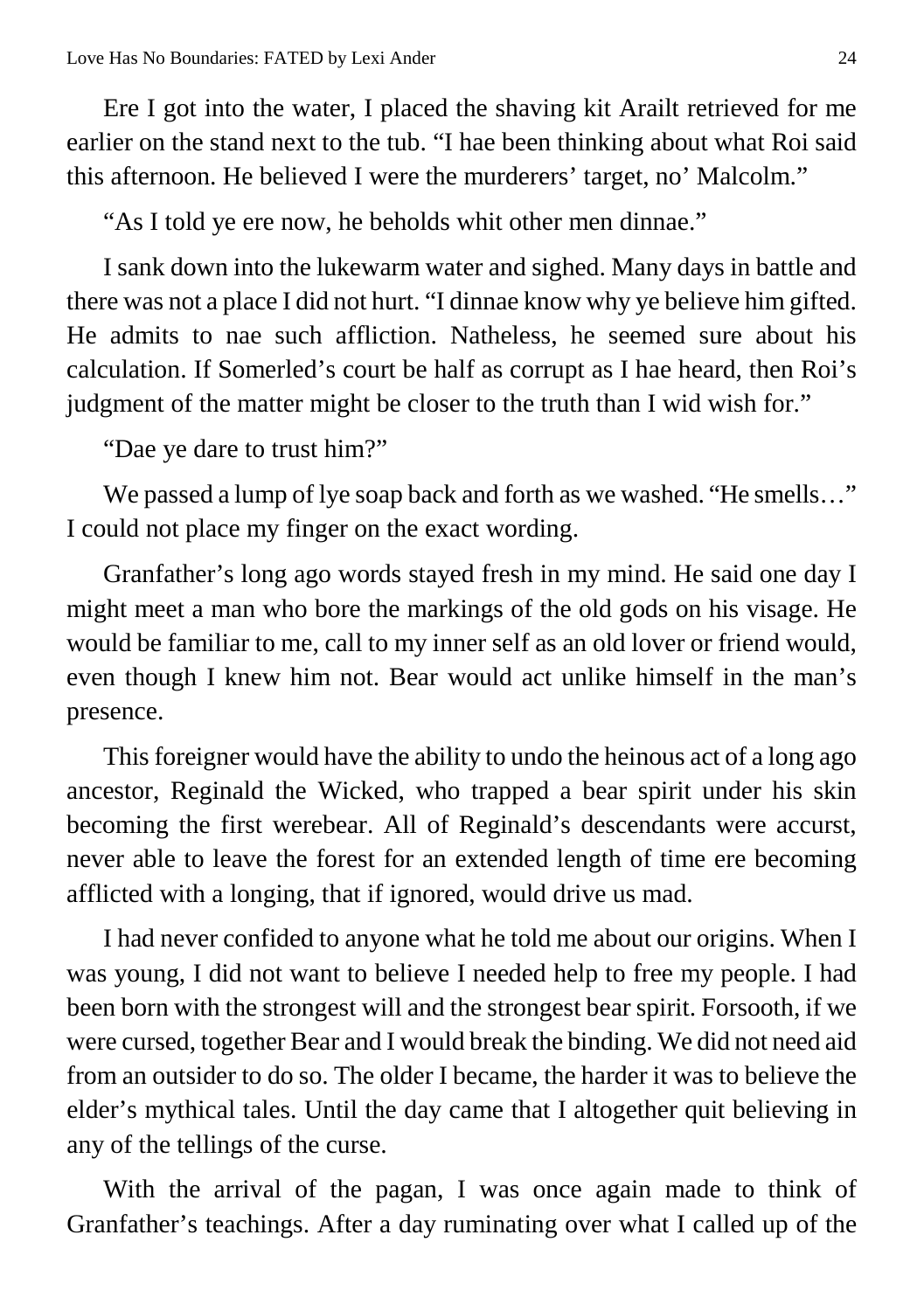Ere I got into the water, I placed the shaving kit Arailt retrieved for me earlier on the stand next to the tub. "I hae been thinking about what Roi said this afternoon. He believed I were the murderers' target, no' Malcolm."

"As I told ye ere now, he beholds whit other men dinnae."

I sank down into the lukewarm water and sighed. Many days in battle and there was not a place I did not hurt. "I dinnae know why ye believe him gifted. He admits to nae such affliction. Natheless, he seemed sure about his calculation. If Somerled's court be half as corrupt as I hae heard, then Roi's judgment of the matter might be closer to the truth than I wid wish for."

"Dae ye dare to trust him?"

We passed a lump of lye soap back and forth as we washed. "He smells…" I could not place my finger on the exact wording.

Granfather's long ago words stayed fresh in my mind. He said one day I might meet a man who bore the markings of the old gods on his visage. He would be familiar to me, call to my inner self as an old lover or friend would, even though I knew him not. Bear would act unlike himself in the man's presence.

This foreigner would have the ability to undo the heinous act of a long ago ancestor, Reginald the Wicked, who trapped a bear spirit under his skin becoming the first werebear. All of Reginald's descendants were accurst, never able to leave the forest for an extended length of time ere becoming afflicted with a longing, that if ignored, would drive us mad.

I had never confided to anyone what he told me about our origins. When I was young, I did not want to believe I needed help to free my people. I had been born with the strongest will and the strongest bear spirit. Forsooth, if we were cursed, together Bear and I would break the binding. We did not need aid from an outsider to do so. The older I became, the harder it was to believe the elder's mythical tales. Until the day came that I altogether quit believing in any of the tellings of the curse.

With the arrival of the pagan, I was once again made to think of Granfather's teachings. After a day ruminating over what I called up of the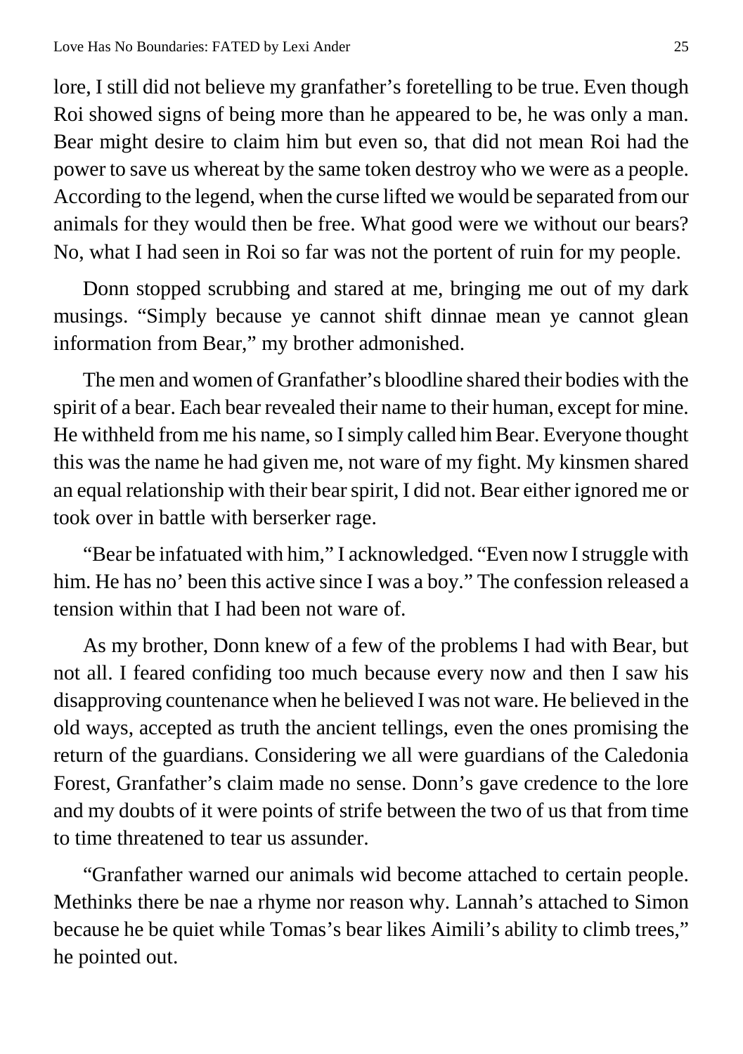lore, I still did not believe my granfather's foretelling to be true. Even though Roi showed signs of being more than he appeared to be, he was only a man. Bear might desire to claim him but even so, that did not mean Roi had the power to save us whereat by the same token destroy who we were as a people. According to the legend, when the curse lifted we would be separated from our animals for they would then be free. What good were we without our bears? No, what I had seen in Roi so far was not the portent of ruin for my people.

Donn stopped scrubbing and stared at me, bringing me out of my dark musings. "Simply because ye cannot shift dinnae mean ye cannot glean information from Bear," my brother admonished.

The men and women of Granfather's bloodline shared their bodies with the spirit of a bear. Each bear revealed their name to their human, except for mine. He withheld from me his name, so I simply called him Bear. Everyone thought this was the name he had given me, not ware of my fight. My kinsmen shared an equal relationship with their bear spirit, I did not. Bear either ignored me or took over in battle with berserker rage.

"Bear be infatuated with him," I acknowledged. "Even now I struggle with him. He has no' been this active since I was a boy." The confession released a tension within that I had been not ware of.

As my brother, Donn knew of a few of the problems I had with Bear, but not all. I feared confiding too much because every now and then I saw his disapproving countenance when he believed I was not ware. He believed in the old ways, accepted as truth the ancient tellings, even the ones promising the return of the guardians. Considering we all were guardians of the Caledonia Forest, Granfather's claim made no sense. Donn's gave credence to the lore and my doubts of it were points of strife between the two of us that from time to time threatened to tear us assunder.

"Granfather warned our animals wid become attached to certain people. Methinks there be nae a rhyme nor reason why. Lannah's attached to Simon because he be quiet while Tomas's bear likes Aimili's ability to climb trees," he pointed out.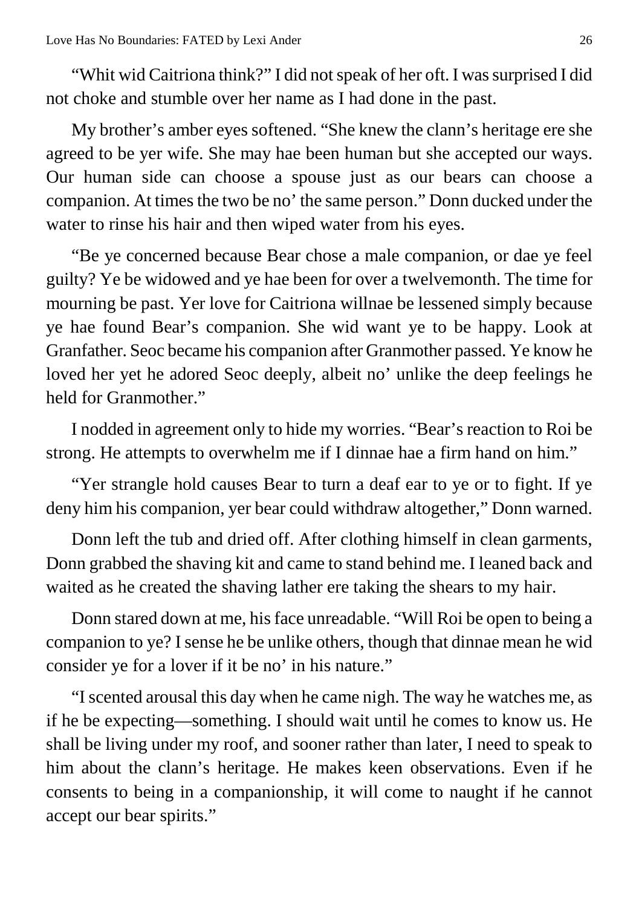"Whit wid Caitriona think?" I did not speak of her oft. I was surprised I did not choke and stumble over her name as I had done in the past.

My brother's amber eyes softened. "She knew the clann's heritage ere she agreed to be yer wife. She may hae been human but she accepted our ways. Our human side can choose a spouse just as our bears can choose a companion. At times the two be no' the same person." Donn ducked under the water to rinse his hair and then wiped water from his eyes.

"Be ye concerned because Bear chose a male companion, or dae ye feel guilty? Ye be widowed and ye hae been for over a twelvemonth. The time for mourning be past. Yer love for Caitriona willnae be lessened simply because ye hae found Bear's companion. She wid want ye to be happy. Look at Granfather. Seoc became his companion after Granmother passed. Ye know he loved her yet he adored Seoc deeply, albeit no' unlike the deep feelings he held for Granmother."

I nodded in agreement only to hide my worries. "Bear's reaction to Roi be strong. He attempts to overwhelm me if I dinnae hae a firm hand on him."

"Yer strangle hold causes Bear to turn a deaf ear to ye or to fight. If ye deny him his companion, yer bear could withdraw altogether," Donn warned.

Donn left the tub and dried off. After clothing himself in clean garments, Donn grabbed the shaving kit and came to stand behind me. I leaned back and waited as he created the shaving lather ere taking the shears to my hair.

Donn stared down at me, his face unreadable. "Will Roi be open to being a companion to ye? I sense he be unlike others, though that dinnae mean he wid consider ye for a lover if it be no' in his nature."

"I scented arousal this day when he came nigh. The way he watches me, as if he be expecting—something. I should wait until he comes to know us. He shall be living under my roof, and sooner rather than later, I need to speak to him about the clann's heritage. He makes keen observations. Even if he consents to being in a companionship, it will come to naught if he cannot accept our bear spirits."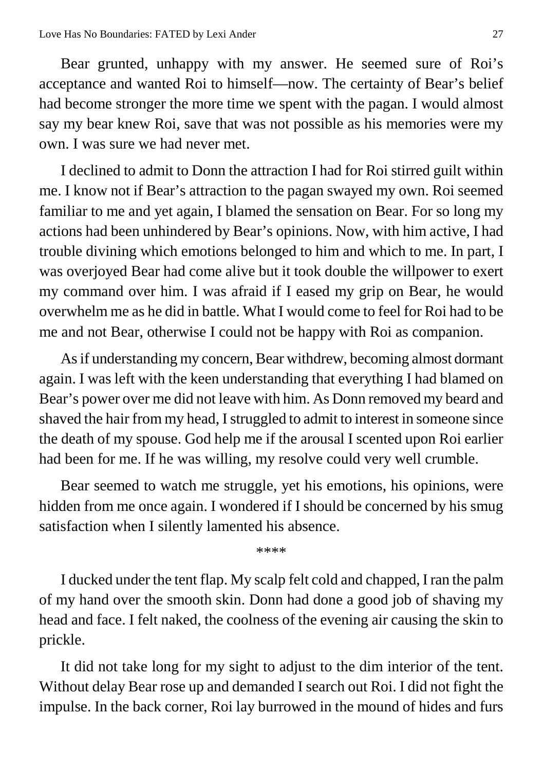Bear grunted, unhappy with my answer. He seemed sure of Roi's acceptance and wanted Roi to himself—now. The certainty of Bear's belief had become stronger the more time we spent with the pagan. I would almost say my bear knew Roi, save that was not possible as his memories were my own. I was sure we had never met.

I declined to admit to Donn the attraction I had for Roi stirred guilt within me. I know not if Bear's attraction to the pagan swayed my own. Roi seemed familiar to me and yet again, I blamed the sensation on Bear. For so long my actions had been unhindered by Bear's opinions. Now, with him active, I had trouble divining which emotions belonged to him and which to me. In part, I was overjoyed Bear had come alive but it took double the willpower to exert my command over him. I was afraid if I eased my grip on Bear, he would overwhelm me as he did in battle. What I would come to feel for Roi had to be me and not Bear, otherwise I could not be happy with Roi as companion.

As if understanding my concern, Bear withdrew, becoming almost dormant again. I was left with the keen understanding that everything I had blamed on Bear's power over me did not leave with him. As Donn removed my beard and shaved the hair from my head, I struggled to admit to interest in someone since the death of my spouse. God help me if the arousal I scented upon Roi earlier had been for me. If he was willing, my resolve could very well crumble.

Bear seemed to watch me struggle, yet his emotions, his opinions, were hidden from me once again. I wondered if I should be concerned by his smug satisfaction when I silently lamented his absence.

\*\*\*\*

I ducked under the tent flap. My scalp felt cold and chapped, I ran the palm of my hand over the smooth skin. Donn had done a good job of shaving my head and face. I felt naked, the coolness of the evening air causing the skin to prickle.

It did not take long for my sight to adjust to the dim interior of the tent. Without delay Bear rose up and demanded I search out Roi. I did not fight the impulse. In the back corner, Roi lay burrowed in the mound of hides and furs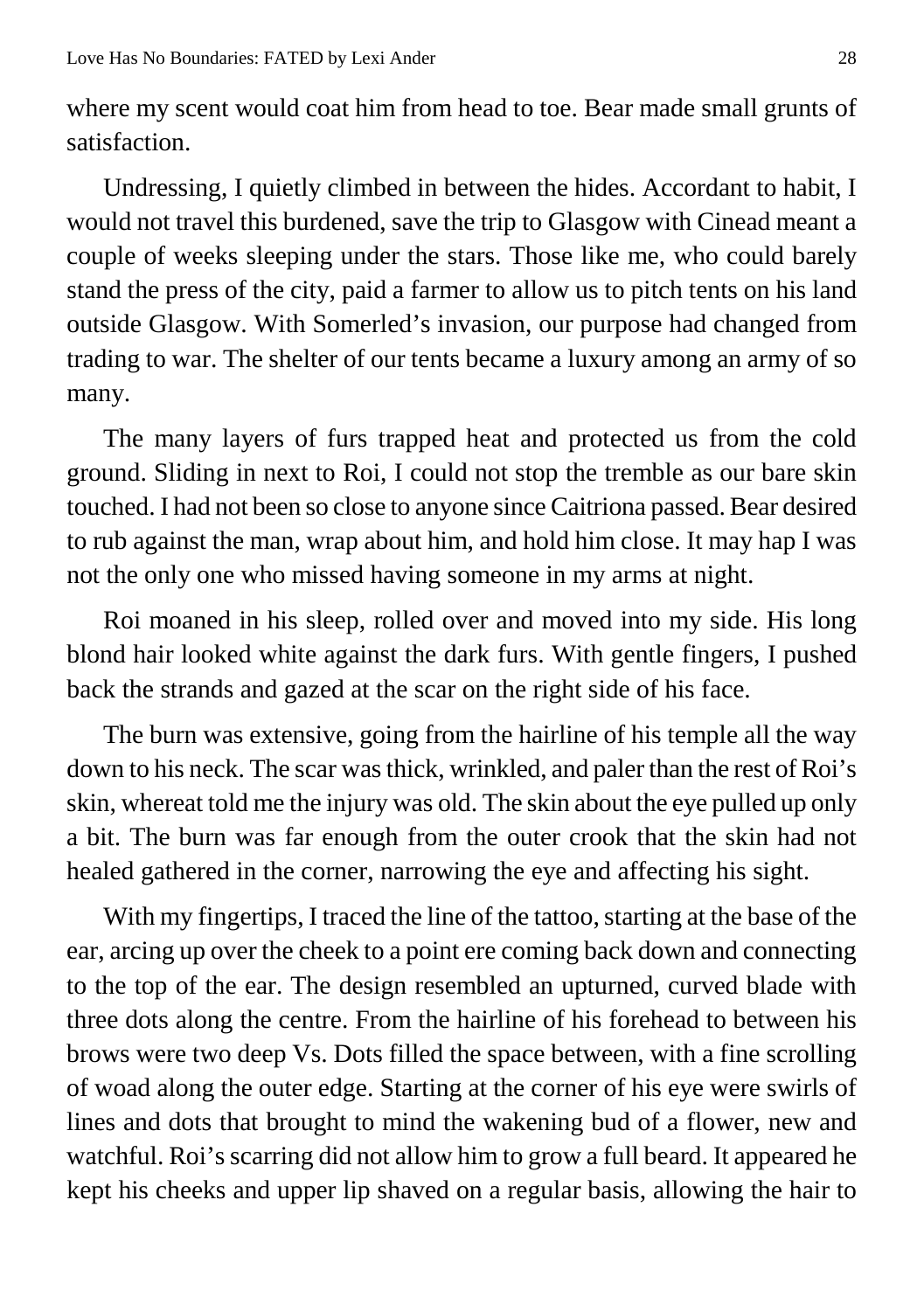where my scent would coat him from head to toe. Bear made small grunts of satisfaction.

Undressing, I quietly climbed in between the hides. Accordant to habit, I would not travel this burdened, save the trip to Glasgow with Cinead meant a couple of weeks sleeping under the stars. Those like me, who could barely stand the press of the city, paid a farmer to allow us to pitch tents on his land outside Glasgow. With Somerled's invasion, our purpose had changed from trading to war. The shelter of our tents became a luxury among an army of so many.

The many layers of furs trapped heat and protected us from the cold ground. Sliding in next to Roi, I could not stop the tremble as our bare skin touched. I had not been so close to anyone since Caitriona passed. Bear desired to rub against the man, wrap about him, and hold him close. It may hap I was not the only one who missed having someone in my arms at night.

Roi moaned in his sleep, rolled over and moved into my side. His long blond hair looked white against the dark furs. With gentle fingers, I pushed back the strands and gazed at the scar on the right side of his face.

The burn was extensive, going from the hairline of his temple all the way down to his neck. The scar was thick, wrinkled, and paler than the rest of Roi's skin, whereat told me the injury was old. The skin about the eye pulled up only a bit. The burn was far enough from the outer crook that the skin had not healed gathered in the corner, narrowing the eye and affecting his sight.

With my fingertips, I traced the line of the tattoo, starting at the base of the ear, arcing up over the cheek to a point ere coming back down and connecting to the top of the ear. The design resembled an upturned, curved blade with three dots along the centre. From the hairline of his forehead to between his brows were two deep Vs. Dots filled the space between, with a fine scrolling of woad along the outer edge. Starting at the corner of his eye were swirls of lines and dots that brought to mind the wakening bud of a flower, new and watchful. Roi's scarring did not allow him to grow a full beard. It appeared he kept his cheeks and upper lip shaved on a regular basis, allowing the hair to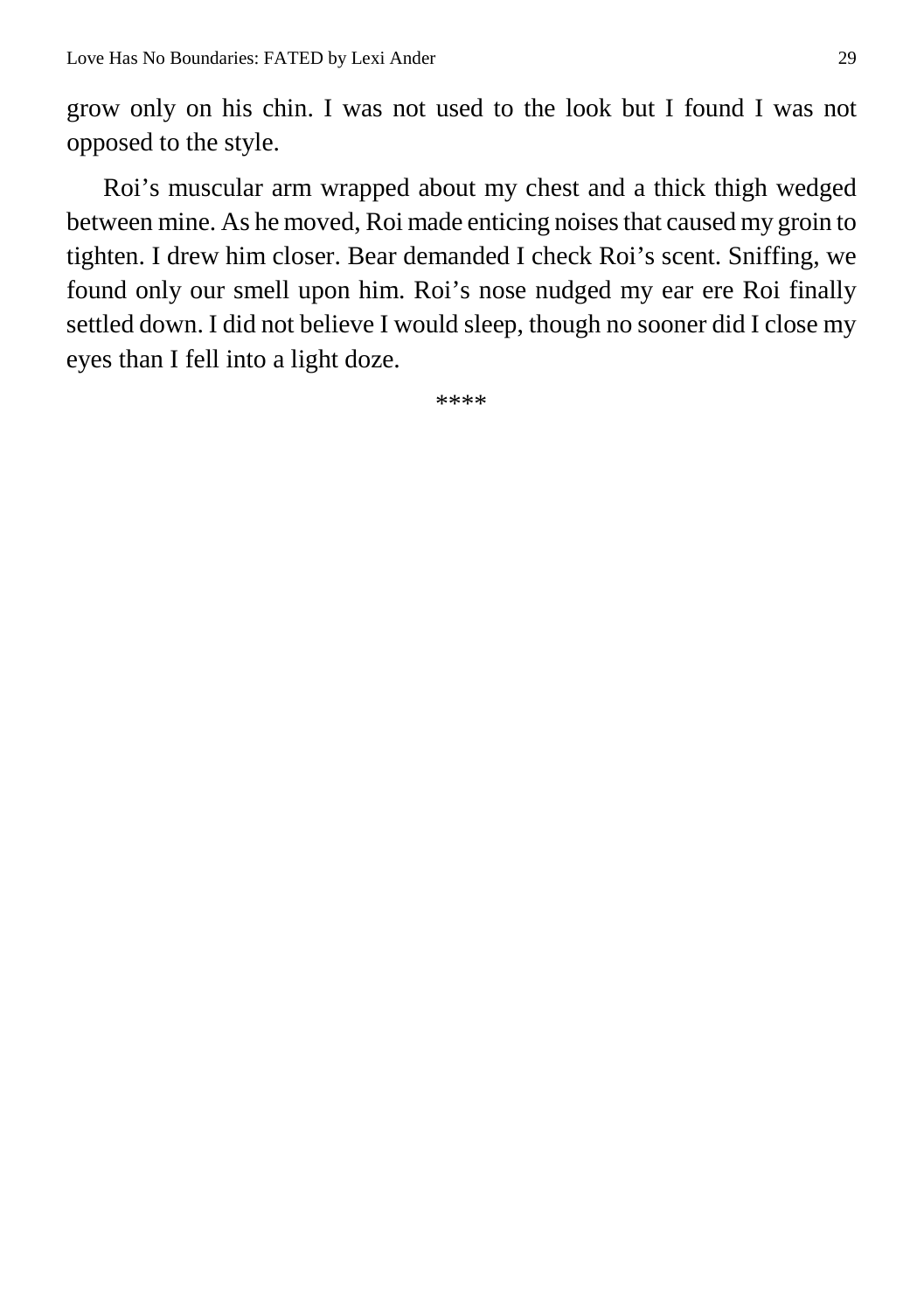grow only on his chin. I was not used to the look but I found I was not opposed to the style.

Roi's muscular arm wrapped about my chest and a thick thigh wedged between mine. As he moved, Roi made enticing noises that caused my groin to tighten. I drew him closer. Bear demanded I check Roi's scent. Sniffing, we found only our smell upon him. Roi's nose nudged my ear ere Roi finally settled down. I did not believe I would sleep, though no sooner did I close my eyes than I fell into a light doze.

****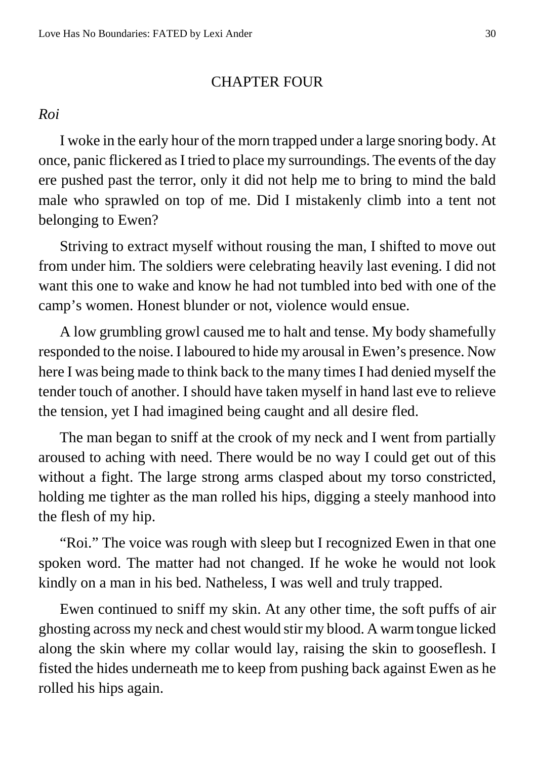## CHAPTER FOUR

*Roi*

I woke in the early hour of the morn trapped under a large snoring body. At once, panic flickered as I tried to place my surroundings. The events of the day ere pushed past the terror, only it did not help me to bring to mind the bald male who sprawled on top of me. Did I mistakenly climb into a tent not belonging to Ewen?

Striving to extract myself without rousing the man, I shifted to move out from under him. The soldiers were celebrating heavily last evening. I did not want this one to wake and know he had not tumbled into bed with one of the camp's women. Honest blunder or not, violence would ensue.

A low grumbling growl caused me to halt and tense. My body shamefully responded to the noise. I laboured to hide my arousal in Ewen's presence. Now here I was being made to think back to the many times I had denied myself the tender touch of another. I should have taken myself in hand last eve to relieve the tension, yet I had imagined being caught and all desire fled.

The man began to sniff at the crook of my neck and I went from partially aroused to aching with need. There would be no way I could get out of this without a fight. The large strong arms clasped about my torso constricted, holding me tighter as the man rolled his hips, digging a steely manhood into the flesh of my hip.

"Roi." The voice was rough with sleep but I recognized Ewen in that one spoken word. The matter had not changed. If he woke he would not look kindly on a man in his bed. Natheless, I was well and truly trapped.

Ewen continued to sniff my skin. At any other time, the soft puffs of air ghosting across my neck and chest would stir my blood. A warm tongue licked along the skin where my collar would lay, raising the skin to gooseflesh. I fisted the hides underneath me to keep from pushing back against Ewen as he rolled his hips again.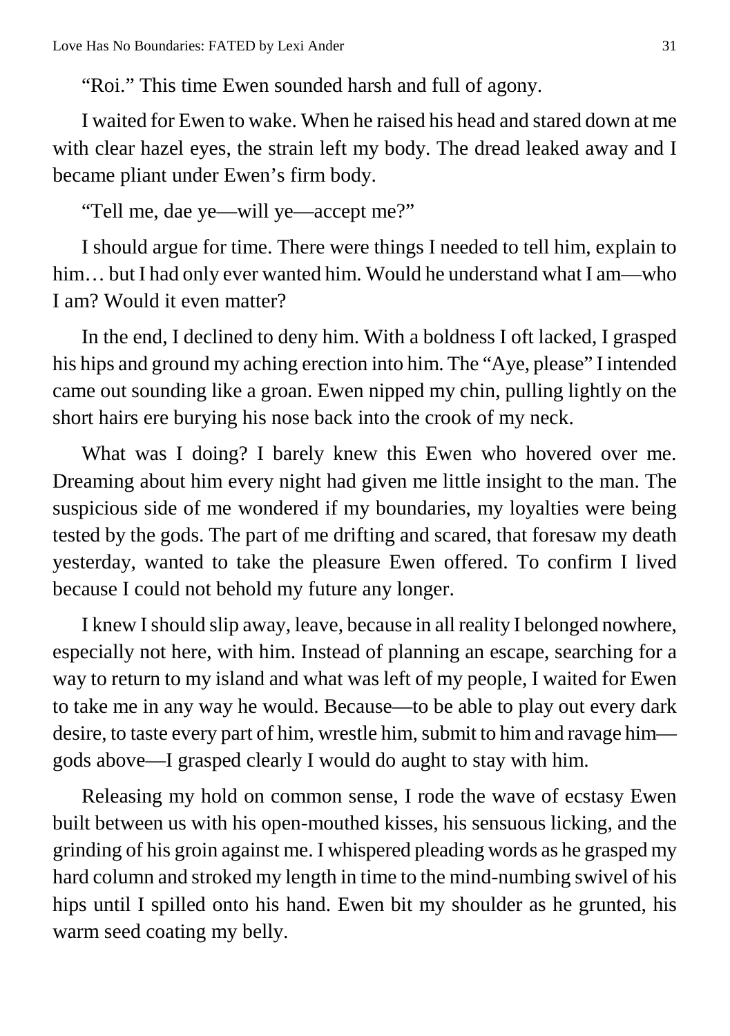"Roi." This time Ewen sounded harsh and full of agony.

I waited for Ewen to wake. When he raised his head and stared down at me with clear hazel eyes, the strain left my body. The dread leaked away and I became pliant under Ewen's firm body.

"Tell me, dae ye—will ye—accept me?"

I should argue for time. There were things I needed to tell him, explain to him… but I had only ever wanted him. Would he understand what I am—who I am? Would it even matter?

In the end, I declined to deny him. With a boldness I oft lacked, I grasped his hips and ground my aching erection into him. The "Aye, please" I intended came out sounding like a groan. Ewen nipped my chin, pulling lightly on the short hairs ere burying his nose back into the crook of my neck.

What was I doing? I barely knew this Ewen who hovered over me. Dreaming about him every night had given me little insight to the man. The suspicious side of me wondered if my boundaries, my loyalties were being tested by the gods. The part of me drifting and scared, that foresaw my death yesterday, wanted to take the pleasure Ewen offered. To confirm I lived because I could not behold my future any longer.

I knew I should slip away, leave, because in all reality I belonged nowhere, especially not here, with him. Instead of planning an escape, searching for a way to return to my island and what was left of my people, I waited for Ewen to take me in any way he would. Because—to be able to play out every dark desire, to taste every part of him, wrestle him, submit to him and ravage him—gods above—I grasped clearly I would do aught to stay with him.

Releasing my hold on common sense, I rode the wave of ecstasy Ewen built between us with his open-mouthed kisses, his sensuous licking, and the grinding of his groin against me. I whispered pleading words as he grasped my hard column and stroked my length in time to the mind-numbing swivel of his hips until I spilled onto his hand. Ewen bit my shoulder as he grunted, his warm seed coating my belly.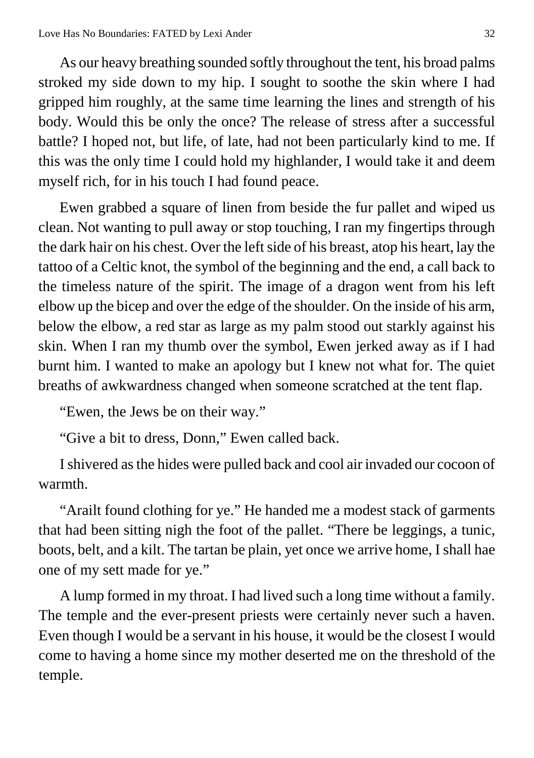As our heavy breathing sounded softly throughout the tent, his broad palms stroked my side down to my hip. I sought to soothe the skin where I had gripped him roughly, at the same time learning the lines and strength of his body. Would this be only the once? The release of stress after a successful battle? I hoped not, but life, of late, had not been particularly kind to me. If this was the only time I could hold my highlander, I would take it and deem myself rich, for in his touch I had found peace.

Ewen grabbed a square of linen from beside the fur pallet and wiped us clean. Not wanting to pull away or stop touching, I ran my fingertips through the dark hair on his chest. Over the left side of his breast, atop his heart, lay the tattoo of a Celtic knot, the symbol of the beginning and the end, a call back to the timeless nature of the spirit. The image of a dragon went from his left elbow up the bicep and over the edge of the shoulder. On the inside of his arm, below the elbow, a red star as large as my palm stood out starkly against his skin. When I ran my thumb over the symbol, Ewen jerked away as if I had burnt him. I wanted to make an apology but I knew not what for. The quiet breaths of awkwardness changed when someone scratched at the tent flap.

"Ewen, the Jews be on their way."

"Give a bit to dress, Donn," Ewen called back.

I shivered as the hides were pulled back and cool air invaded our cocoon of warmth.

"Arailt found clothing for ye." He handed me a modest stack of garments that had been sitting nigh the foot of the pallet. "There be leggings, a tunic, boots, belt, and a kilt. The tartan be plain, yet once we arrive home, I shall hae one of my sett made for ye."

A lump formed in my throat. I had lived such a long time without a family. The temple and the ever-present priests were certainly never such a haven. Even though I would be a servant in his house, it would be the closest I would come to having a home since my mother deserted me on the threshold of the temple.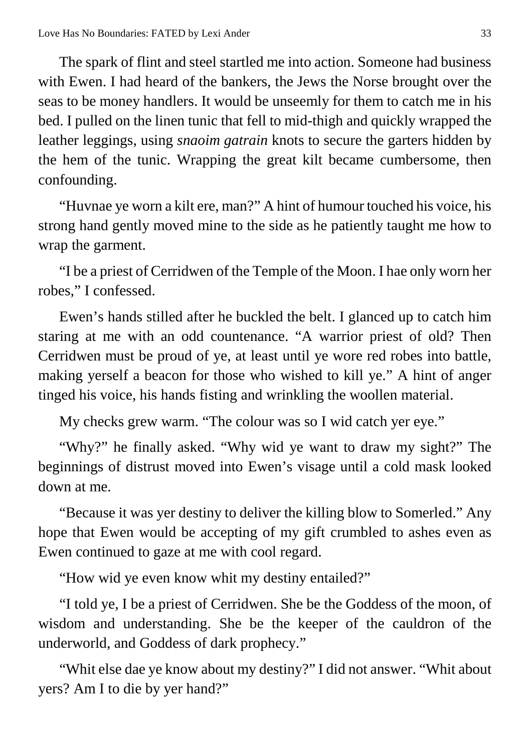The spark of flint and steel startled me into action. Someone had business with Ewen. I had heard of the bankers, the Jews the Norse brought over the seas to be money handlers. It would be unseemly for them to catch me in his bed. I pulled on the linen tunic that fell to mid-thigh and quickly wrapped the leather leggings, using *snaoim gatrain* knots to secure the garters hidden by the hem of the tunic. Wrapping the great kilt became cumbersome, then confounding.

"Huvnae ye worn a kilt ere, man?" A hint of humour touched his voice, his strong hand gently moved mine to the side as he patiently taught me how to wrap the garment.

"I be a priest of Cerridwen of the Temple of the Moon. I hae only worn her robes," I confessed.

Ewen's hands stilled after he buckled the belt. I glanced up to catch him staring at me with an odd countenance. "A warrior priest of old? Then Cerridwen must be proud of ye, at least until ye wore red robes into battle, making yerself a beacon for those who wished to kill ye." A hint of anger tinged his voice, his hands fisting and wrinkling the woollen material.

My checks grew warm. "The colour was so I wid catch yer eye."

"Why?" he finally asked. "Why wid ye want to draw my sight?" The beginnings of distrust moved into Ewen's visage until a cold mask looked down at me.

"Because it was yer destiny to deliver the killing blow to Somerled." Any hope that Ewen would be accepting of my gift crumbled to ashes even as Ewen continued to gaze at me with cool regard.

"How wid ye even know whit my destiny entailed?"

"I told ye, I be a priest of Cerridwen. She be the Goddess of the moon, of wisdom and understanding. She be the keeper of the cauldron of the underworld, and Goddess of dark prophecy."

"Whit else dae ye know about my destiny?" I did not answer. "Whit about yers? Am I to die by yer hand?"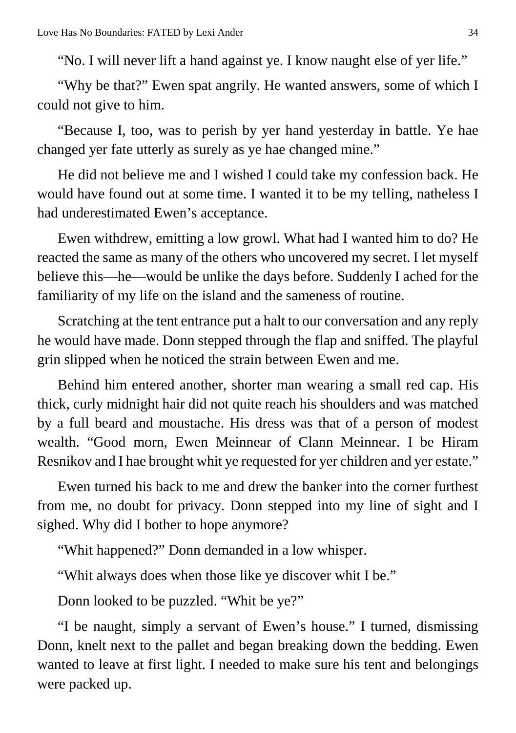"No. I will never lift a hand against ye. I know naught else of yer life."

"Why be that?" Ewen spat angrily. He wanted answers, some of which I could not give to him.

"Because I, too, was to perish by yer hand yesterday in battle. Ye hae changed yer fate utterly as surely as ye hae changed mine."

He did not believe me and I wished I could take my confession back. He would have found out at some time. I wanted it to be my telling, natheless I had underestimated Ewen's acceptance.

Ewen withdrew, emitting a low growl. What had I wanted him to do? He reacted the same as many of the others who uncovered my secret. I let myself believe this—he—would be unlike the days before. Suddenly I ached for the familiarity of my life on the island and the sameness of routine.

Scratching at the tent entrance put a halt to our conversation and any reply he would have made. Donn stepped through the flap and sniffed. The playful grin slipped when he noticed the strain between Ewen and me.

Behind him entered another, shorter man wearing a small red cap. His thick, curly midnight hair did not quite reach his shoulders and was matched by a full beard and moustache. His dress was that of a person of modest wealth. "Good morn, Ewen Meinnear of Clann Meinnear. I be Hiram Resnikov and I hae brought whit ye requested for yer children and yer estate."

Ewen turned his back to me and drew the banker into the corner furthest from me, no doubt for privacy. Donn stepped into my line of sight and I sighed. Why did I bother to hope anymore?

"Whit happened?" Donn demanded in a low whisper.

"Whit always does when those like ye discover whit I be."

Donn looked to be puzzled. "Whit be ye?"

"I be naught, simply a servant of Ewen's house." I turned, dismissing Donn, knelt next to the pallet and began breaking down the bedding. Ewen wanted to leave at first light. I needed to make sure his tent and belongings were packed up.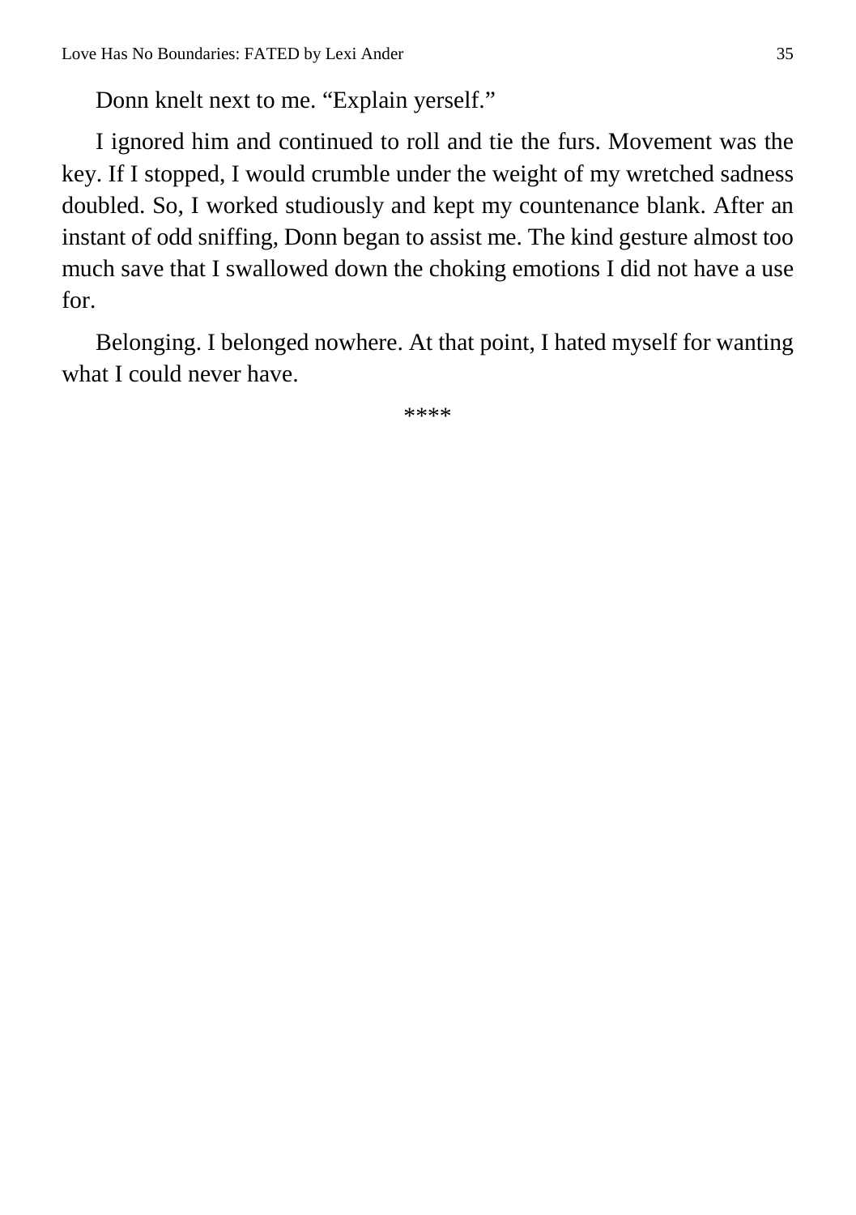Donn knelt next to me. “Explain yerself.”

I ignored him and continued to roll and tie the furs. Movement was the key. If I stopped, I would crumble under the weight of my wretched sadness doubled. So, I worked studiously and kept my countenance blank. After an instant of odd sniffing, Donn began to assist me. The kind gesture almost too much save that I swallowed down the choking emotions I did not have a use for.

Belonging. I belonged nowhere. At that point, I hated myself for wanting what I could never have.

****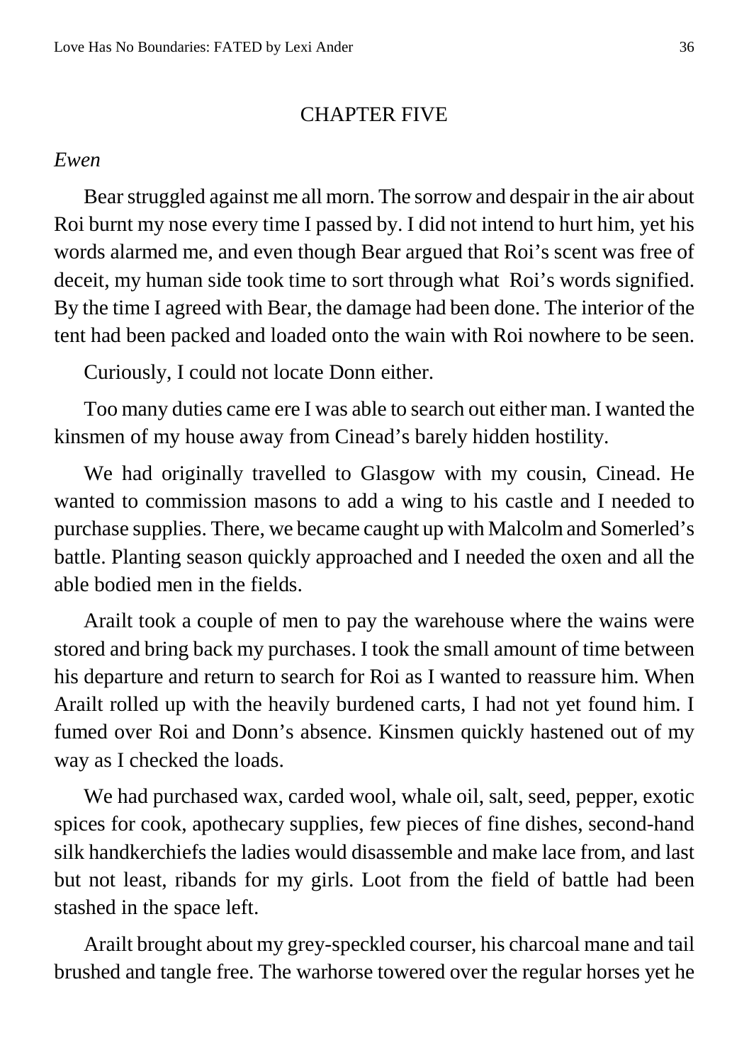# CHAPTER FIVE

*Ewen*

Bear struggled against me all morn. The sorrow and despair in the air about Roi burnt my nose every time I passed by. I did not intend to hurt him, yet his words alarmed me, and even though Bear argued that Roi's scent was free of deceit, my human side took time to sort through what Roi's words signified. By the time I agreed with Bear, the damage had been done. The interior of the tent had been packed and loaded onto the wain with Roi nowhere to be seen.

Curiously, I could not locate Donn either.

Too many duties came ere I was able to search out either man. I wanted the kinsmen of my house away from Cinead's barely hidden hostility.

We had originally travelled to Glasgow with my cousin, Cinead. He wanted to commission masons to add a wing to his castle and I needed to purchase supplies. There, we became caught up with Malcolm and Somerled's battle. Planting season quickly approached and I needed the oxen and all the able bodied men in the fields.

Arailt took a couple of men to pay the warehouse where the wains were stored and bring back my purchases. I took the small amount of time between his departure and return to search for Roi as I wanted to reassure him. When Arailt rolled up with the heavily burdened carts, I had not yet found him. I fumed over Roi and Donn's absence. Kinsmen quickly hastened out of my way as I checked the loads.

We had purchased wax, carded wool, whale oil, salt, seed, pepper, exotic spices for cook, apothecary supplies, few pieces of fine dishes, second-hand silk handkerchiefs the ladies would disassemble and make lace from, and last but not least, ribands for my girls. Loot from the field of battle had been stashed in the space left.

Arailt brought about my grey-speckled courser, his charcoal mane and tail brushed and tangle free. The warhorse towered over the regular horses yet he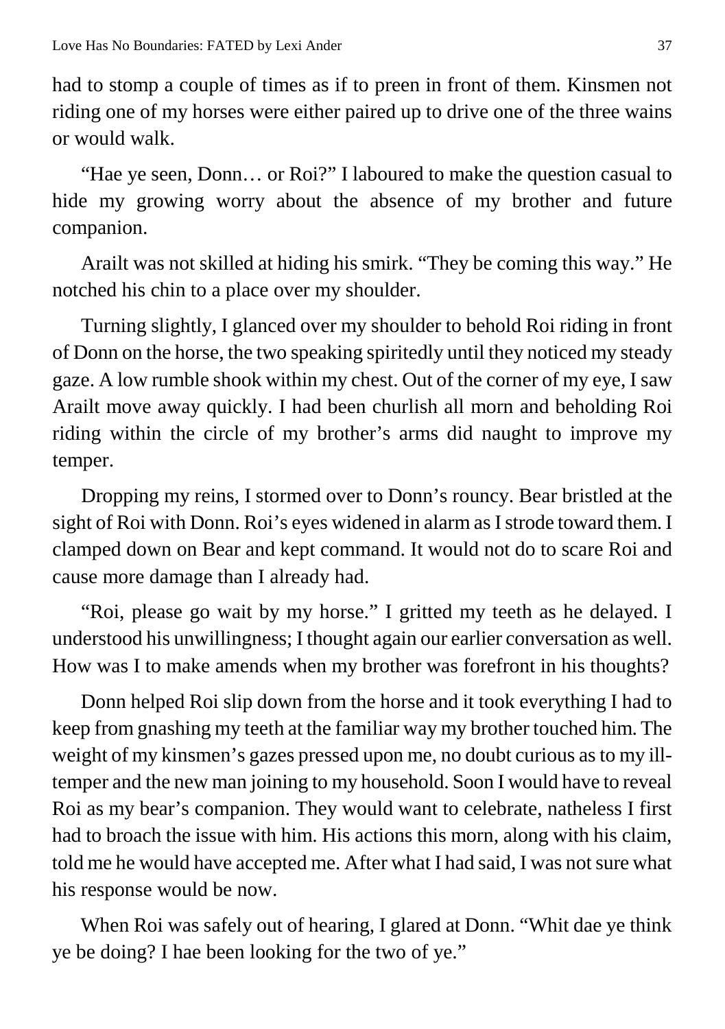had to stomp a couple of times as if to preen in front of them. Kinsmen not riding one of my horses were either paired up to drive one of the three wains or would walk.

"Hae ye seen, Donn… or Roi?" I laboured to make the question casual to hide my growing worry about the absence of my brother and future companion.

Arailt was not skilled at hiding his smirk. "They be coming this way." He notched his chin to a place over my shoulder.

Turning slightly, I glanced over my shoulder to behold Roi riding in front of Donn on the horse, the two speaking spiritedly until they noticed my steady gaze. A low rumble shook within my chest. Out of the corner of my eye, I saw Arailt move away quickly. I had been churlish all morn and beholding Roi riding within the circle of my brother's arms did naught to improve my temper.

Dropping my reins, I stormed over to Donn's rouncy. Bear bristled at the sight of Roi with Donn. Roi's eyes widened in alarm as I strode toward them. I clamped down on Bear and kept command. It would not do to scare Roi and cause more damage than I already had.

"Roi, please go wait by my horse." I gritted my teeth as he delayed. I understood his unwillingness; I thought again our earlier conversation as well. How was I to make amends when my brother was forefront in his thoughts?

Donn helped Roi slip down from the horse and it took everything I had to keep from gnashing my teeth at the familiar way my brother touched him. The weight of my kinsmen's gazes pressed upon me, no doubt curious as to my ill-temper and the new man joining to my household. Soon I would have to reveal Roi as my bear's companion. They would want to celebrate, natheless I first had to broach the issue with him. His actions this morn, along with his claim, told me he would have accepted me. After what I had said, I was not sure what his response would be now.

When Roi was safely out of hearing, I glared at Donn. "Whit dae ye think ye be doing? I hae been looking for the two of ye."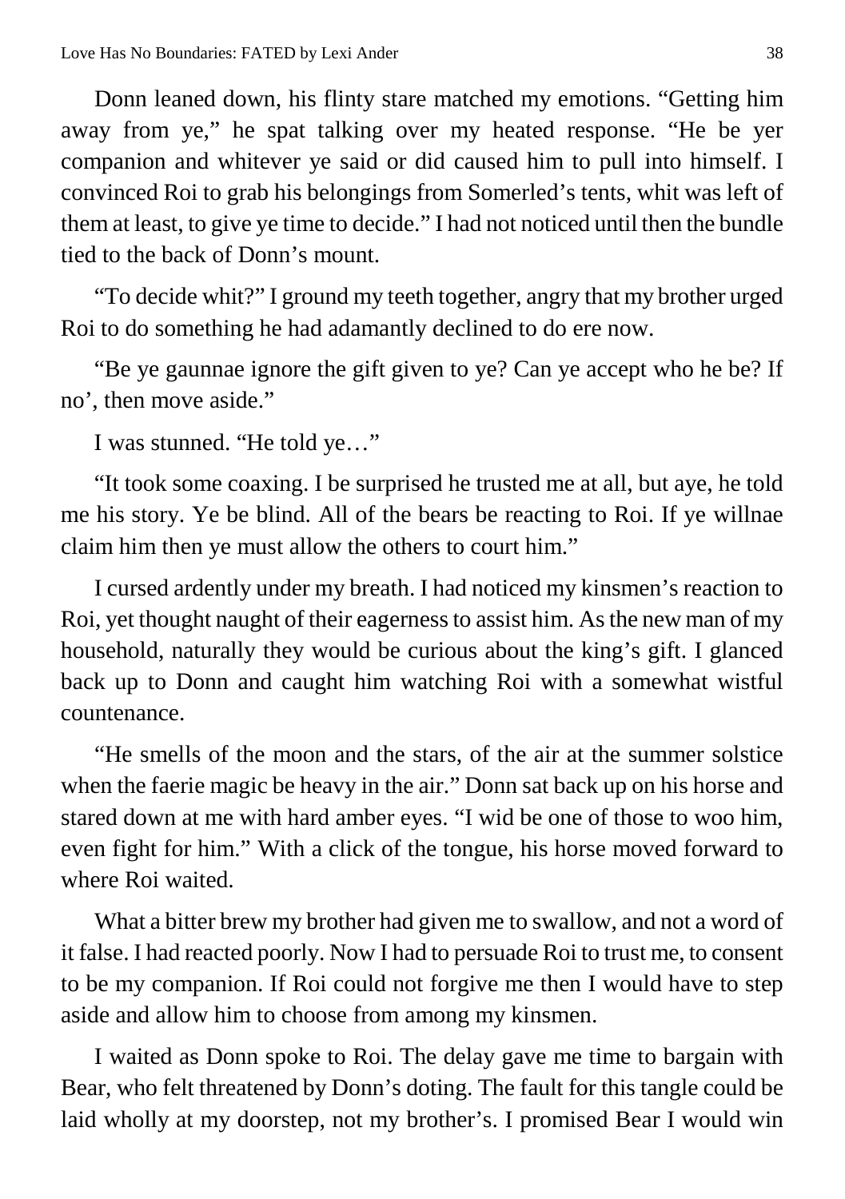Donn leaned down, his flinty stare matched my emotions. "Getting him away from ye," he spat talking over my heated response. "He be yer companion and whitever ye said or did caused him to pull into himself. I convinced Roi to grab his belongings from Somerled's tents, whit was left of them at least, to give ye time to decide." I had not noticed until then the bundle tied to the back of Donn's mount.

"To decide whit?" I ground my teeth together, angry that my brother urged Roi to do something he had adamantly declined to do ere now.

"Be ye gaunnae ignore the gift given to ye? Can ye accept who he be? If no', then move aside."

I was stunned. "He told ye…"

"It took some coaxing. I be surprised he trusted me at all, but aye, he told me his story. Ye be blind. All of the bears be reacting to Roi. If ye willnae claim him then ye must allow the others to court him."

I cursed ardently under my breath. I had noticed my kinsmen's reaction to Roi, yet thought naught of their eagerness to assist him. As the new man of my household, naturally they would be curious about the king's gift. I glanced back up to Donn and caught him watching Roi with a somewhat wistful countenance.

"He smells of the moon and the stars, of the air at the summer solstice when the faerie magic be heavy in the air." Donn sat back up on his horse and stared down at me with hard amber eyes. "I wid be one of those to woo him, even fight for him." With a click of the tongue, his horse moved forward to where Roi waited.

What a bitter brew my brother had given me to swallow, and not a word of it false. I had reacted poorly. Now I had to persuade Roi to trust me, to consent to be my companion. If Roi could not forgive me then I would have to step aside and allow him to choose from among my kinsmen.

I waited as Donn spoke to Roi. The delay gave me time to bargain with Bear, who felt threatened by Donn's doting. The fault for this tangle could be laid wholly at my doorstep, not my brother's. I promised Bear I would win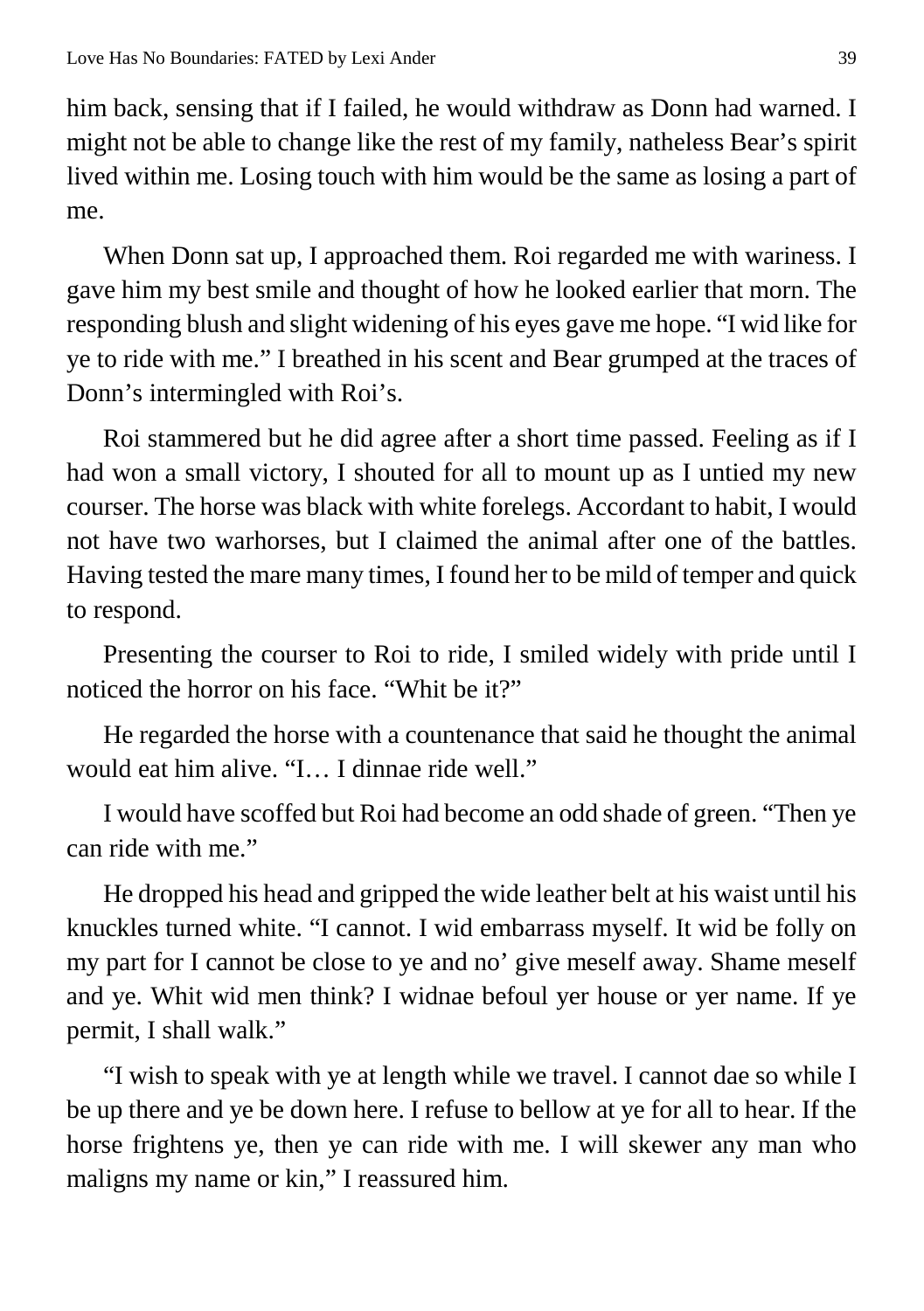him back, sensing that if I failed, he would withdraw as Donn had warned. I might not be able to change like the rest of my family, natheless Bear's spirit lived within me. Losing touch with him would be the same as losing a part of me.

When Donn sat up, I approached them. Roi regarded me with wariness. I gave him my best smile and thought of how he looked earlier that morn. The responding blush and slight widening of his eyes gave me hope. "I wid like for ye to ride with me." I breathed in his scent and Bear grumped at the traces of Donn's intermingled with Roi's.

Roi stammered but he did agree after a short time passed. Feeling as if I had won a small victory, I shouted for all to mount up as I untied my new courser. The horse was black with white forelegs. Accordant to habit, I would not have two warhorses, but I claimed the animal after one of the battles. Having tested the mare many times, I found her to be mild of temper and quick to respond.

Presenting the courser to Roi to ride, I smiled widely with pride until I noticed the horror on his face. "Whit be it?"

He regarded the horse with a countenance that said he thought the animal would eat him alive. "I… I dinnae ride well."

I would have scoffed but Roi had become an odd shade of green. "Then ye can ride with me."

He dropped his head and gripped the wide leather belt at his waist until his knuckles turned white. "I cannot. I wid embarrass myself. It wid be folly on my part for I cannot be close to ye and no' give meself away. Shame meself and ye. Whit wid men think? I widnae befoul yer house or yer name. If ye permit, I shall walk."

"I wish to speak with ye at length while we travel. I cannot dae so while I be up there and ye be down here. I refuse to bellow at ye for all to hear. If the horse frightens ye, then ye can ride with me. I will skewer any man who maligns my name or kin," I reassured him.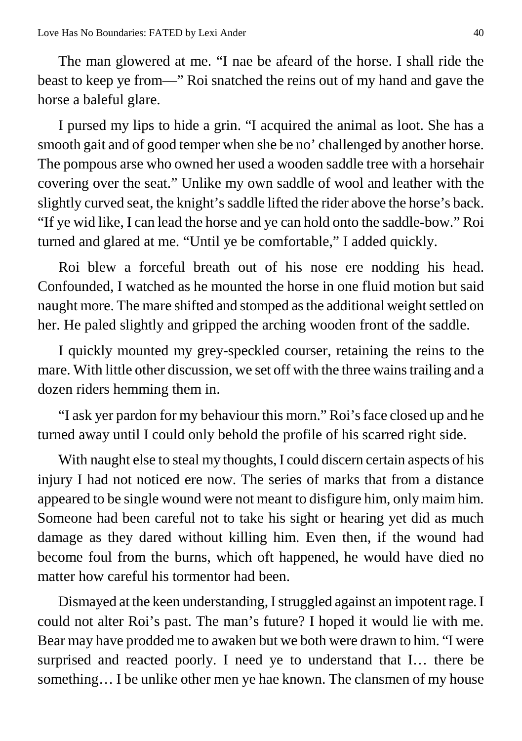The man glowered at me. "I nae be afeard of the horse. I shall ride the beast to keep ye from—" Roi snatched the reins out of my hand and gave the horse a baleful glare.

I pursed my lips to hide a grin. "I acquired the animal as loot. She has a smooth gait and of good temper when she be no' challenged by another horse. The pompous arse who owned her used a wooden saddle tree with a horsehair covering over the seat." Unlike my own saddle of wool and leather with the slightly curved seat, the knight's saddle lifted the rider above the horse's back. "If ye wid like, I can lead the horse and ye can hold onto the saddle-bow." Roi turned and glared at me. "Until ye be comfortable," I added quickly.

Roi blew a forceful breath out of his nose ere nodding his head. Confounded, I watched as he mounted the horse in one fluid motion but said naught more. The mare shifted and stomped as the additional weight settled on her. He paled slightly and gripped the arching wooden front of the saddle.

I quickly mounted my grey-speckled courser, retaining the reins to the mare. With little other discussion, we set off with the three wains trailing and a dozen riders hemming them in.

"I ask yer pardon for my behaviour this morn." Roi's face closed up and he turned away until I could only behold the profile of his scarred right side.

With naught else to steal my thoughts, I could discern certain aspects of his injury I had not noticed ere now. The series of marks that from a distance appeared to be single wound were not meant to disfigure him, only maim him. Someone had been careful not to take his sight or hearing yet did as much damage as they dared without killing him. Even then, if the wound had become foul from the burns, which oft happened, he would have died no matter how careful his tormentor had been.

Dismayed at the keen understanding, I struggled against an impotent rage. I could not alter Roi's past. The man's future? I hoped it would lie with me. Bear may have prodded me to awaken but we both were drawn to him. "I were surprised and reacted poorly. I need ye to understand that I… there be something… I be unlike other men ye hae known. The clansmen of my house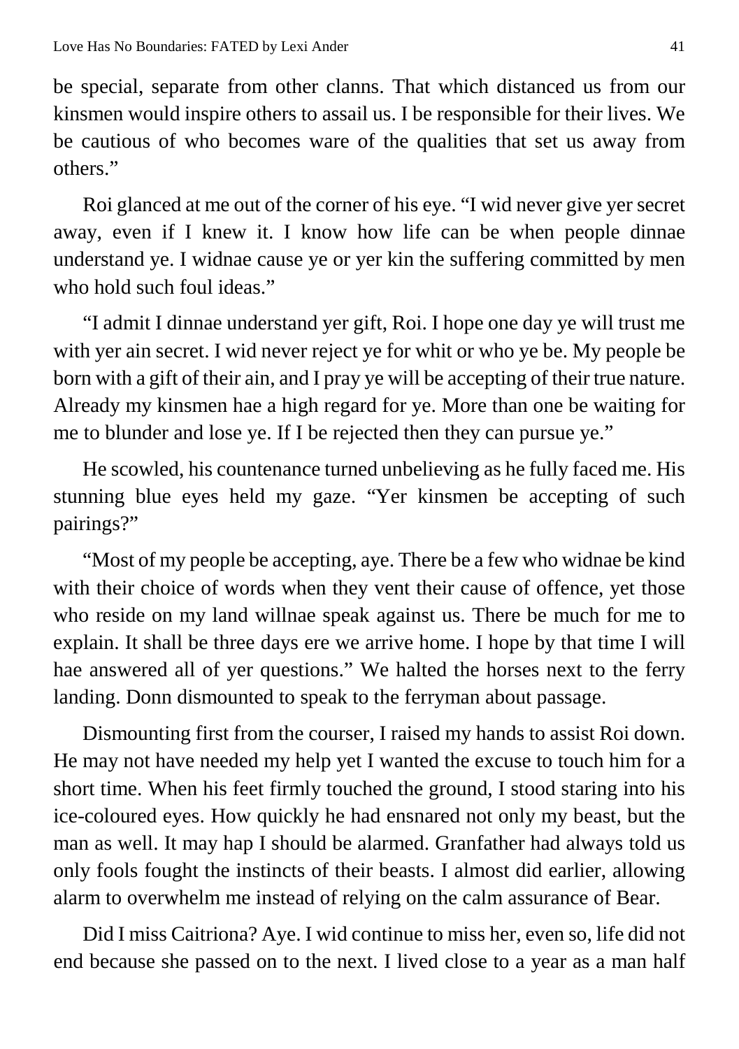be special, separate from other clanns. That which distanced us from our kinsmen would inspire others to assail us. I be responsible for their lives. We be cautious of who becomes ware of the qualities that set us away from others."

Roi glanced at me out of the corner of his eye. "I wid never give yer secret away, even if I knew it. I know how life can be when people dinnae understand ye. I widnae cause ye or yer kin the suffering committed by men who hold such foul ideas."

"I admit I dinnae understand yer gift, Roi. I hope one day ye will trust me with yer ain secret. I wid never reject ye for whit or who ye be. My people be born with a gift of their ain, and I pray ye will be accepting of their true nature. Already my kinsmen hae a high regard for ye. More than one be waiting for me to blunder and lose ye. If I be rejected then they can pursue ye."

He scowled, his countenance turned unbelieving as he fully faced me. His stunning blue eyes held my gaze. "Yer kinsmen be accepting of such pairings?"

"Most of my people be accepting, aye. There be a few who widnae be kind with their choice of words when they vent their cause of offence, yet those who reside on my land willnae speak against us. There be much for me to explain. It shall be three days ere we arrive home. I hope by that time I will hae answered all of yer questions." We halted the horses next to the ferry landing. Donn dismounted to speak to the ferryman about passage.

Dismounting first from the courser, I raised my hands to assist Roi down. He may not have needed my help yet I wanted the excuse to touch him for a short time. When his feet firmly touched the ground, I stood staring into his ice-coloured eyes. How quickly he had ensnared not only my beast, but the man as well. It may hap I should be alarmed. Granfather had always told us only fools fought the instincts of their beasts. I almost did earlier, allowing alarm to overwhelm me instead of relying on the calm assurance of Bear.

Did I miss Caitriona? Aye. I wid continue to miss her, even so, life did not end because she passed on to the next. I lived close to a year as a man half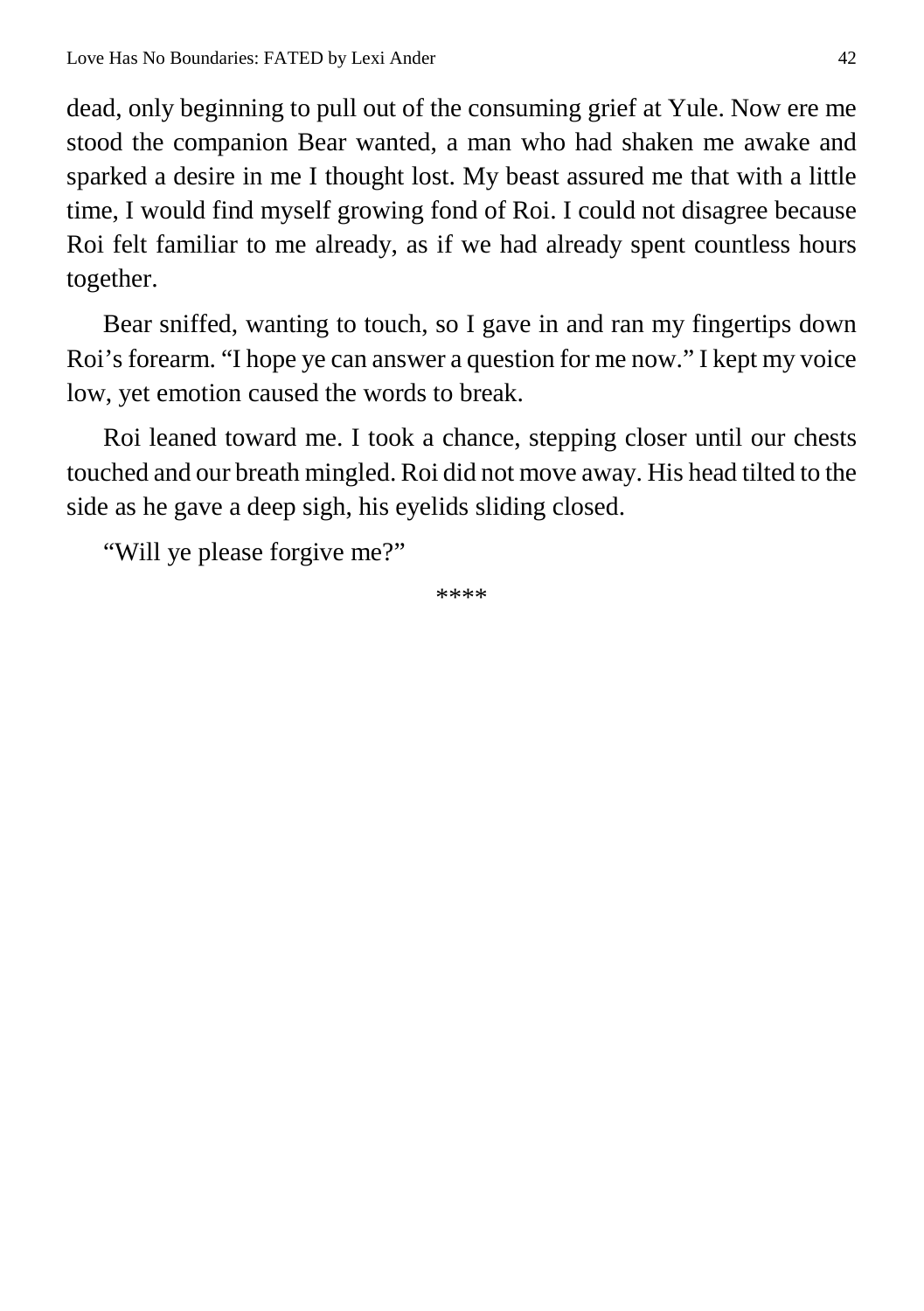dead, only beginning to pull out of the consuming grief at Yule. Now ere me stood the companion Bear wanted, a man who had shaken me awake and sparked a desire in me I thought lost. My beast assured me that with a little time, I would find myself growing fond of Roi. I could not disagree because Roi felt familiar to me already, as if we had already spent countless hours together.

Bear sniffed, wanting to touch, so I gave in and ran my fingertips down Roi's forearm. "I hope ye can answer a question for me now." I kept my voice low, yet emotion caused the words to break.

Roi leaned toward me. I took a chance, stepping closer until our chests touched and our breath mingled. Roi did not move away. His head tilted to the side as he gave a deep sigh, his eyelids sliding closed.

"Will ye please forgive me?"

****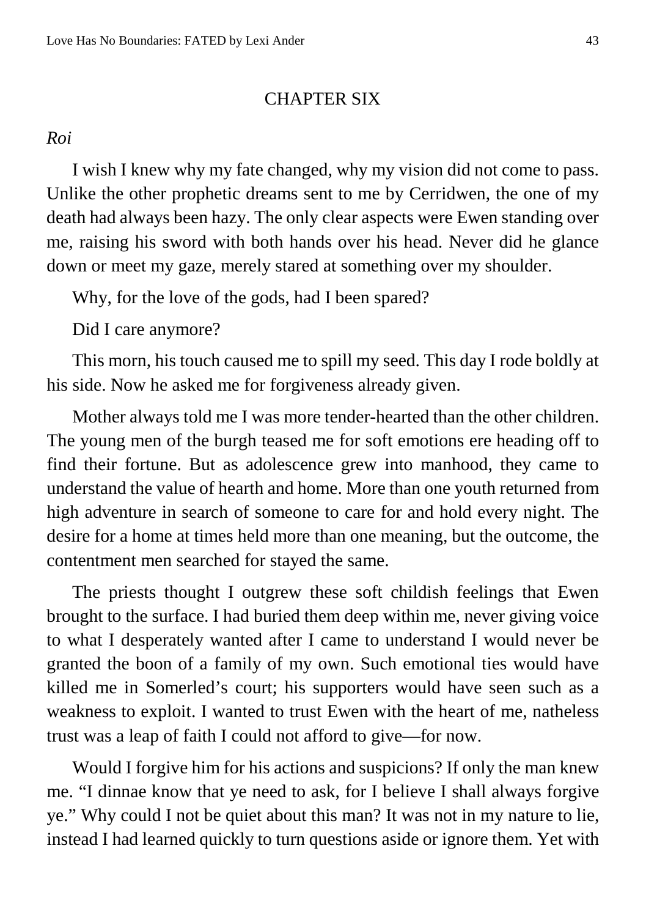## CHAPTER SIX

*Roi*

I wish I knew why my fate changed, why my vision did not come to pass. Unlike the other prophetic dreams sent to me by Cerridwen, the one of my death had always been hazy. The only clear aspects were Ewen standing over me, raising his sword with both hands over his head. Never did he glance down or meet my gaze, merely stared at something over my shoulder.

Why, for the love of the gods, had I been spared?

Did I care anymore?

This morn, his touch caused me to spill my seed. This day I rode boldly at his side. Now he asked me for forgiveness already given.

Mother always told me I was more tender-hearted than the other children. The young men of the burgh teased me for soft emotions ere heading off to find their fortune. But as adolescence grew into manhood, they came to understand the value of hearth and home. More than one youth returned from high adventure in search of someone to care for and hold every night. The desire for a home at times held more than one meaning, but the outcome, the contentment men searched for stayed the same.

The priests thought I outgrew these soft childish feelings that Ewen brought to the surface. I had buried them deep within me, never giving voice to what I desperately wanted after I came to understand I would never be granted the boon of a family of my own. Such emotional ties would have killed me in Somerled's court; his supporters would have seen such as a weakness to exploit. I wanted to trust Ewen with the heart of me, natheless trust was a leap of faith I could not afford to give—for now.

Would I forgive him for his actions and suspicions? If only the man knew me. "I dinnae know that ye need to ask, for I believe I shall always forgive ye." Why could I not be quiet about this man? It was not in my nature to lie, instead I had learned quickly to turn questions aside or ignore them. Yet with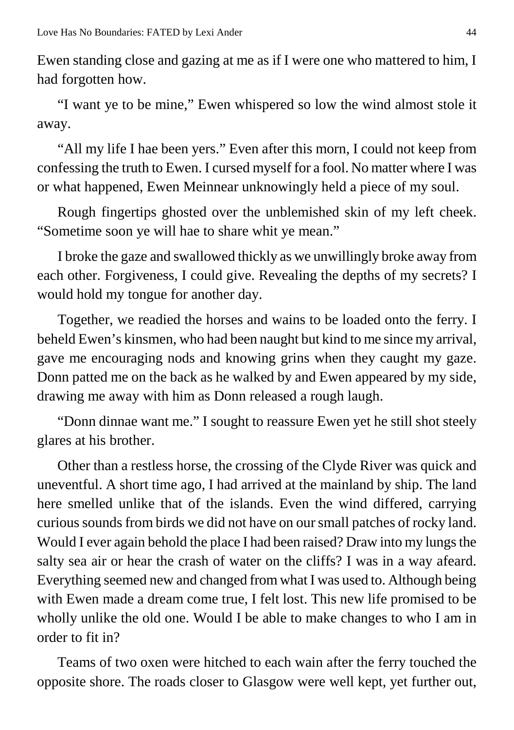Ewen standing close and gazing at me as if I were one who mattered to him, I had forgotten how.

"I want ye to be mine," Ewen whispered so low the wind almost stole it away.

"All my life I hae been yers." Even after this morn, I could not keep from confessing the truth to Ewen. I cursed myself for a fool. No matter where I was or what happened, Ewen Meinnear unknowingly held a piece of my soul.

Rough fingertips ghosted over the unblemished skin of my left cheek. "Sometime soon ye will hae to share whit ye mean."

I broke the gaze and swallowed thickly as we unwillingly broke away from each other. Forgiveness, I could give. Revealing the depths of my secrets? I would hold my tongue for another day.

Together, we readied the horses and wains to be loaded onto the ferry. I beheld Ewen's kinsmen, who had been naught but kind to me since my arrival, gave me encouraging nods and knowing grins when they caught my gaze. Donn patted me on the back as he walked by and Ewen appeared by my side, drawing me away with him as Donn released a rough laugh.

"Donn dinnae want me." I sought to reassure Ewen yet he still shot steely glares at his brother.

Other than a restless horse, the crossing of the Clyde River was quick and uneventful. A short time ago, I had arrived at the mainland by ship. The land here smelled unlike that of the islands. Even the wind differed, carrying curious sounds from birds we did not have on our small patches of rocky land. Would I ever again behold the place I had been raised? Draw into my lungs the salty sea air or hear the crash of water on the cliffs? I was in a way afeard. Everything seemed new and changed from what I was used to. Although being with Ewen made a dream come true, I felt lost. This new life promised to be wholly unlike the old one. Would I be able to make changes to who I am in order to fit in?

Teams of two oxen were hitched to each wain after the ferry touched the opposite shore. The roads closer to Glasgow were well kept, yet further out,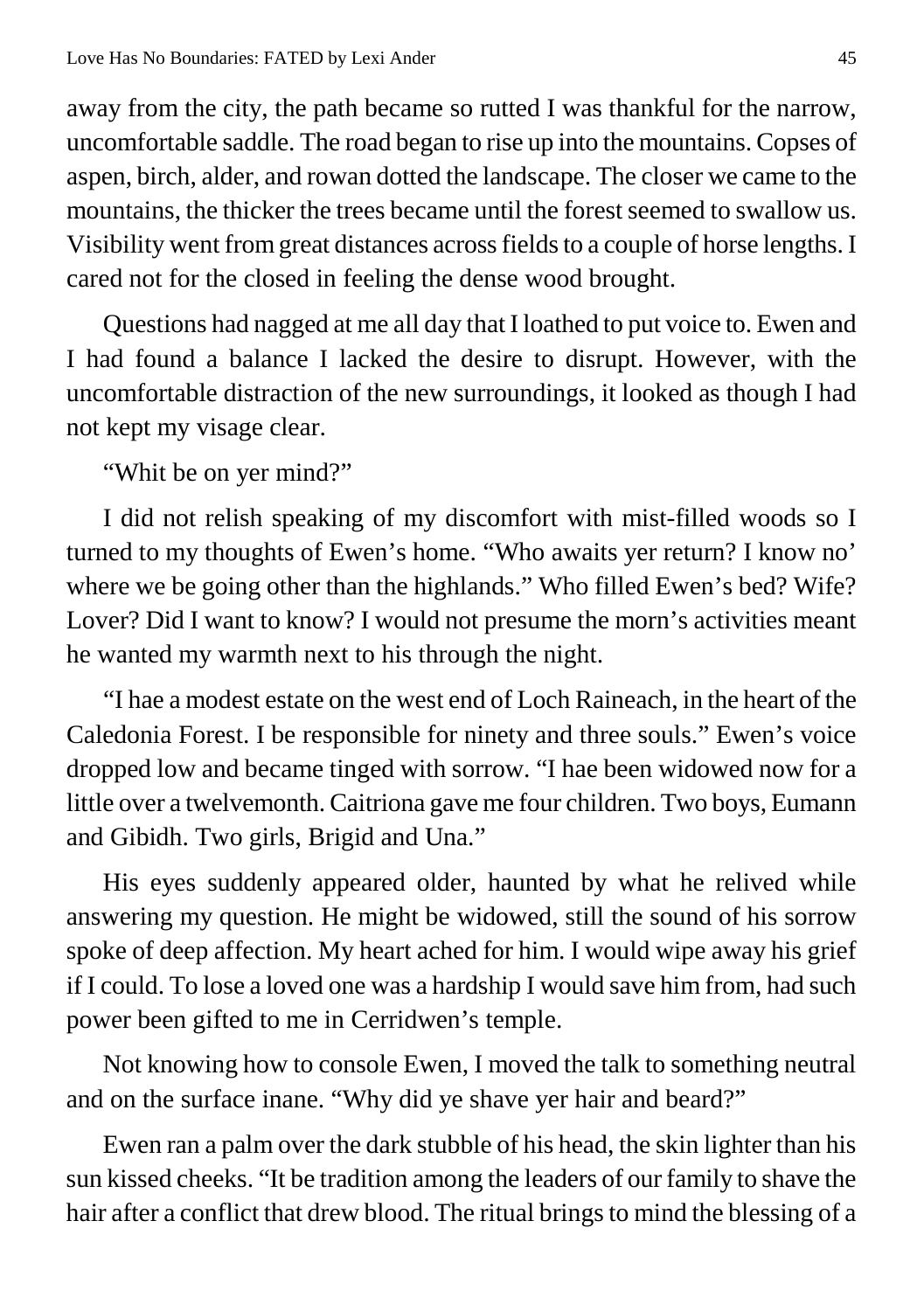away from the city, the path became so rutted I was thankful for the narrow, uncomfortable saddle. The road began to rise up into the mountains. Copses of aspen, birch, alder, and rowan dotted the landscape. The closer we came to the mountains, the thicker the trees became until the forest seemed to swallow us. Visibility went from great distances across fields to a couple of horse lengths. I cared not for the closed in feeling the dense wood brought.

Questions had nagged at me all day that I loathed to put voice to. Ewen and I had found a balance I lacked the desire to disrupt. However, with the uncomfortable distraction of the new surroundings, it looked as though I had not kept my visage clear.

“Whit be on yer mind?”

I did not relish speaking of my discomfort with mist-filled woods so I turned to my thoughts of Ewen’s home. “Who awaits yer return? I know no’ where we be going other than the highlands.” Who filled Ewen’s bed? Wife? Lover? Did I want to know? I would not presume the morn’s activities meant he wanted my warmth next to his through the night.

“I hae a modest estate on the west end of Loch Raineach, in the heart of the Caledonia Forest. I be responsible for ninety and three souls.” Ewen’s voice dropped low and became tinged with sorrow. “I hae been widowed now for a little over a twelvemonth. Caitriona gave me four children. Two boys, Eumann and Gibidh. Two girls, Brigid and Una.”

His eyes suddenly appeared older, haunted by what he relived while answering my question. He might be widowed, still the sound of his sorrow spoke of deep affection. My heart ached for him. I would wipe away his grief if I could. To lose a loved one was a hardship I would save him from, had such power been gifted to me in Cerridwen’s temple.

Not knowing how to console Ewen, I moved the talk to something neutral and on the surface inane. “Why did ye shave yer hair and beard?”

Ewen ran a palm over the dark stubble of his head, the skin lighter than his sun kissed cheeks. “It be tradition among the leaders of our family to shave the hair after a conflict that drew blood. The ritual brings to mind the blessing of a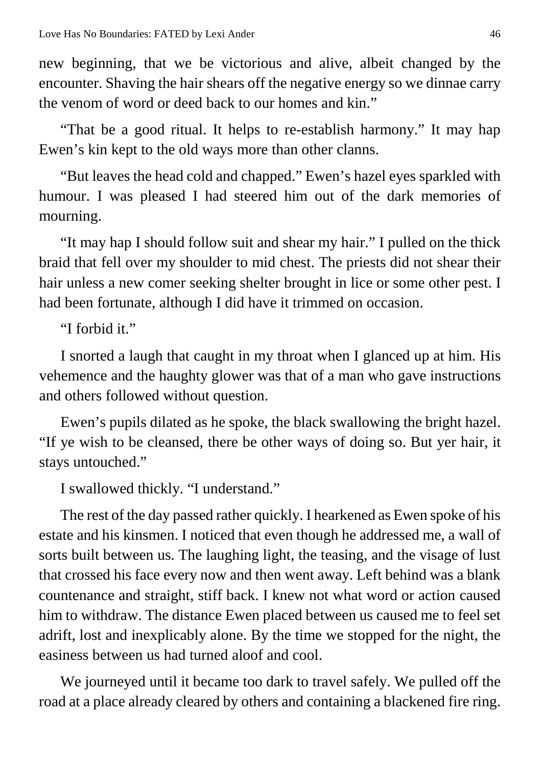new beginning, that we be victorious and alive, albeit changed by the encounter. Shaving the hair shears off the negative energy so we dinnae carry the venom of word or deed back to our homes and kin."

"That be a good ritual. It helps to re-establish harmony." It may hap Ewen's kin kept to the old ways more than other clanns.

"But leaves the head cold and chapped." Ewen's hazel eyes sparkled with humour. I was pleased I had steered him out of the dark memories of mourning.

"It may hap I should follow suit and shear my hair." I pulled on the thick braid that fell over my shoulder to mid chest. The priests did not shear their hair unless a new comer seeking shelter brought in lice or some other pest. I had been fortunate, although I did have it trimmed on occasion.

"I forbid it."

I snorted a laugh that caught in my throat when I glanced up at him. His vehemence and the haughty glower was that of a man who gave instructions and others followed without question.

Ewen's pupils dilated as he spoke, the black swallowing the bright hazel. "If ye wish to be cleansed, there be other ways of doing so. But yer hair, it stays untouched."

I swallowed thickly. "I understand."

The rest of the day passed rather quickly. I hearkened as Ewen spoke of his estate and his kinsmen. I noticed that even though he addressed me, a wall of sorts built between us. The laughing light, the teasing, and the visage of lust that crossed his face every now and then went away. Left behind was a blank countenance and straight, stiff back. I knew not what word or action caused him to withdraw. The distance Ewen placed between us caused me to feel set adrift, lost and inexplicably alone. By the time we stopped for the night, the easiness between us had turned aloof and cool.

We journeyed until it became too dark to travel safely. We pulled off the road at a place already cleared by others and containing a blackened fire ring.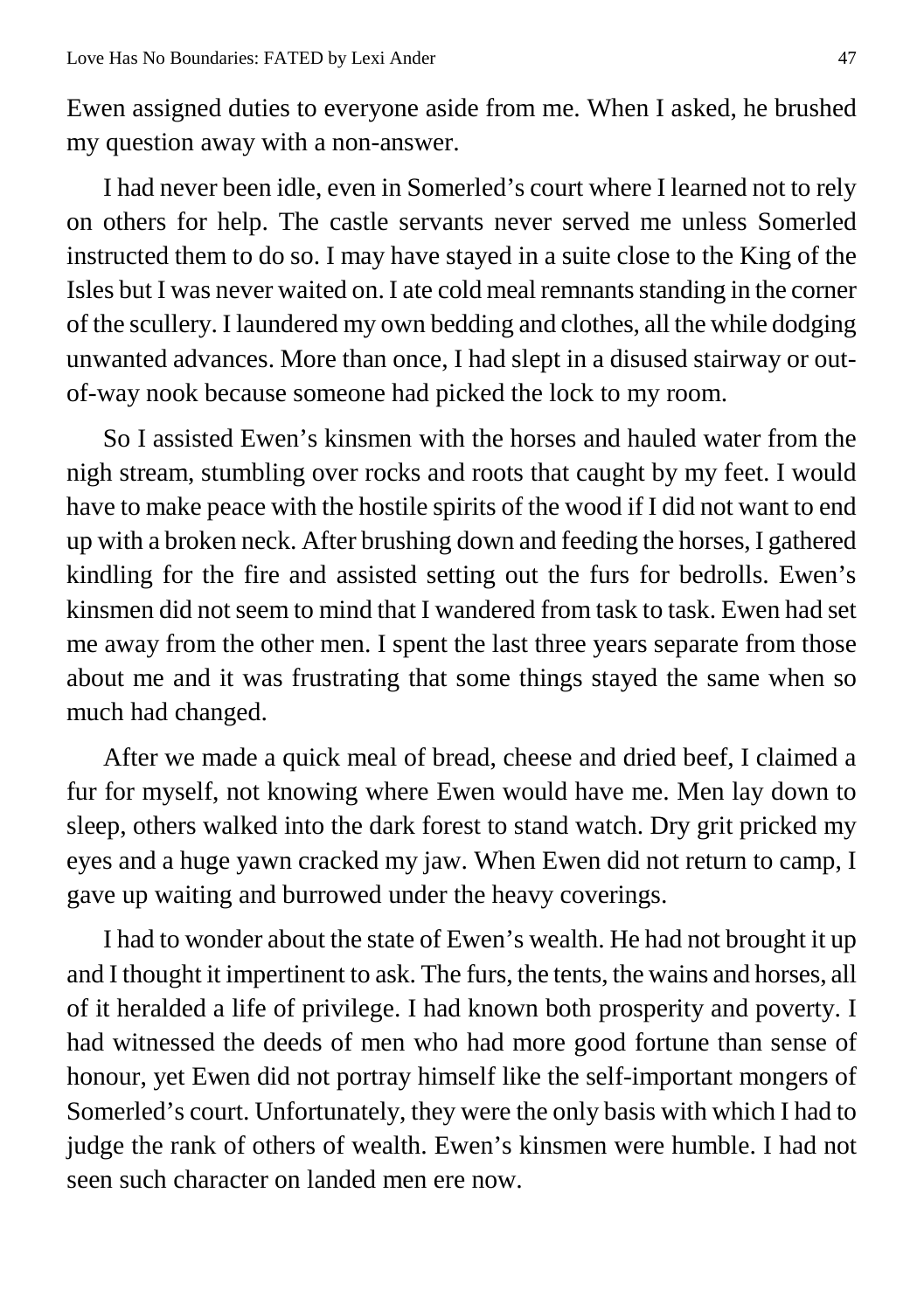Ewen assigned duties to everyone aside from me. When I asked, he brushed my question away with a non-answer.

I had never been idle, even in Somerled's court where I learned not to rely on others for help. The castle servants never served me unless Somerled instructed them to do so. I may have stayed in a suite close to the King of the Isles but I was never waited on. I ate cold meal remnants standing in the corner of the scullery. I laundered my own bedding and clothes, all the while dodging unwanted advances. More than once, I had slept in a disused stairway or out-of-way nook because someone had picked the lock to my room.

So I assisted Ewen's kinsmen with the horses and hauled water from the nigh stream, stumbling over rocks and roots that caught by my feet. I would have to make peace with the hostile spirits of the wood if I did not want to end up with a broken neck. After brushing down and feeding the horses, I gathered kindling for the fire and assisted setting out the furs for bedrolls. Ewen's kinsmen did not seem to mind that I wandered from task to task. Ewen had set me away from the other men. I spent the last three years separate from those about me and it was frustrating that some things stayed the same when so much had changed.

After we made a quick meal of bread, cheese and dried beef, I claimed a fur for myself, not knowing where Ewen would have me. Men lay down to sleep, others walked into the dark forest to stand watch. Dry grit pricked my eyes and a huge yawn cracked my jaw. When Ewen did not return to camp, I gave up waiting and burrowed under the heavy coverings.

I had to wonder about the state of Ewen's wealth. He had not brought it up and I thought it impertinent to ask. The furs, the tents, the wains and horses, all of it heralded a life of privilege. I had known both prosperity and poverty. I had witnessed the deeds of men who had more good fortune than sense of honour, yet Ewen did not portray himself like the self-important mongers of Somerled's court. Unfortunately, they were the only basis with which I had to judge the rank of others of wealth. Ewen's kinsmen were humble. I had not seen such character on landed men ere now.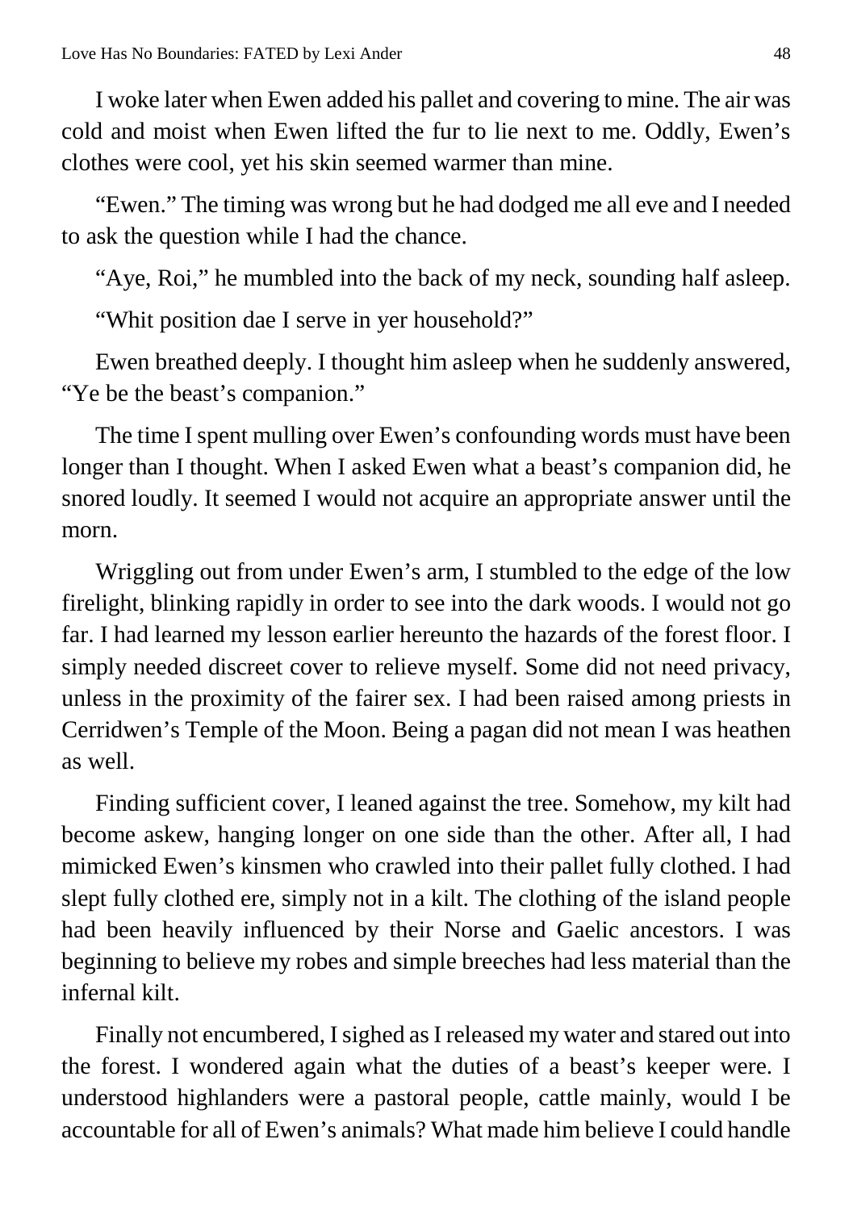I woke later when Ewen added his pallet and covering to mine. The air was cold and moist when Ewen lifted the fur to lie next to me. Oddly, Ewen's clothes were cool, yet his skin seemed warmer than mine.

"Ewen." The timing was wrong but he had dodged me all eve and I needed to ask the question while I had the chance.

"Aye, Roi," he mumbled into the back of my neck, sounding half asleep.

"Whit position dae I serve in yer household?"

Ewen breathed deeply. I thought him asleep when he suddenly answered, "Ye be the beast's companion."

The time I spent mulling over Ewen's confounding words must have been longer than I thought. When I asked Ewen what a beast's companion did, he snored loudly. It seemed I would not acquire an appropriate answer until the morn.

Wriggling out from under Ewen's arm, I stumbled to the edge of the low firelight, blinking rapidly in order to see into the dark woods. I would not go far. I had learned my lesson earlier hereunto the hazards of the forest floor. I simply needed discreet cover to relieve myself. Some did not need privacy, unless in the proximity of the fairer sex. I had been raised among priests in Cerridwen's Temple of the Moon. Being a pagan did not mean I was heathen as well.

Finding sufficient cover, I leaned against the tree. Somehow, my kilt had become askew, hanging longer on one side than the other. After all, I had mimicked Ewen's kinsmen who crawled into their pallet fully clothed. I had slept fully clothed ere, simply not in a kilt. The clothing of the island people had been heavily influenced by their Norse and Gaelic ancestors. I was beginning to believe my robes and simple breeches had less material than the infernal kilt.

Finally not encumbered, I sighed as I released my water and stared out into the forest. I wondered again what the duties of a beast's keeper were. I understood highlanders were a pastoral people, cattle mainly, would I be accountable for all of Ewen's animals? What made him believe I could handle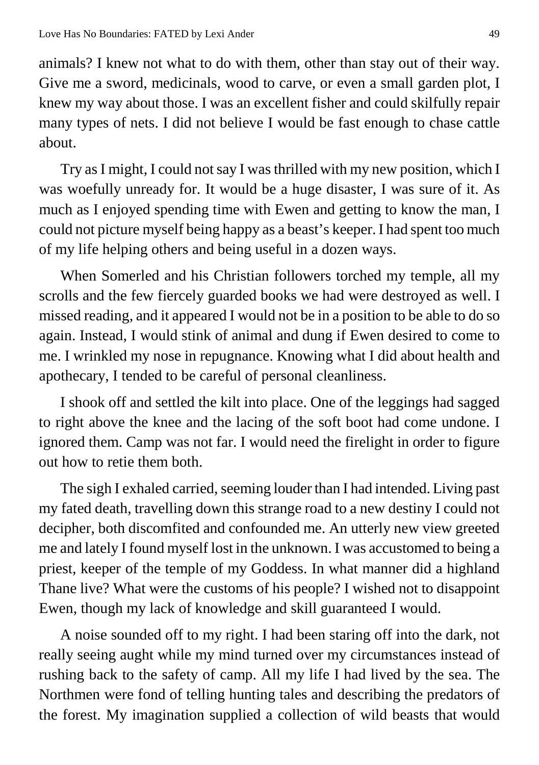animals? I knew not what to do with them, other than stay out of their way. Give me a sword, medicinals, wood to carve, or even a small garden plot, I knew my way about those. I was an excellent fisher and could skilfully repair many types of nets. I did not believe I would be fast enough to chase cattle about.

Try as I might, I could not say I was thrilled with my new position, which I was woefully unready for. It would be a huge disaster, I was sure of it. As much as I enjoyed spending time with Ewen and getting to know the man, I could not picture myself being happy as a beast's keeper. I had spent too much of my life helping others and being useful in a dozen ways.

When Somerled and his Christian followers torched my temple, all my scrolls and the few fiercely guarded books we had were destroyed as well. I missed reading, and it appeared I would not be in a position to be able to do so again. Instead, I would stink of animal and dung if Ewen desired to come to me. I wrinkled my nose in repugnance. Knowing what I did about health and apothecary, I tended to be careful of personal cleanliness.

I shook off and settled the kilt into place. One of the leggings had sagged to right above the knee and the lacing of the soft boot had come undone. I ignored them. Camp was not far. I would need the firelight in order to figure out how to retie them both.

The sigh I exhaled carried, seeming louder than I had intended. Living past my fated death, travelling down this strange road to a new destiny I could not decipher, both discomfited and confounded me. An utterly new view greeted me and lately I found myself lost in the unknown. I was accustomed to being a priest, keeper of the temple of my Goddess. In what manner did a highland Thane live? What were the customs of his people? I wished not to disappoint Ewen, though my lack of knowledge and skill guaranteed I would.

A noise sounded off to my right. I had been staring off into the dark, not really seeing aught while my mind turned over my circumstances instead of rushing back to the safety of camp. All my life I had lived by the sea. The Northmen were fond of telling hunting tales and describing the predators of the forest. My imagination supplied a collection of wild beasts that would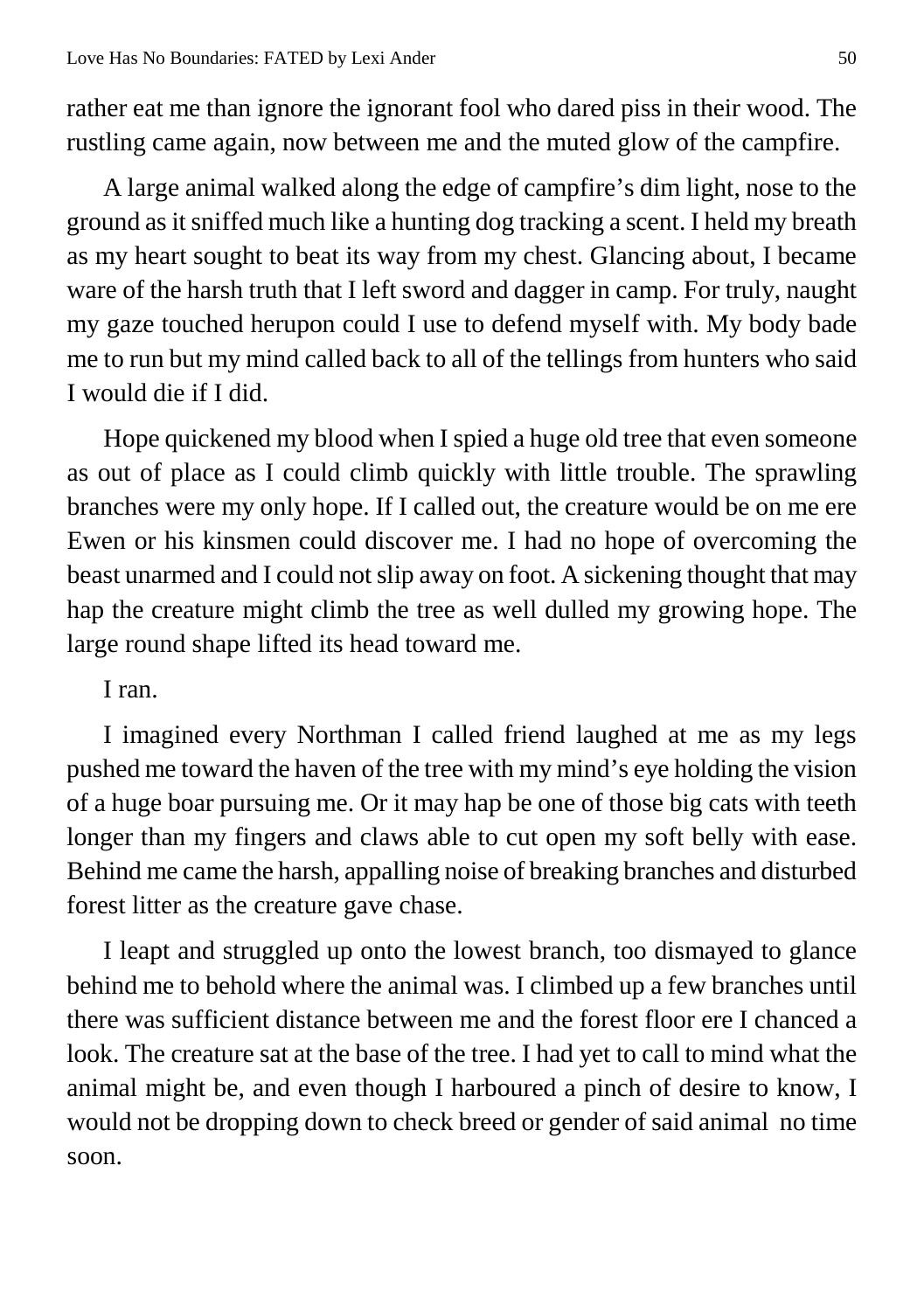rather eat me than ignore the ignorant fool who dared piss in their wood. The rustling came again, now between me and the muted glow of the campfire.

A large animal walked along the edge of campfire's dim light, nose to the ground as it sniffed much like a hunting dog tracking a scent. I held my breath as my heart sought to beat its way from my chest. Glancing about, I became ware of the harsh truth that I left sword and dagger in camp. For truly, naught my gaze touched herupon could I use to defend myself with. My body bade me to run but my mind called back to all of the tellings from hunters who said I would die if I did.

Hope quickened my blood when I spied a huge old tree that even someone as out of place as I could climb quickly with little trouble. The sprawling branches were my only hope. If I called out, the creature would be on me ere Ewen or his kinsmen could discover me. I had no hope of overcoming the beast unarmed and I could not slip away on foot. A sickening thought that may hap the creature might climb the tree as well dulled my growing hope. The large round shape lifted its head toward me.

I ran.

I imagined every Northman I called friend laughed at me as my legs pushed me toward the haven of the tree with my mind's eye holding the vision of a huge boar pursuing me. Or it may hap be one of those big cats with teeth longer than my fingers and claws able to cut open my soft belly with ease. Behind me came the harsh, appalling noise of breaking branches and disturbed forest litter as the creature gave chase.

I leapt and struggled up onto the lowest branch, too dismayed to glance behind me to behold where the animal was. I climbed up a few branches until there was sufficient distance between me and the forest floor ere I chanced a look. The creature sat at the base of the tree. I had yet to call to mind what the animal might be, and even though I harboured a pinch of desire to know, I would not be dropping down to check breed or gender of said animal  no time soon.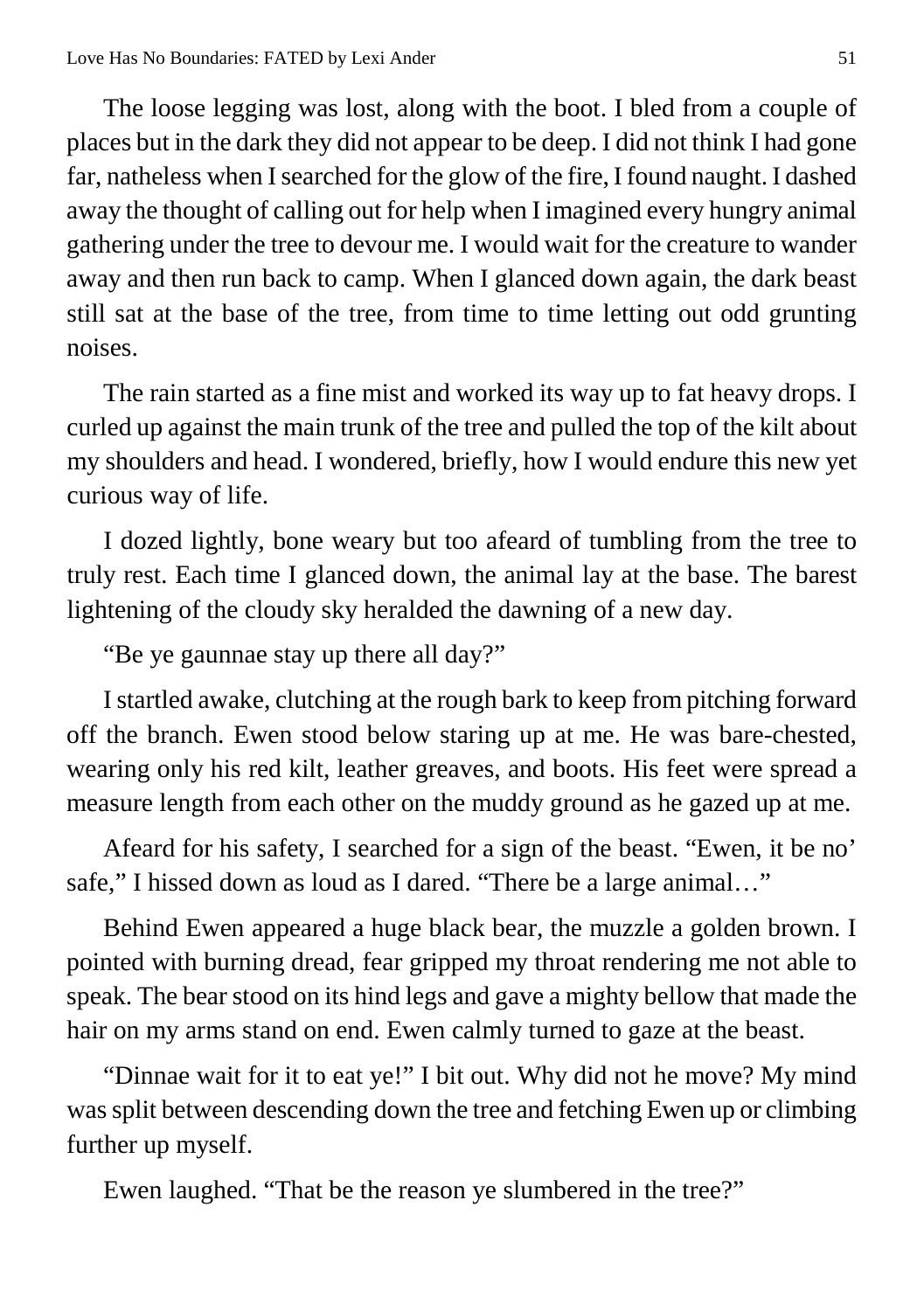The loose legging was lost, along with the boot. I bled from a couple of places but in the dark they did not appear to be deep. I did not think I had gone far, natheless when I searched for the glow of the fire, I found naught. I dashed away the thought of calling out for help when I imagined every hungry animal gathering under the tree to devour me. I would wait for the creature to wander away and then run back to camp. When I glanced down again, the dark beast still sat at the base of the tree, from time to time letting out odd grunting noises.

The rain started as a fine mist and worked its way up to fat heavy drops. I curled up against the main trunk of the tree and pulled the top of the kilt about my shoulders and head. I wondered, briefly, how I would endure this new yet curious way of life.

I dozed lightly, bone weary but too afeard of tumbling from the tree to truly rest. Each time I glanced down, the animal lay at the base. The barest lightening of the cloudy sky heralded the dawning of a new day.

"Be ye gaunnae stay up there all day?"

I startled awake, clutching at the rough bark to keep from pitching forward off the branch. Ewen stood below staring up at me. He was bare-chested, wearing only his red kilt, leather greaves, and boots. His feet were spread a measure length from each other on the muddy ground as he gazed up at me.

Afeard for his safety, I searched for a sign of the beast. "Ewen, it be no' safe," I hissed down as loud as I dared. "There be a large animal…"

Behind Ewen appeared a huge black bear, the muzzle a golden brown. I pointed with burning dread, fear gripped my throat rendering me not able to speak. The bear stood on its hind legs and gave a mighty bellow that made the hair on my arms stand on end. Ewen calmly turned to gaze at the beast.

"Dinnae wait for it to eat ye!" I bit out. Why did not he move? My mind was split between descending down the tree and fetching Ewen up or climbing further up myself.

Ewen laughed. "That be the reason ye slumbered in the tree?"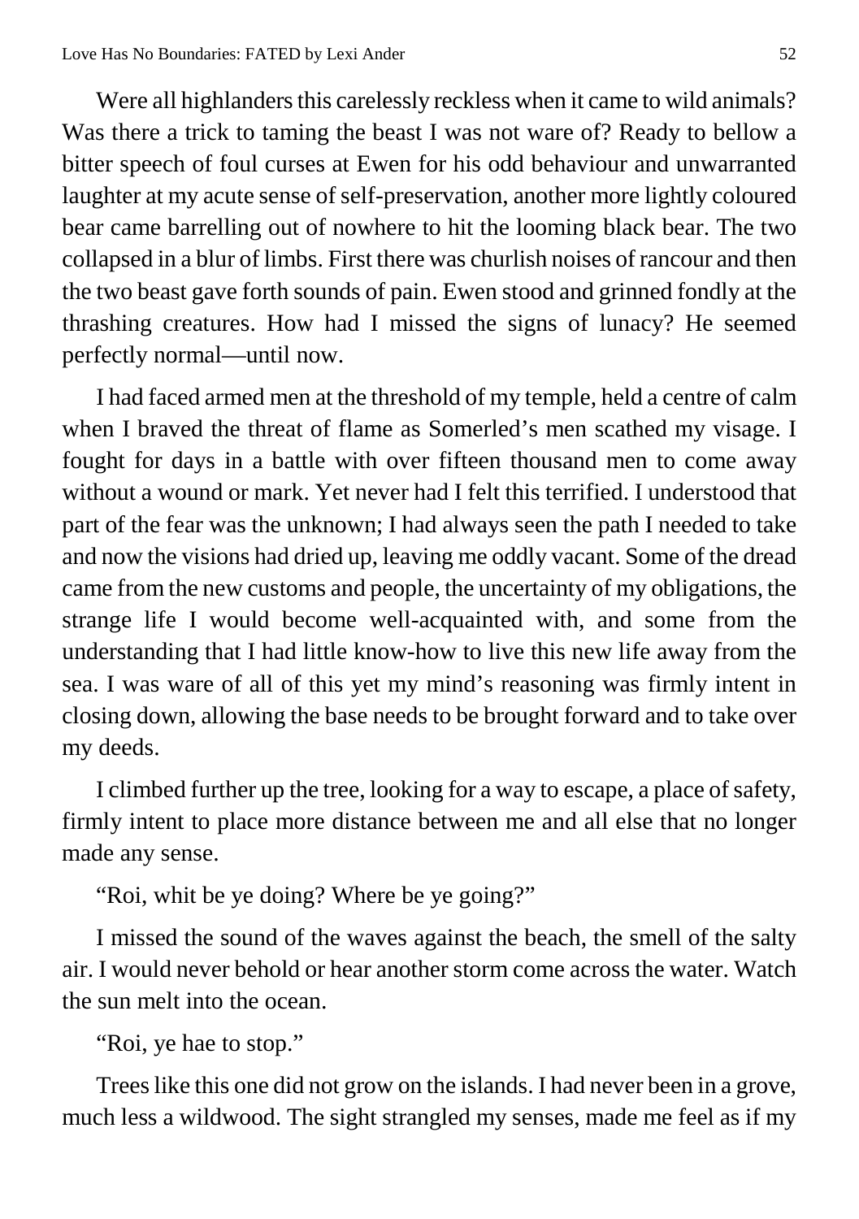Were all highlanders this carelessly reckless when it came to wild animals? Was there a trick to taming the beast I was not ware of? Ready to bellow a bitter speech of foul curses at Ewen for his odd behaviour and unwarranted laughter at my acute sense of self-preservation, another more lightly coloured bear came barrelling out of nowhere to hit the looming black bear. The two collapsed in a blur of limbs. First there was churlish noises of rancour and then the two beast gave forth sounds of pain. Ewen stood and grinned fondly at the thrashing creatures. How had I missed the signs of lunacy? He seemed perfectly normal—until now.

I had faced armed men at the threshold of my temple, held a centre of calm when I braved the threat of flame as Somerled's men scathed my visage. I fought for days in a battle with over fifteen thousand men to come away without a wound or mark. Yet never had I felt this terrified. I understood that part of the fear was the unknown; I had always seen the path I needed to take and now the visions had dried up, leaving me oddly vacant. Some of the dread came from the new customs and people, the uncertainty of my obligations, the strange life I would become well-acquainted with, and some from the understanding that I had little know-how to live this new life away from the sea. I was ware of all of this yet my mind's reasoning was firmly intent in closing down, allowing the base needs to be brought forward and to take over my deeds.

I climbed further up the tree, looking for a way to escape, a place of safety, firmly intent to place more distance between me and all else that no longer made any sense.

"Roi, whit be ye doing? Where be ye going?"

I missed the sound of the waves against the beach, the smell of the salty air. I would never behold or hear another storm come across the water. Watch the sun melt into the ocean.

"Roi, ye hae to stop."

Trees like this one did not grow on the islands. I had never been in a grove, much less a wildwood. The sight strangled my senses, made me feel as if my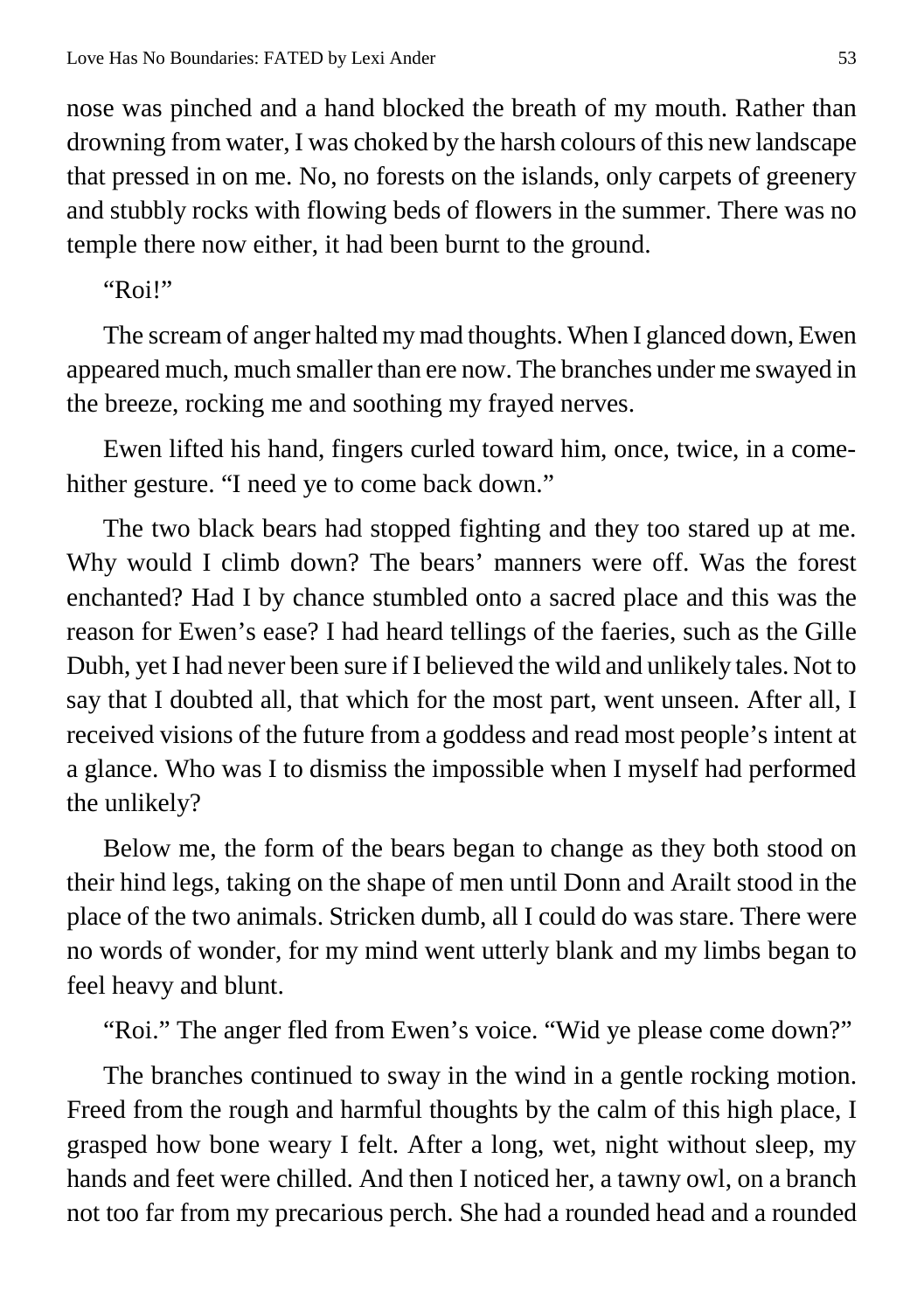nose was pinched and a hand blocked the breath of my mouth. Rather than drowning from water, I was choked by the harsh colours of this new landscape that pressed in on me. No, no forests on the islands, only carpets of greenery and stubbly rocks with flowing beds of flowers in the summer. There was no temple there now either, it had been burnt to the ground.

"Roi!"

The scream of anger halted my mad thoughts. When I glanced down, Ewen appeared much, much smaller than ere now. The branches under me swayed in the breeze, rocking me and soothing my frayed nerves.

Ewen lifted his hand, fingers curled toward him, once, twice, in a come-hither gesture. "I need ye to come back down."

The two black bears had stopped fighting and they too stared up at me. Why would I climb down? The bears' manners were off. Was the forest enchanted? Had I by chance stumbled onto a sacred place and this was the reason for Ewen's ease? I had heard tellings of the faeries, such as the Gille Dubh, yet I had never been sure if I believed the wild and unlikely tales. Not to say that I doubted all, that which for the most part, went unseen. After all, I received visions of the future from a goddess and read most people's intent at a glance. Who was I to dismiss the impossible when I myself had performed the unlikely?

Below me, the form of the bears began to change as they both stood on their hind legs, taking on the shape of men until Donn and Arailt stood in the place of the two animals. Stricken dumb, all I could do was stare. There were no words of wonder, for my mind went utterly blank and my limbs began to feel heavy and blunt.

"Roi." The anger fled from Ewen's voice. "Wid ye please come down?"

The branches continued to sway in the wind in a gentle rocking motion. Freed from the rough and harmful thoughts by the calm of this high place, I grasped how bone weary I felt. After a long, wet, night without sleep, my hands and feet were chilled. And then I noticed her, a tawny owl, on a branch not too far from my precarious perch. She had a rounded head and a rounded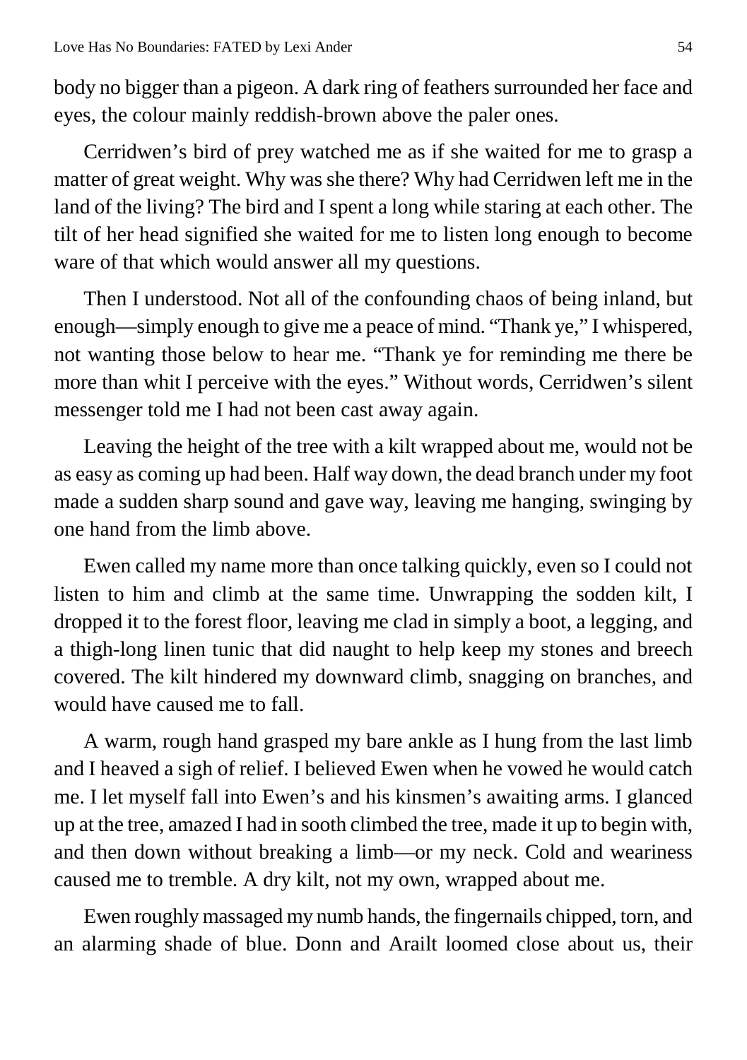body no bigger than a pigeon. A dark ring of feathers surrounded her face and eyes, the colour mainly reddish-brown above the paler ones.

Cerridwen's bird of prey watched me as if she waited for me to grasp a matter of great weight. Why was she there? Why had Cerridwen left me in the land of the living? The bird and I spent a long while staring at each other. The tilt of her head signified she waited for me to listen long enough to become ware of that which would answer all my questions.

Then I understood. Not all of the confounding chaos of being inland, but enough—simply enough to give me a peace of mind. "Thank ye," I whispered, not wanting those below to hear me. "Thank ye for reminding me there be more than whit I perceive with the eyes." Without words, Cerridwen's silent messenger told me I had not been cast away again.

Leaving the height of the tree with a kilt wrapped about me, would not be as easy as coming up had been. Half way down, the dead branch under my foot made a sudden sharp sound and gave way, leaving me hanging, swinging by one hand from the limb above.

Ewen called my name more than once talking quickly, even so I could not listen to him and climb at the same time. Unwrapping the sodden kilt, I dropped it to the forest floor, leaving me clad in simply a boot, a legging, and a thigh-long linen tunic that did naught to help keep my stones and breech covered. The kilt hindered my downward climb, snagging on branches, and would have caused me to fall.

A warm, rough hand grasped my bare ankle as I hung from the last limb and I heaved a sigh of relief. I believed Ewen when he vowed he would catch me. I let myself fall into Ewen's and his kinsmen's awaiting arms. I glanced up at the tree, amazed I had in sooth climbed the tree, made it up to begin with, and then down without breaking a limb—or my neck. Cold and weariness caused me to tremble. A dry kilt, not my own, wrapped about me.

Ewen roughly massaged my numb hands, the fingernails chipped, torn, and an alarming shade of blue. Donn and Arailt loomed close about us, their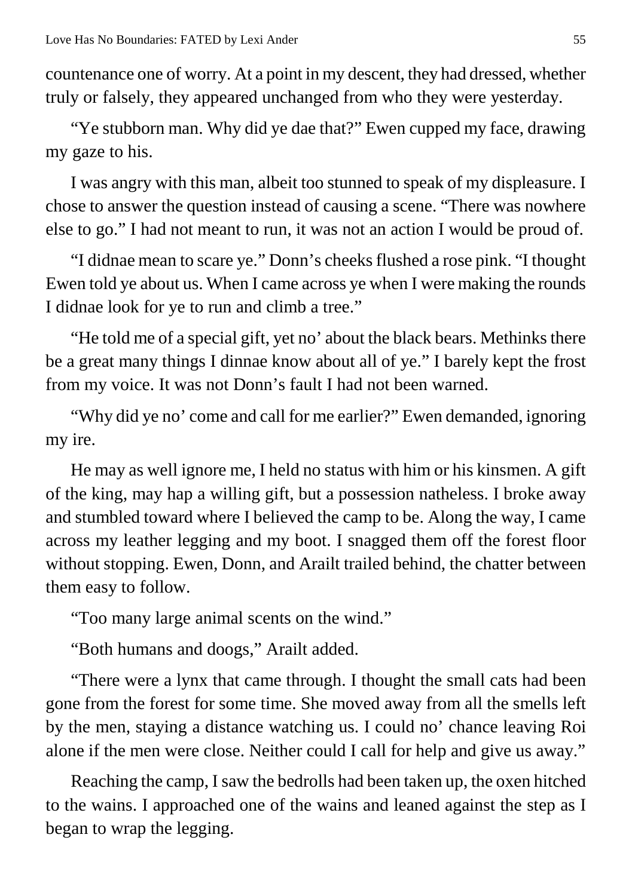countenance one of worry. At a point in my descent, they had dressed, whether truly or falsely, they appeared unchanged from who they were yesterday.

"Ye stubborn man. Why did ye dae that?" Ewen cupped my face, drawing my gaze to his.

I was angry with this man, albeit too stunned to speak of my displeasure. I chose to answer the question instead of causing a scene. "There was nowhere else to go." I had not meant to run, it was not an action I would be proud of.

"I didnae mean to scare ye." Donn's cheeks flushed a rose pink. "I thought Ewen told ye about us. When I came across ye when I were making the rounds I didnae look for ye to run and climb a tree."

"He told me of a special gift, yet no' about the black bears. Methinks there be a great many things I dinnae know about all of ye." I barely kept the frost from my voice. It was not Donn's fault I had not been warned.

"Why did ye no' come and call for me earlier?" Ewen demanded, ignoring my ire.

He may as well ignore me, I held no status with him or his kinsmen. A gift of the king, may hap a willing gift, but a possession natheless. I broke away and stumbled toward where I believed the camp to be. Along the way, I came across my leather legging and my boot. I snagged them off the forest floor without stopping. Ewen, Donn, and Arailt trailed behind, the chatter between them easy to follow.

"Too many large animal scents on the wind."

"Both humans and doogs," Arailt added.

"There were a lynx that came through. I thought the small cats had been gone from the forest for some time. She moved away from all the smells left by the men, staying a distance watching us. I could no' chance leaving Roi alone if the men were close. Neither could I call for help and give us away."

Reaching the camp, I saw the bedrolls had been taken up, the oxen hitched to the wains. I approached one of the wains and leaned against the step as I began to wrap the legging.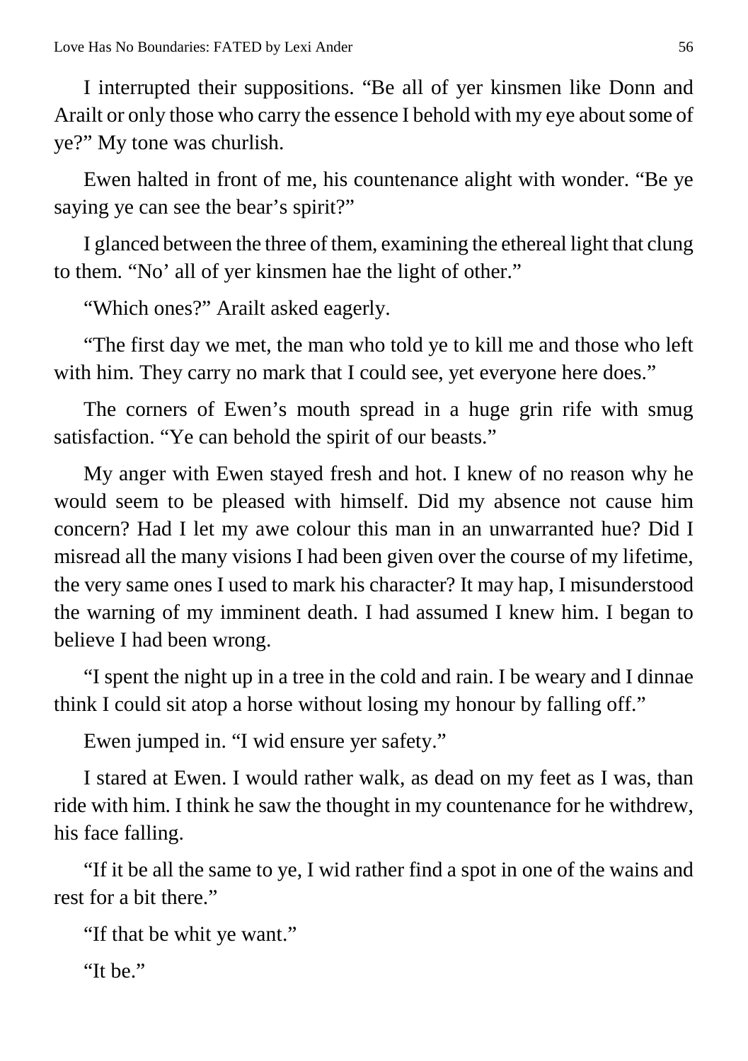I interrupted their suppositions. "Be all of yer kinsmen like Donn and Arailt or only those who carry the essence I behold with my eye about some of ye?" My tone was churlish.

Ewen halted in front of me, his countenance alight with wonder. "Be ye saying ye can see the bear's spirit?"

I glanced between the three of them, examining the ethereal light that clung to them. "No' all of yer kinsmen hae the light of other."

"Which ones?" Arailt asked eagerly.

"The first day we met, the man who told ye to kill me and those who left with him. They carry no mark that I could see, yet everyone here does."

The corners of Ewen's mouth spread in a huge grin rife with smug satisfaction. "Ye can behold the spirit of our beasts."

My anger with Ewen stayed fresh and hot. I knew of no reason why he would seem to be pleased with himself. Did my absence not cause him concern? Had I let my awe colour this man in an unwarranted hue? Did I misread all the many visions I had been given over the course of my lifetime, the very same ones I used to mark his character? It may hap, I misunderstood the warning of my imminent death. I had assumed I knew him. I began to believe I had been wrong.

"I spent the night up in a tree in the cold and rain. I be weary and I dinnae think I could sit atop a horse without losing my honour by falling off."

Ewen jumped in. "I wid ensure yer safety."

I stared at Ewen. I would rather walk, as dead on my feet as I was, than ride with him. I think he saw the thought in my countenance for he withdrew, his face falling.

"If it be all the same to ye, I wid rather find a spot in one of the wains and rest for a bit there."

"If that be whit ye want."

"It be."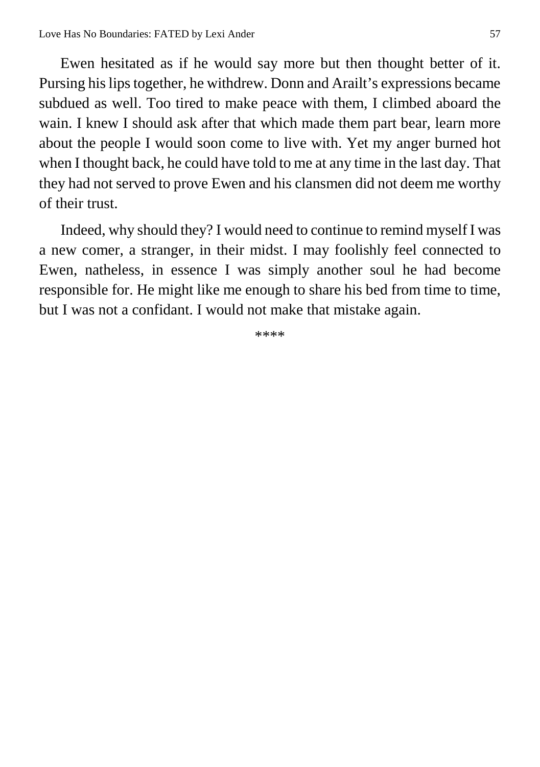Ewen hesitated as if he would say more but then thought better of it. Pursing his lips together, he withdrew. Donn and Arailt's expressions became subdued as well. Too tired to make peace with them, I climbed aboard the wain. I knew I should ask after that which made them part bear, learn more about the people I would soon come to live with. Yet my anger burned hot when I thought back, he could have told to me at any time in the last day. That they had not served to prove Ewen and his clansmen did not deem me worthy of their trust.

Indeed, why should they? I would need to continue to remind myself I was a new comer, a stranger, in their midst. I may foolishly feel connected to Ewen, natheless, in essence I was simply another soul he had become responsible for. He might like me enough to share his bed from time to time, but I was not a confidant. I would not make that mistake again.

****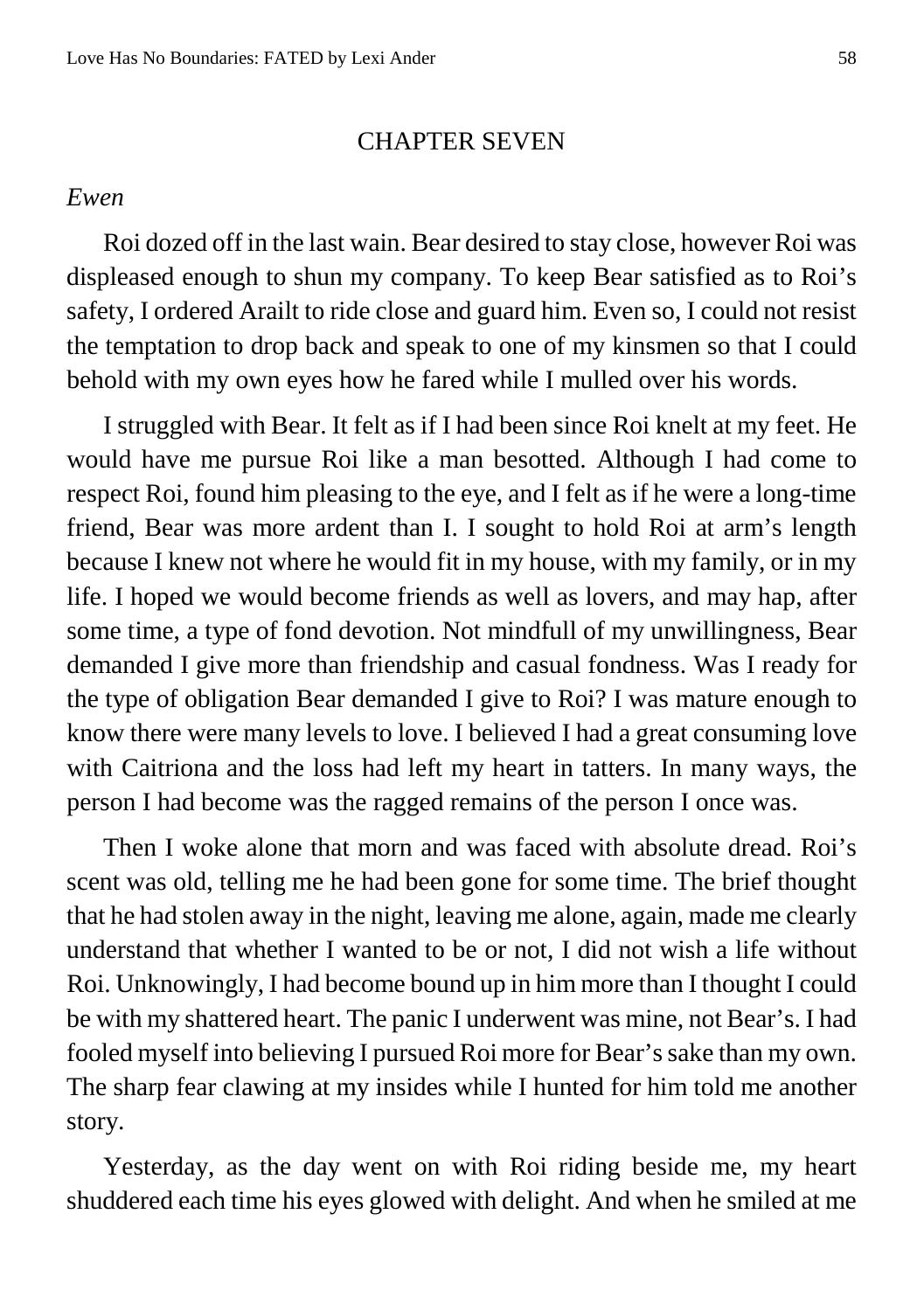## CHAPTER SEVEN

*Ewen*

Roi dozed off in the last wain. Bear desired to stay close, however Roi was displeased enough to shun my company. To keep Bear satisfied as to Roi's safety, I ordered Arailt to ride close and guard him. Even so, I could not resist the temptation to drop back and speak to one of my kinsmen so that I could behold with my own eyes how he fared while I mulled over his words.

I struggled with Bear. It felt as if I had been since Roi knelt at my feet. He would have me pursue Roi like a man besotted. Although I had come to respect Roi, found him pleasing to the eye, and I felt as if he were a long-time friend, Bear was more ardent than I. I sought to hold Roi at arm's length because I knew not where he would fit in my house, with my family, or in my life. I hoped we would become friends as well as lovers, and may hap, after some time, a type of fond devotion. Not mindfull of my unwillingness, Bear demanded I give more than friendship and casual fondness. Was I ready for the type of obligation Bear demanded I give to Roi? I was mature enough to know there were many levels to love. I believed I had a great consuming love with Caitriona and the loss had left my heart in tatters. In many ways, the person I had become was the ragged remains of the person I once was.

Then I woke alone that morn and was faced with absolute dread. Roi's scent was old, telling me he had been gone for some time. The brief thought that he had stolen away in the night, leaving me alone, again, made me clearly understand that whether I wanted to be or not, I did not wish a life without Roi. Unknowingly, I had become bound up in him more than I thought I could be with my shattered heart. The panic I underwent was mine, not Bear's. I had fooled myself into believing I pursued Roi more for Bear's sake than my own. The sharp fear clawing at my insides while I hunted for him told me another story.

Yesterday, as the day went on with Roi riding beside me, my heart shuddered each time his eyes glowed with delight. And when he smiled at me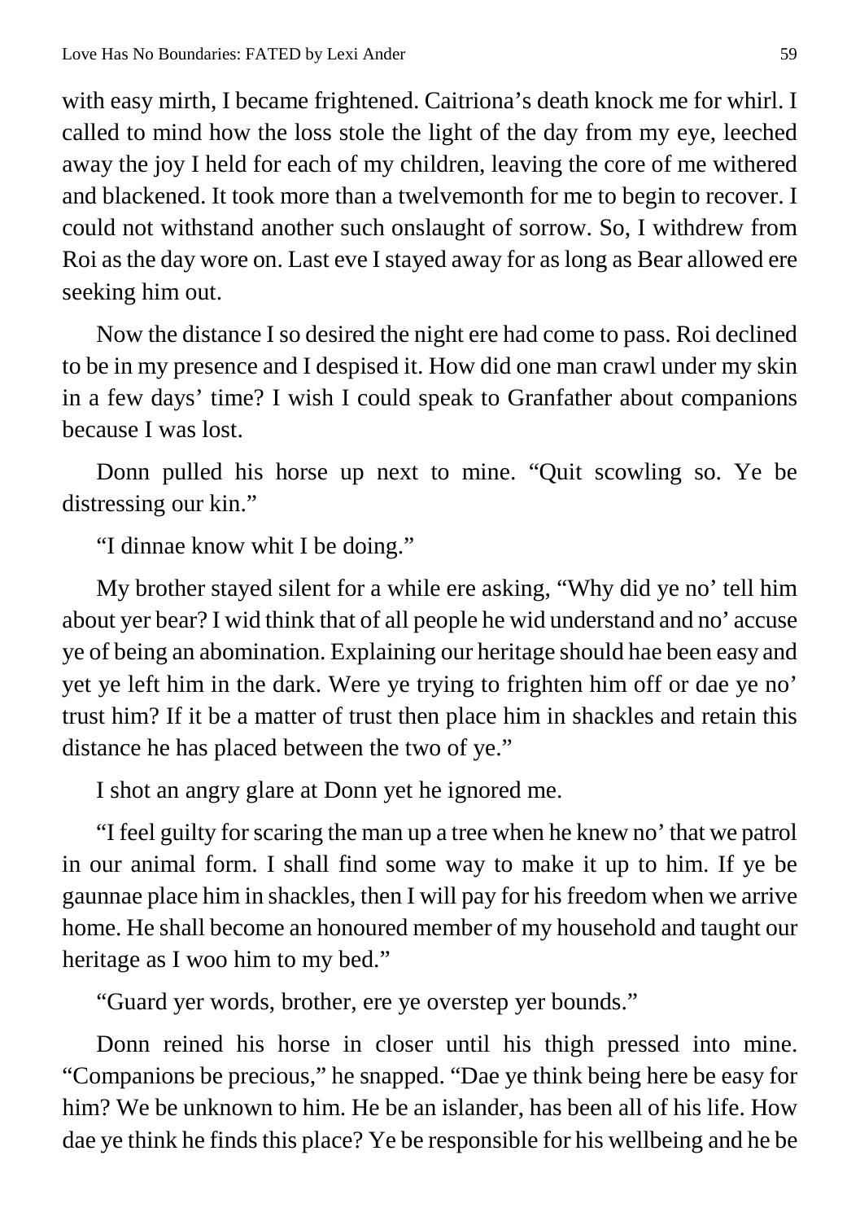with easy mirth, I became frightened. Caitriona's death knock me for whirl. I called to mind how the loss stole the light of the day from my eye, leeched away the joy I held for each of my children, leaving the core of me withered and blackened. It took more than a twelvemonth for me to begin to recover. I could not withstand another such onslaught of sorrow. So, I withdrew from Roi as the day wore on. Last eve I stayed away for as long as Bear allowed ere seeking him out.

Now the distance I so desired the night ere had come to pass. Roi declined to be in my presence and I despised it. How did one man crawl under my skin in a few days' time? I wish I could speak to Granfather about companions because I was lost.

Donn pulled his horse up next to mine. "Quit scowling so. Ye be distressing our kin."

"I dinnae know whit I be doing."

My brother stayed silent for a while ere asking, "Why did ye no' tell him about yer bear? I wid think that of all people he wid understand and no' accuse ye of being an abomination. Explaining our heritage should hae been easy and yet ye left him in the dark. Were ye trying to frighten him off or dae ye no' trust him? If it be a matter of trust then place him in shackles and retain this distance he has placed between the two of ye."

I shot an angry glare at Donn yet he ignored me.

"I feel guilty for scaring the man up a tree when he knew no' that we patrol in our animal form. I shall find some way to make it up to him. If ye be gaunnae place him in shackles, then I will pay for his freedom when we arrive home. He shall become an honoured member of my household and taught our heritage as I woo him to my bed."

"Guard yer words, brother, ere ye overstep yer bounds."

Donn reined his horse in closer until his thigh pressed into mine. "Companions be precious," he snapped. "Dae ye think being here be easy for him? We be unknown to him. He be an islander, has been all of his life. How dae ye think he finds this place? Ye be responsible for his wellbeing and he be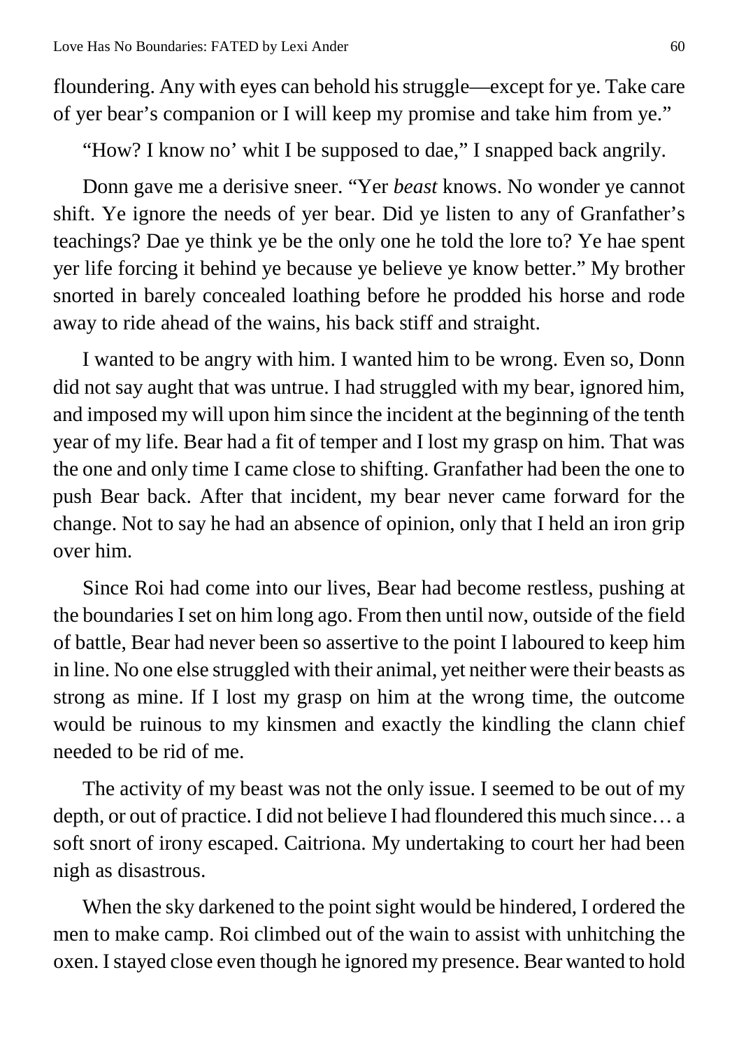floundering. Any with eyes can behold his struggle—except for ye. Take care of yer bear's companion or I will keep my promise and take him from ye."

"How? I know no' whit I be supposed to dae," I snapped back angrily.

Donn gave me a derisive sneer. "Yer *beast* knows. No wonder ye cannot shift. Ye ignore the needs of yer bear. Did ye listen to any of Granfather's teachings? Dae ye think ye be the only one he told the lore to? Ye hae spent yer life forcing it behind ye because ye believe ye know better." My brother snorted in barely concealed loathing before he prodded his horse and rode away to ride ahead of the wains, his back stiff and straight.

I wanted to be angry with him. I wanted him to be wrong. Even so, Donn did not say aught that was untrue. I had struggled with my bear, ignored him, and imposed my will upon him since the incident at the beginning of the tenth year of my life. Bear had a fit of temper and I lost my grasp on him. That was the one and only time I came close to shifting. Granfather had been the one to push Bear back. After that incident, my bear never came forward for the change. Not to say he had an absence of opinion, only that I held an iron grip over him.

Since Roi had come into our lives, Bear had become restless, pushing at the boundaries I set on him long ago. From then until now, outside of the field of battle, Bear had never been so assertive to the point I laboured to keep him in line. No one else struggled with their animal, yet neither were their beasts as strong as mine. If I lost my grasp on him at the wrong time, the outcome would be ruinous to my kinsmen and exactly the kindling the clann chief needed to be rid of me.

The activity of my beast was not the only issue. I seemed to be out of my depth, or out of practice. I did not believe I had floundered this much since… a soft snort of irony escaped. Caitriona. My undertaking to court her had been nigh as disastrous.

When the sky darkened to the point sight would be hindered, I ordered the men to make camp. Roi climbed out of the wain to assist with unhitching the oxen. I stayed close even though he ignored my presence. Bear wanted to hold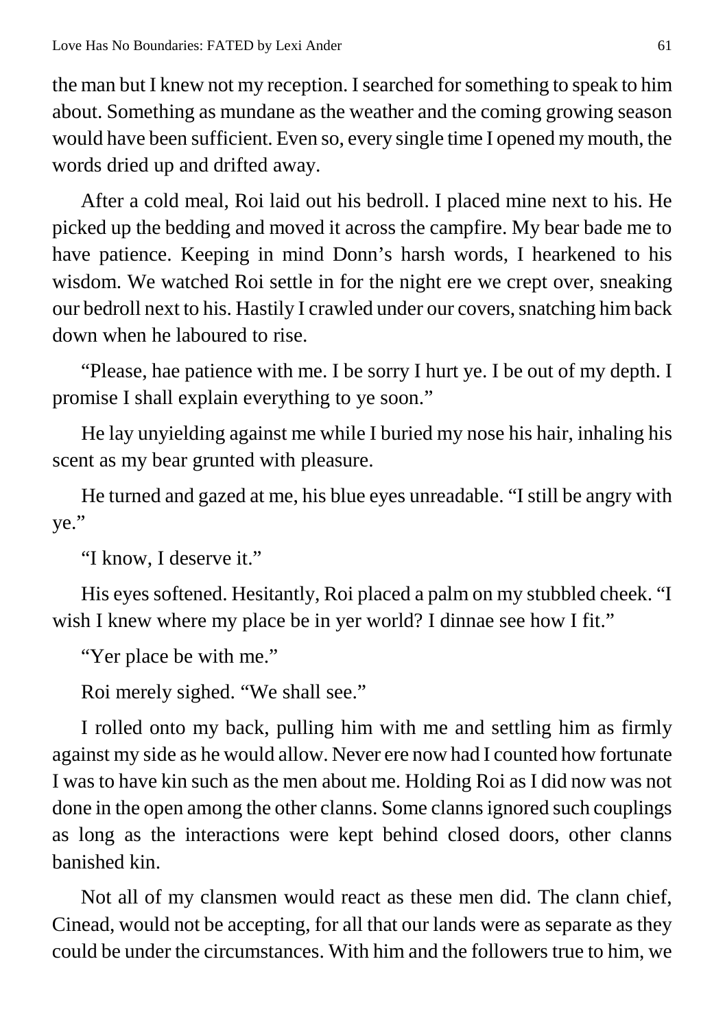the man but I knew not my reception. I searched for something to speak to him about. Something as mundane as the weather and the coming growing season would have been sufficient. Even so, every single time I opened my mouth, the words dried up and drifted away.

After a cold meal, Roi laid out his bedroll. I placed mine next to his. He picked up the bedding and moved it across the campfire. My bear bade me to have patience. Keeping in mind Donn's harsh words, I hearkened to his wisdom. We watched Roi settle in for the night ere we crept over, sneaking our bedroll next to his. Hastily I crawled under our covers, snatching him back down when he laboured to rise.

"Please, hae patience with me. I be sorry I hurt ye. I be out of my depth. I promise I shall explain everything to ye soon."

He lay unyielding against me while I buried my nose his hair, inhaling his scent as my bear grunted with pleasure.

He turned and gazed at me, his blue eyes unreadable. "I still be angry with ye."

"I know, I deserve it."

His eyes softened. Hesitantly, Roi placed a palm on my stubbled cheek. "I wish I knew where my place be in yer world? I dinnae see how I fit."

"Yer place be with me."

Roi merely sighed. "We shall see."

I rolled onto my back, pulling him with me and settling him as firmly against my side as he would allow. Never ere now had I counted how fortunate I was to have kin such as the men about me. Holding Roi as I did now was not done in the open among the other clanns. Some clanns ignored such couplings as long as the interactions were kept behind closed doors, other clanns banished kin.

Not all of my clansmen would react as these men did. The clann chief, Cinead, would not be accepting, for all that our lands were as separate as they could be under the circumstances. With him and the followers true to him, we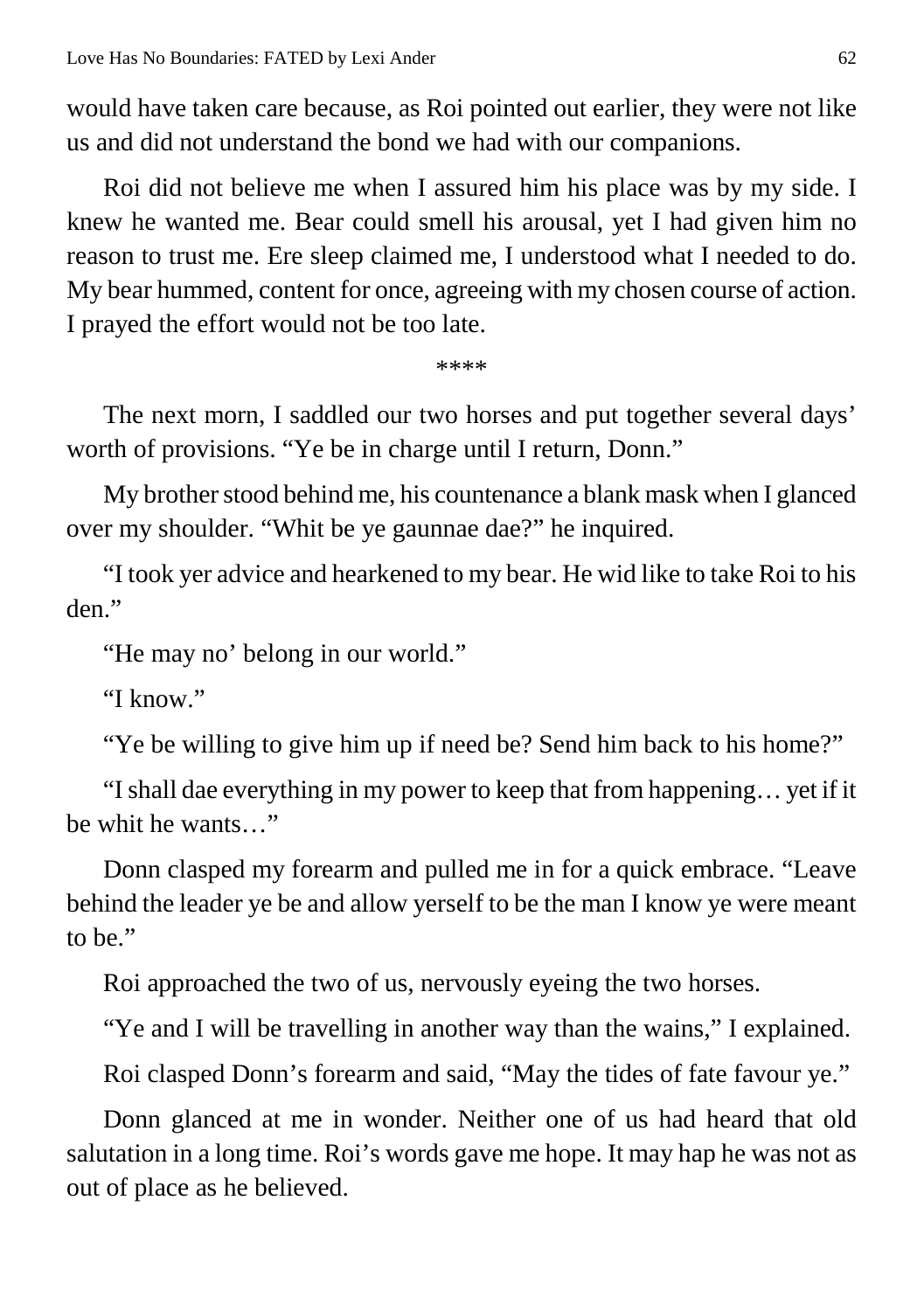would have taken care because, as Roi pointed out earlier, they were not like us and did not understand the bond we had with our companions.

Roi did not believe me when I assured him his place was by my side. I knew he wanted me. Bear could smell his arousal, yet I had given him no reason to trust me. Ere sleep claimed me, I understood what I needed to do. My bear hummed, content for once, agreeing with my chosen course of action. I prayed the effort would not be too late.

\*\*\*\*

The next morn, I saddled our two horses and put together several days' worth of provisions. "Ye be in charge until I return, Donn."

My brother stood behind me, his countenance a blank mask when I glanced over my shoulder. "Whit be ye gaunnae dae?" he inquired.

"I took yer advice and hearkened to my bear. He wid like to take Roi to his den."

"He may no' belong in our world."

"I know."

"Ye be willing to give him up if need be? Send him back to his home?"

"I shall dae everything in my power to keep that from happening… yet if it be whit he wants…"

Donn clasped my forearm and pulled me in for a quick embrace. "Leave behind the leader ye be and allow yerself to be the man I know ye were meant to be."

Roi approached the two of us, nervously eyeing the two horses.

"Ye and I will be travelling in another way than the wains," I explained.

Roi clasped Donn's forearm and said, "May the tides of fate favour ye."

Donn glanced at me in wonder. Neither one of us had heard that old salutation in a long time. Roi's words gave me hope. It may hap he was not as out of place as he believed.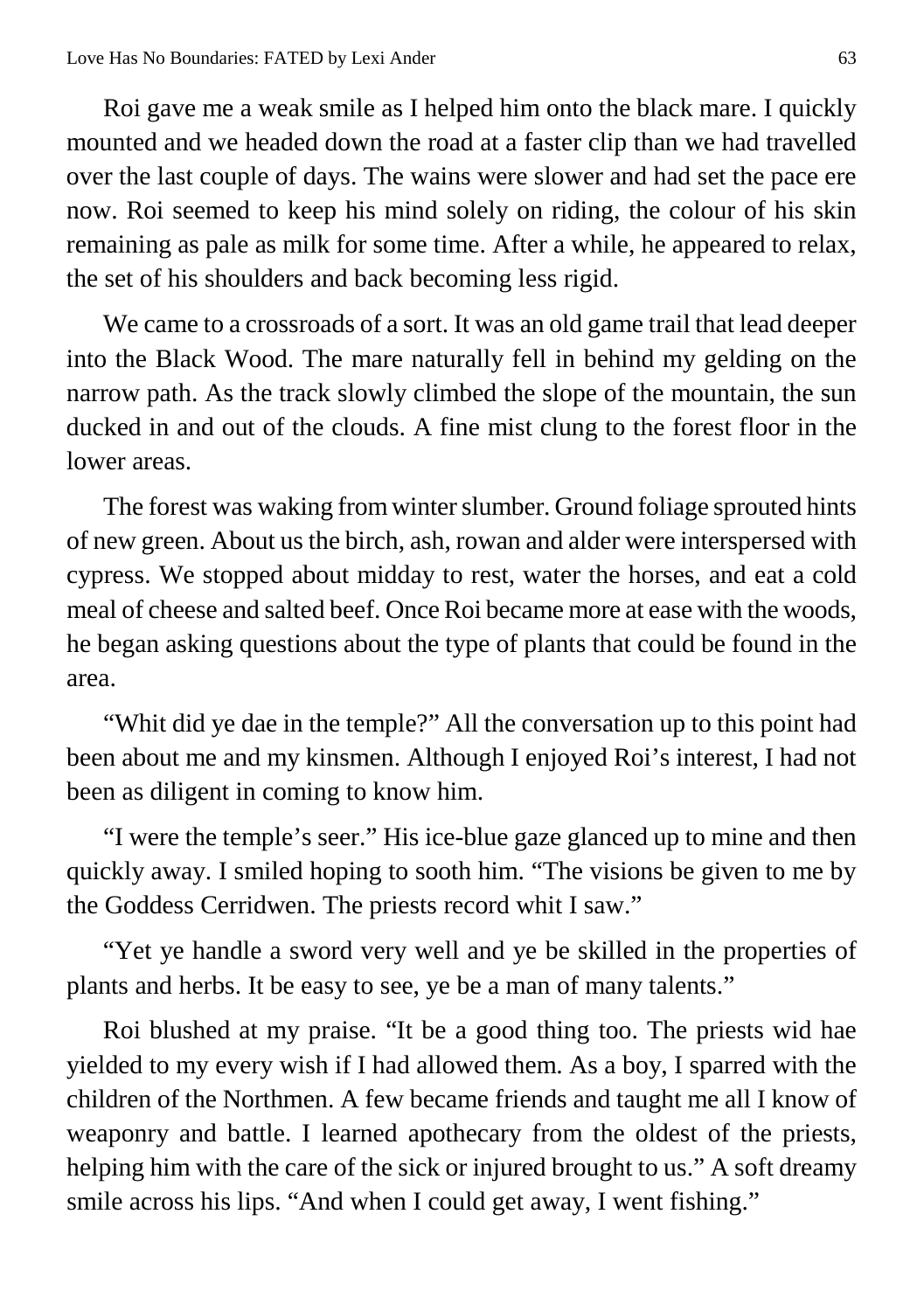Roi gave me a weak smile as I helped him onto the black mare. I quickly mounted and we headed down the road at a faster clip than we had travelled over the last couple of days. The wains were slower and had set the pace ere now. Roi seemed to keep his mind solely on riding, the colour of his skin remaining as pale as milk for some time. After a while, he appeared to relax, the set of his shoulders and back becoming less rigid.

We came to a crossroads of a sort. It was an old game trail that lead deeper into the Black Wood. The mare naturally fell in behind my gelding on the narrow path. As the track slowly climbed the slope of the mountain, the sun ducked in and out of the clouds. A fine mist clung to the forest floor in the lower areas.

The forest was waking from winter slumber. Ground foliage sprouted hints of new green. About us the birch, ash, rowan and alder were interspersed with cypress. We stopped about midday to rest, water the horses, and eat a cold meal of cheese and salted beef. Once Roi became more at ease with the woods, he began asking questions about the type of plants that could be found in the area.

"Whit did ye dae in the temple?" All the conversation up to this point had been about me and my kinsmen. Although I enjoyed Roi's interest, I had not been as diligent in coming to know him.

"I were the temple's seer." His ice-blue gaze glanced up to mine and then quickly away. I smiled hoping to sooth him. "The visions be given to me by the Goddess Cerridwen. The priests record whit I saw."

"Yet ye handle a sword very well and ye be skilled in the properties of plants and herbs. It be easy to see, ye be a man of many talents."

Roi blushed at my praise. "It be a good thing too. The priests wid hae yielded to my every wish if I had allowed them. As a boy, I sparred with the children of the Northmen. A few became friends and taught me all I know of weaponry and battle. I learned apothecary from the oldest of the priests, helping him with the care of the sick or injured brought to us." A soft dreamy smile across his lips. "And when I could get away, I went fishing."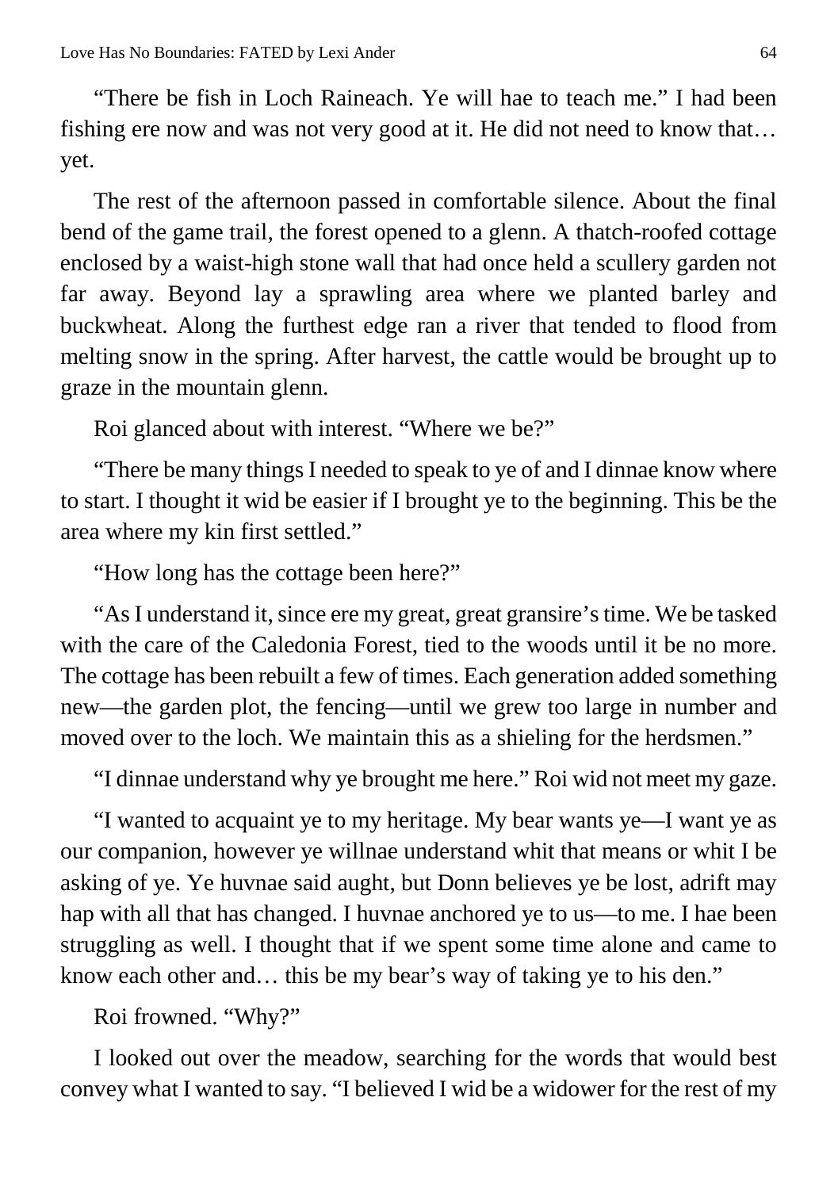"There be fish in Loch Raineach. Ye will hae to teach me." I had been fishing ere now and was not very good at it. He did not need to know that… yet.

The rest of the afternoon passed in comfortable silence. About the final bend of the game trail, the forest opened to a glenn. A thatch-roofed cottage enclosed by a waist-high stone wall that had once held a scullery garden not far away. Beyond lay a sprawling area where we planted barley and buckwheat. Along the furthest edge ran a river that tended to flood from melting snow in the spring. After harvest, the cattle would be brought up to graze in the mountain glenn.

Roi glanced about with interest. "Where we be?"

"There be many things I needed to speak to ye of and I dinnae know where to start. I thought it wid be easier if I brought ye to the beginning. This be the area where my kin first settled."

"How long has the cottage been here?"

"As I understand it, since ere my great, great gransire's time. We be tasked with the care of the Caledonia Forest, tied to the woods until it be no more. The cottage has been rebuilt a few of times. Each generation added something new—the garden plot, the fencing—until we grew too large in number and moved over to the loch. We maintain this as a shieling for the herdsmen."

"I dinnae understand why ye brought me here." Roi wid not meet my gaze.

"I wanted to acquaint ye to my heritage. My bear wants ye—I want ye as our companion, however ye willnae understand whit that means or whit I be asking of ye. Ye huvnae said aught, but Donn believes ye be lost, adrift may hap with all that has changed. I huvnae anchored ye to us—to me. I hae been struggling as well. I thought that if we spent some time alone and came to know each other and… this be my bear's way of taking ye to his den."

Roi frowned. "Why?"

I looked out over the meadow, searching for the words that would best convey what I wanted to say. "I believed I wid be a widower for the rest of my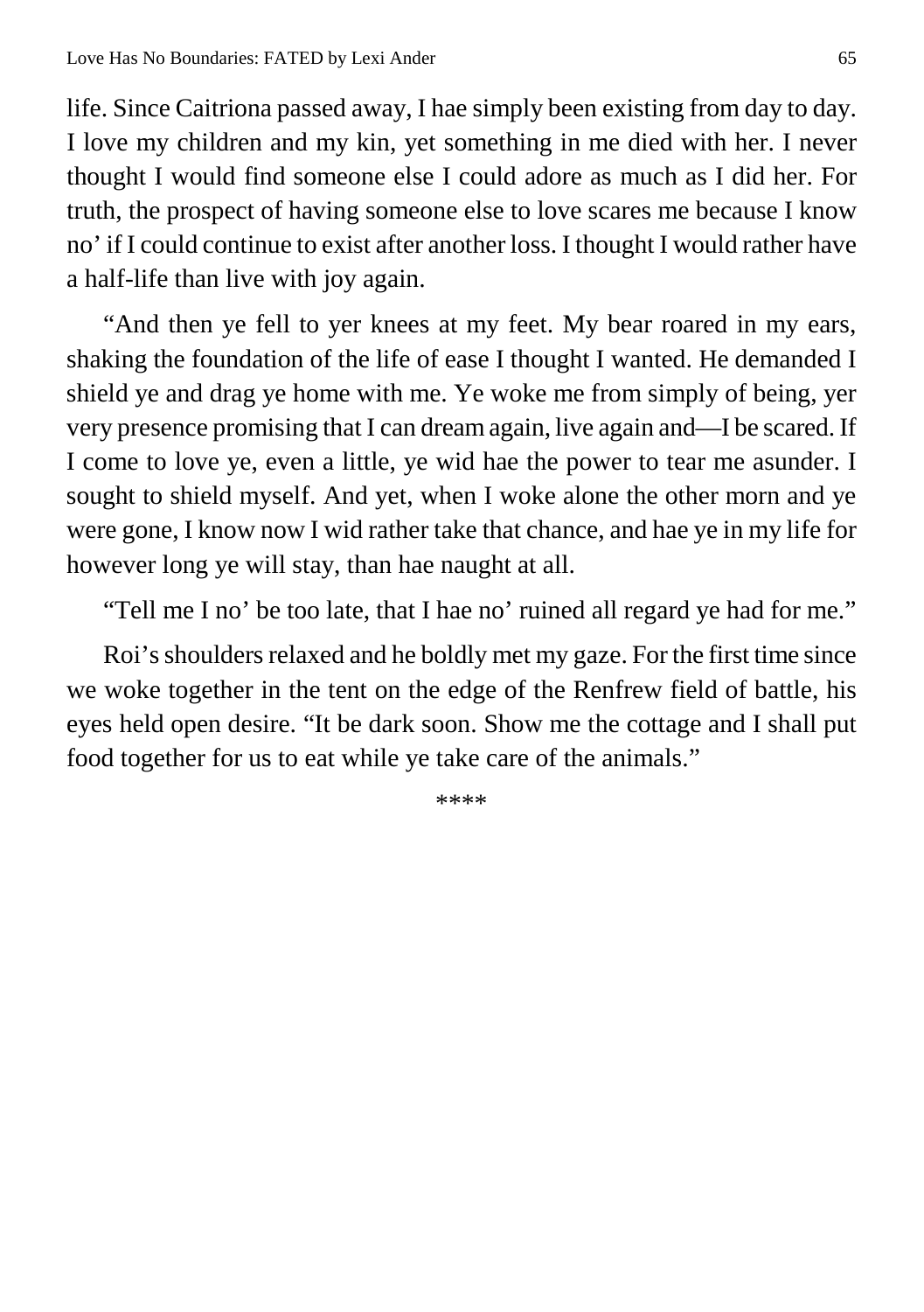life. Since Caitriona passed away, I hae simply been existing from day to day. I love my children and my kin, yet something in me died with her. I never thought I would find someone else I could adore as much as I did her. For truth, the prospect of having someone else to love scares me because I know no' if I could continue to exist after another loss. I thought I would rather have a half-life than live with joy again.

"And then ye fell to yer knees at my feet. My bear roared in my ears, shaking the foundation of the life of ease I thought I wanted. He demanded I shield ye and drag ye home with me. Ye woke me from simply of being, yer very presence promising that I can dream again, live again and—I be scared. If I come to love ye, even a little, ye wid hae the power to tear me asunder. I sought to shield myself. And yet, when I woke alone the other morn and ye were gone, I know now I wid rather take that chance, and hae ye in my life for however long ye will stay, than hae naught at all.

"Tell me I no' be too late, that I hae no' ruined all regard ye had for me."

Roi's shoulders relaxed and he boldly met my gaze. For the first time since we woke together in the tent on the edge of the Renfrew field of battle, his eyes held open desire. "It be dark soon. Show me the cottage and I shall put food together for us to eat while ye take care of the animals."

****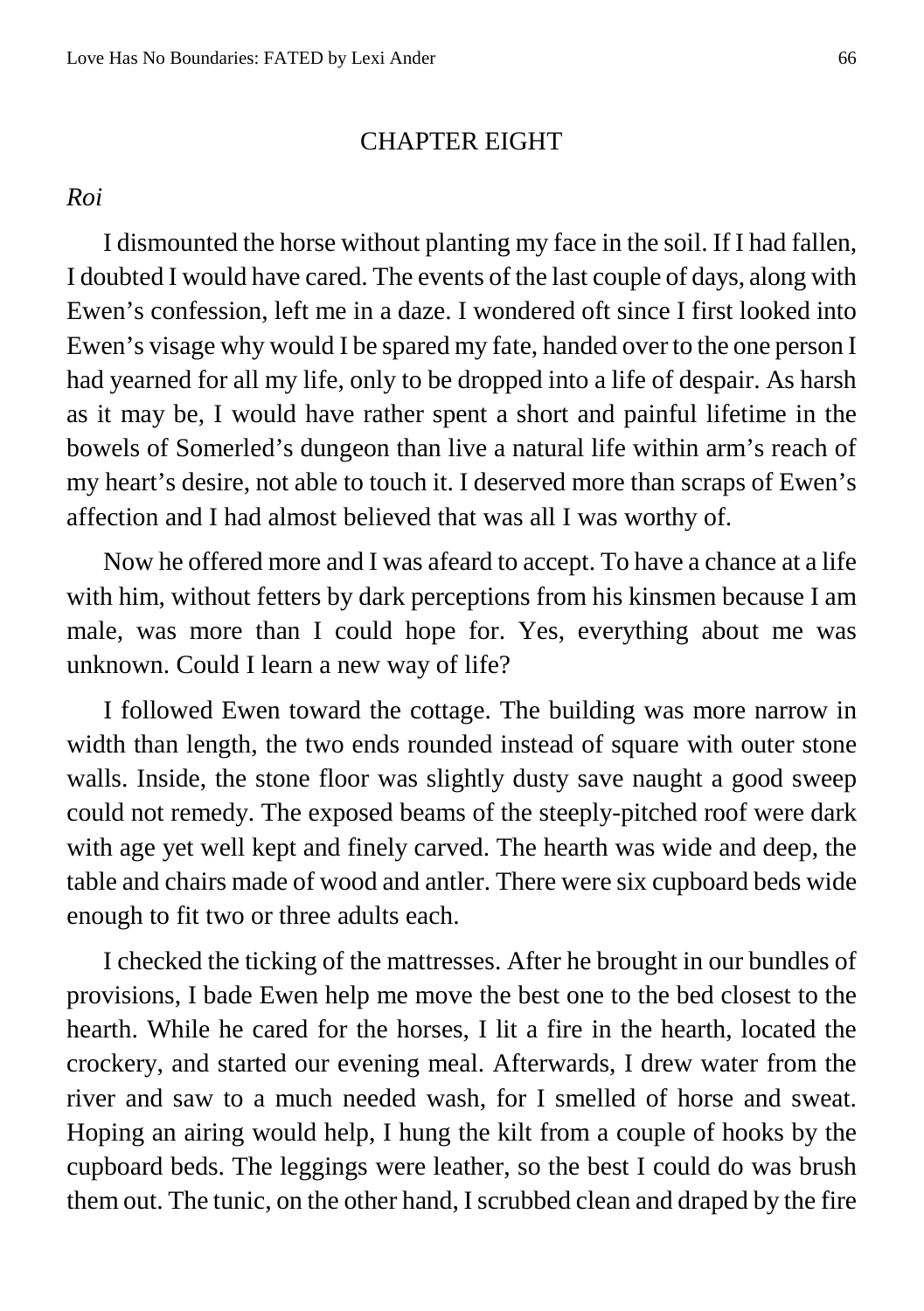## CHAPTER EIGHT

*Roi*

I dismounted the horse without planting my face in the soil. If I had fallen, I doubted I would have cared. The events of the last couple of days, along with Ewen's confession, left me in a daze. I wondered oft since I first looked into Ewen's visage why would I be spared my fate, handed over to the one person I had yearned for all my life, only to be dropped into a life of despair. As harsh as it may be, I would have rather spent a short and painful lifetime in the bowels of Somerled's dungeon than live a natural life within arm's reach of my heart's desire, not able to touch it. I deserved more than scraps of Ewen's affection and I had almost believed that was all I was worthy of.

Now he offered more and I was afeard to accept. To have a chance at a life with him, without fetters by dark perceptions from his kinsmen because I am male, was more than I could hope for. Yes, everything about me was unknown. Could I learn a new way of life?

I followed Ewen toward the cottage. The building was more narrow in width than length, the two ends rounded instead of square with outer stone walls. Inside, the stone floor was slightly dusty save naught a good sweep could not remedy. The exposed beams of the steeply-pitched roof were dark with age yet well kept and finely carved. The hearth was wide and deep, the table and chairs made of wood and antler. There were six cupboard beds wide enough to fit two or three adults each.

I checked the ticking of the mattresses. After he brought in our bundles of provisions, I bade Ewen help me move the best one to the bed closest to the hearth. While he cared for the horses, I lit a fire in the hearth, located the crockery, and started our evening meal. Afterwards, I drew water from the river and saw to a much needed wash, for I smelled of horse and sweat. Hoping an airing would help, I hung the kilt from a couple of hooks by the cupboard beds. The leggings were leather, so the best I could do was brush them out. The tunic, on the other hand, I scrubbed clean and draped by the fire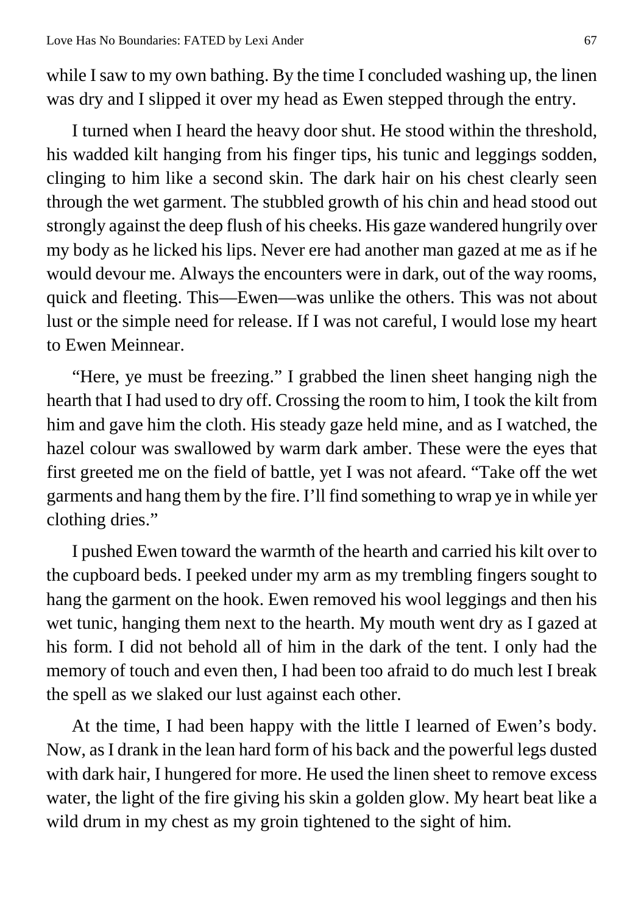while I saw to my own bathing. By the time I concluded washing up, the linen was dry and I slipped it over my head as Ewen stepped through the entry.

I turned when I heard the heavy door shut. He stood within the threshold, his wadded kilt hanging from his finger tips, his tunic and leggings sodden, clinging to him like a second skin. The dark hair on his chest clearly seen through the wet garment. The stubbled growth of his chin and head stood out strongly against the deep flush of his cheeks. His gaze wandered hungrily over my body as he licked his lips. Never ere had another man gazed at me as if he would devour me. Always the encounters were in dark, out of the way rooms, quick and fleeting. This—Ewen—was unlike the others. This was not about lust or the simple need for release. If I was not careful, I would lose my heart to Ewen Meinnear.

"Here, ye must be freezing." I grabbed the linen sheet hanging nigh the hearth that I had used to dry off. Crossing the room to him, I took the kilt from him and gave him the cloth. His steady gaze held mine, and as I watched, the hazel colour was swallowed by warm dark amber. These were the eyes that first greeted me on the field of battle, yet I was not afeard. "Take off the wet garments and hang them by the fire. I'll find something to wrap ye in while yer clothing dries."

I pushed Ewen toward the warmth of the hearth and carried his kilt over to the cupboard beds. I peeked under my arm as my trembling fingers sought to hang the garment on the hook. Ewen removed his wool leggings and then his wet tunic, hanging them next to the hearth. My mouth went dry as I gazed at his form. I did not behold all of him in the dark of the tent. I only had the memory of touch and even then, I had been too afraid to do much lest I break the spell as we slaked our lust against each other.

At the time, I had been happy with the little I learned of Ewen's body. Now, as I drank in the lean hard form of his back and the powerful legs dusted with dark hair, I hungered for more. He used the linen sheet to remove excess water, the light of the fire giving his skin a golden glow. My heart beat like a wild drum in my chest as my groin tightened to the sight of him.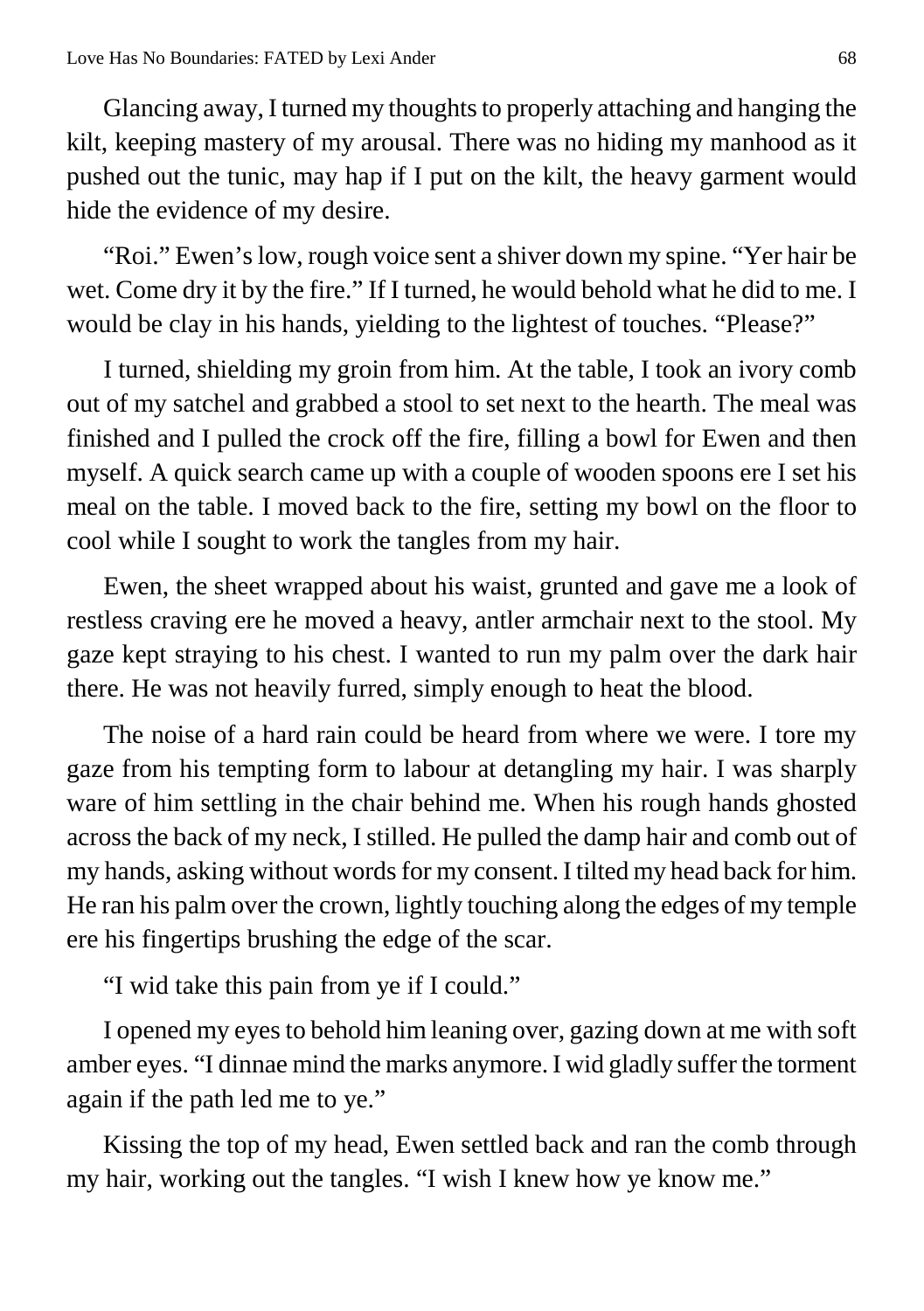Glancing away, I turned my thoughts to properly attaching and hanging the kilt, keeping mastery of my arousal. There was no hiding my manhood as it pushed out the tunic, may hap if I put on the kilt, the heavy garment would hide the evidence of my desire.

"Roi." Ewen's low, rough voice sent a shiver down my spine. "Yer hair be wet. Come dry it by the fire." If I turned, he would behold what he did to me. I would be clay in his hands, yielding to the lightest of touches. "Please?"

I turned, shielding my groin from him. At the table, I took an ivory comb out of my satchel and grabbed a stool to set next to the hearth. The meal was finished and I pulled the crock off the fire, filling a bowl for Ewen and then myself. A quick search came up with a couple of wooden spoons ere I set his meal on the table. I moved back to the fire, setting my bowl on the floor to cool while I sought to work the tangles from my hair.

Ewen, the sheet wrapped about his waist, grunted and gave me a look of restless craving ere he moved a heavy, antler armchair next to the stool. My gaze kept straying to his chest. I wanted to run my palm over the dark hair there. He was not heavily furred, simply enough to heat the blood.

The noise of a hard rain could be heard from where we were. I tore my gaze from his tempting form to labour at detangling my hair. I was sharply ware of him settling in the chair behind me. When his rough hands ghosted across the back of my neck, I stilled. He pulled the damp hair and comb out of my hands, asking without words for my consent. I tilted my head back for him. He ran his palm over the crown, lightly touching along the edges of my temple ere his fingertips brushing the edge of the scar.

"I wid take this pain from ye if I could."

I opened my eyes to behold him leaning over, gazing down at me with soft amber eyes. "I dinnae mind the marks anymore. I wid gladly suffer the torment again if the path led me to ye."

Kissing the top of my head, Ewen settled back and ran the comb through my hair, working out the tangles. "I wish I knew how ye know me."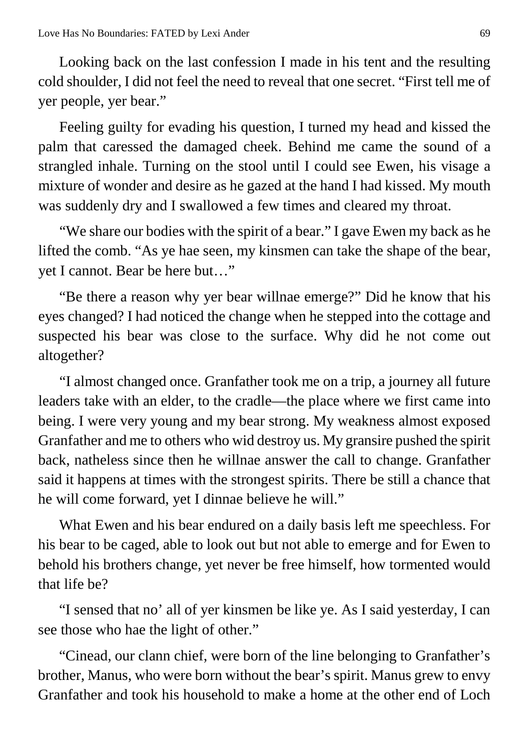Looking back on the last confession I made in his tent and the resulting cold shoulder, I did not feel the need to reveal that one secret. "First tell me of yer people, yer bear."

Feeling guilty for evading his question, I turned my head and kissed the palm that caressed the damaged cheek. Behind me came the sound of a strangled inhale. Turning on the stool until I could see Ewen, his visage a mixture of wonder and desire as he gazed at the hand I had kissed. My mouth was suddenly dry and I swallowed a few times and cleared my throat.

"We share our bodies with the spirit of a bear." I gave Ewen my back as he lifted the comb. "As ye hae seen, my kinsmen can take the shape of the bear, yet I cannot. Bear be here but…"

"Be there a reason why yer bear willnae emerge?" Did he know that his eyes changed? I had noticed the change when he stepped into the cottage and suspected his bear was close to the surface. Why did he not come out altogether?

"I almost changed once. Granfather took me on a trip, a journey all future leaders take with an elder, to the cradle—the place where we first came into being. I were very young and my bear strong. My weakness almost exposed Granfather and me to others who wid destroy us. My gransire pushed the spirit back, natheless since then he willnae answer the call to change. Granfather said it happens at times with the strongest spirits. There be still a chance that he will come forward, yet I dinnae believe he will."

What Ewen and his bear endured on a daily basis left me speechless. For his bear to be caged, able to look out but not able to emerge and for Ewen to behold his brothers change, yet never be free himself, how tormented would that life be?

"I sensed that no' all of yer kinsmen be like ye. As I said yesterday, I can see those who hae the light of other."

"Cinead, our clann chief, were born of the line belonging to Granfather's brother, Manus, who were born without the bear's spirit. Manus grew to envy Granfather and took his household to make a home at the other end of Loch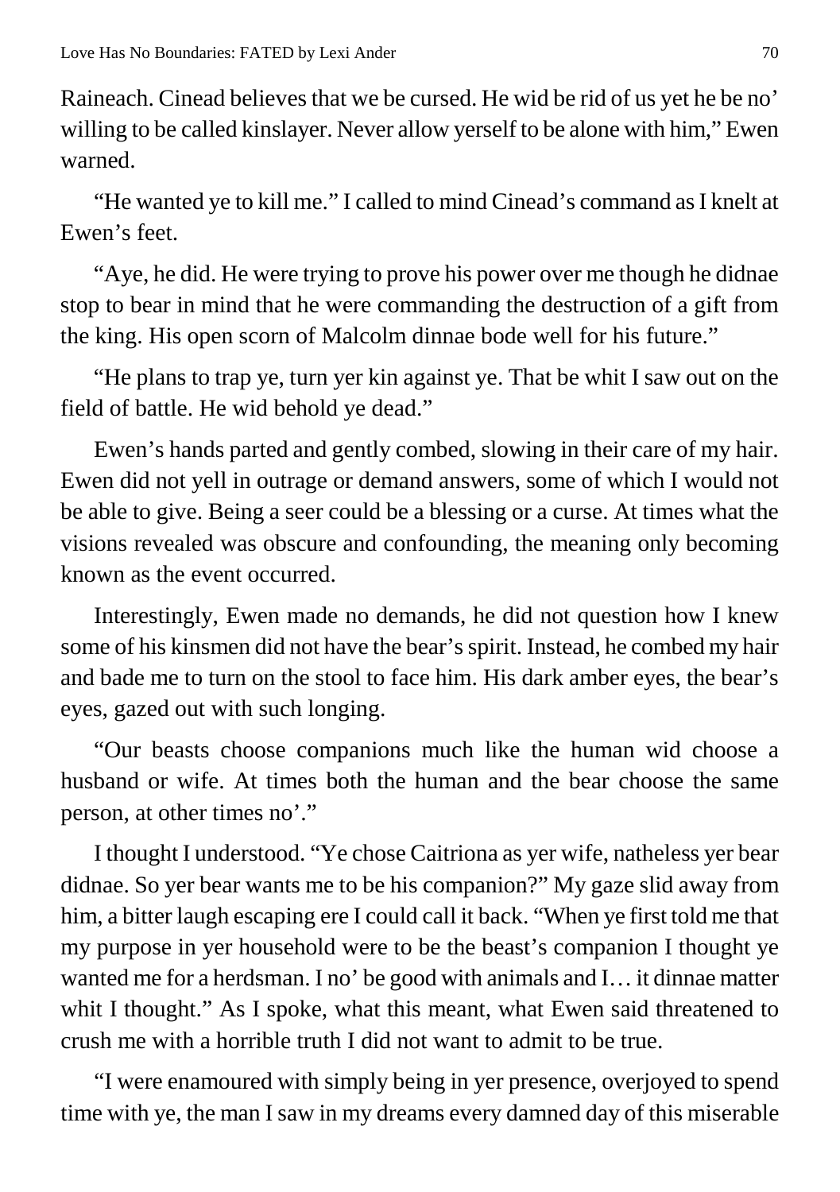Raineach. Cinead believes that we be cursed. He wid be rid of us yet he be no' willing to be called kinslayer. Never allow yerself to be alone with him," Ewen warned.

"He wanted ye to kill me." I called to mind Cinead's command as I knelt at Ewen's feet.

"Aye, he did. He were trying to prove his power over me though he didnae stop to bear in mind that he were commanding the destruction of a gift from the king. His open scorn of Malcolm dinnae bode well for his future."

"He plans to trap ye, turn yer kin against ye. That be whit I saw out on the field of battle. He wid behold ye dead."

Ewen's hands parted and gently combed, slowing in their care of my hair. Ewen did not yell in outrage or demand answers, some of which I would not be able to give. Being a seer could be a blessing or a curse. At times what the visions revealed was obscure and confounding, the meaning only becoming known as the event occurred.

Interestingly, Ewen made no demands, he did not question how I knew some of his kinsmen did not have the bear's spirit. Instead, he combed my hair and bade me to turn on the stool to face him. His dark amber eyes, the bear's eyes, gazed out with such longing.

"Our beasts choose companions much like the human wid choose a husband or wife. At times both the human and the bear choose the same person, at other times no'."

I thought I understood. "Ye chose Caitriona as yer wife, natheless yer bear didnae. So yer bear wants me to be his companion?" My gaze slid away from him, a bitter laugh escaping ere I could call it back. "When ye first told me that my purpose in yer household were to be the beast's companion I thought ye wanted me for a herdsman. I no' be good with animals and I… it dinnae matter whit I thought." As I spoke, what this meant, what Ewen said threatened to crush me with a horrible truth I did not want to admit to be true.

"I were enamoured with simply being in yer presence, overjoyed to spend time with ye, the man I saw in my dreams every damned day of this miserable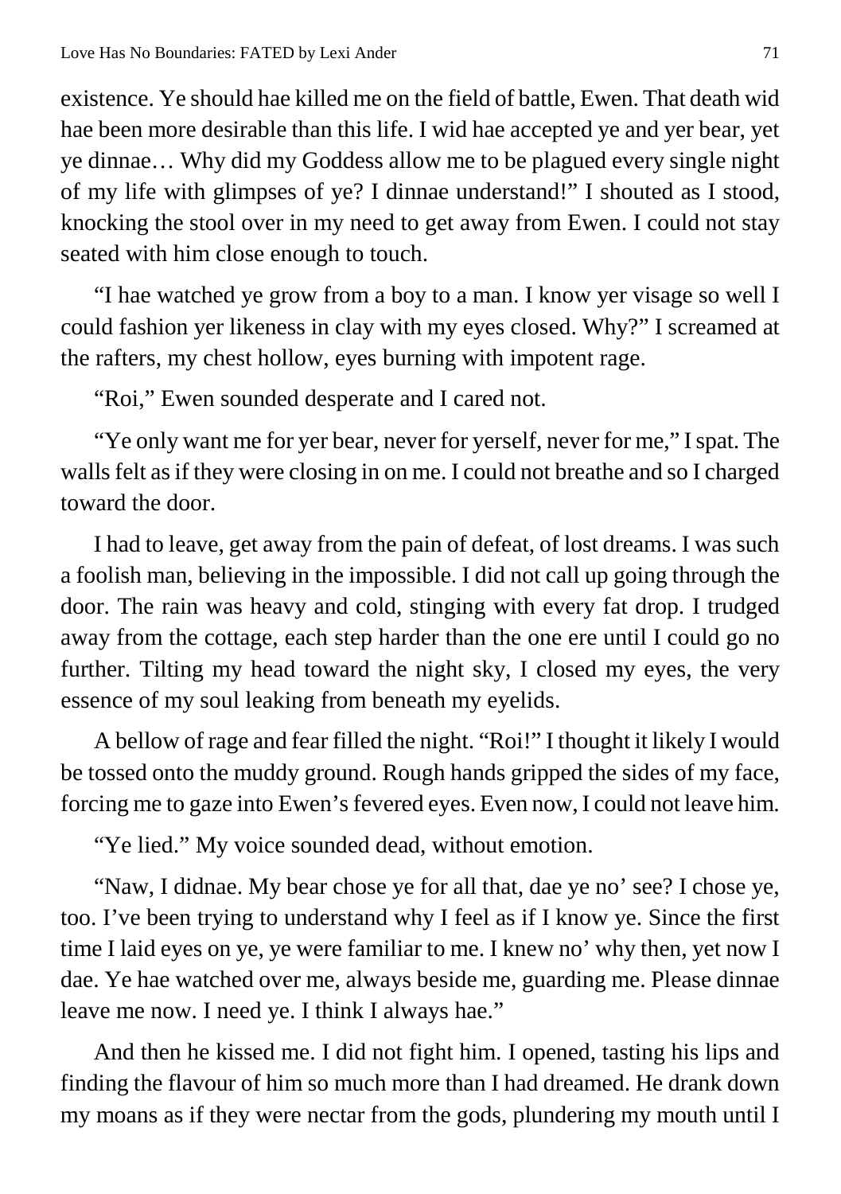existence. Ye should hae killed me on the field of battle, Ewen. That death wid hae been more desirable than this life. I wid hae accepted ye and yer bear, yet ye dinnae… Why did my Goddess allow me to be plagued every single night of my life with glimpses of ye? I dinnae understand!" I shouted as I stood, knocking the stool over in my need to get away from Ewen. I could not stay seated with him close enough to touch.

"I hae watched ye grow from a boy to a man. I know yer visage so well I could fashion yer likeness in clay with my eyes closed. Why?" I screamed at the rafters, my chest hollow, eyes burning with impotent rage.

"Roi," Ewen sounded desperate and I cared not.

"Ye only want me for yer bear, never for yerself, never for me," I spat. The walls felt as if they were closing in on me. I could not breathe and so I charged toward the door.

I had to leave, get away from the pain of defeat, of lost dreams. I was such a foolish man, believing in the impossible. I did not call up going through the door. The rain was heavy and cold, stinging with every fat drop. I trudged away from the cottage, each step harder than the one ere until I could go no further. Tilting my head toward the night sky, I closed my eyes, the very essence of my soul leaking from beneath my eyelids.

A bellow of rage and fear filled the night. "Roi!" I thought it likely I would be tossed onto the muddy ground. Rough hands gripped the sides of my face, forcing me to gaze into Ewen's fevered eyes. Even now, I could not leave him.

"Ye lied." My voice sounded dead, without emotion.

"Naw, I didnae. My bear chose ye for all that, dae ye no' see? I chose ye, too. I've been trying to understand why I feel as if I know ye. Since the first time I laid eyes on ye, ye were familiar to me. I knew no' why then, yet now I dae. Ye hae watched over me, always beside me, guarding me. Please dinnae leave me now. I need ye. I think I always hae."

And then he kissed me. I did not fight him. I opened, tasting his lips and finding the flavour of him so much more than I had dreamed. He drank down my moans as if they were nectar from the gods, plundering my mouth until I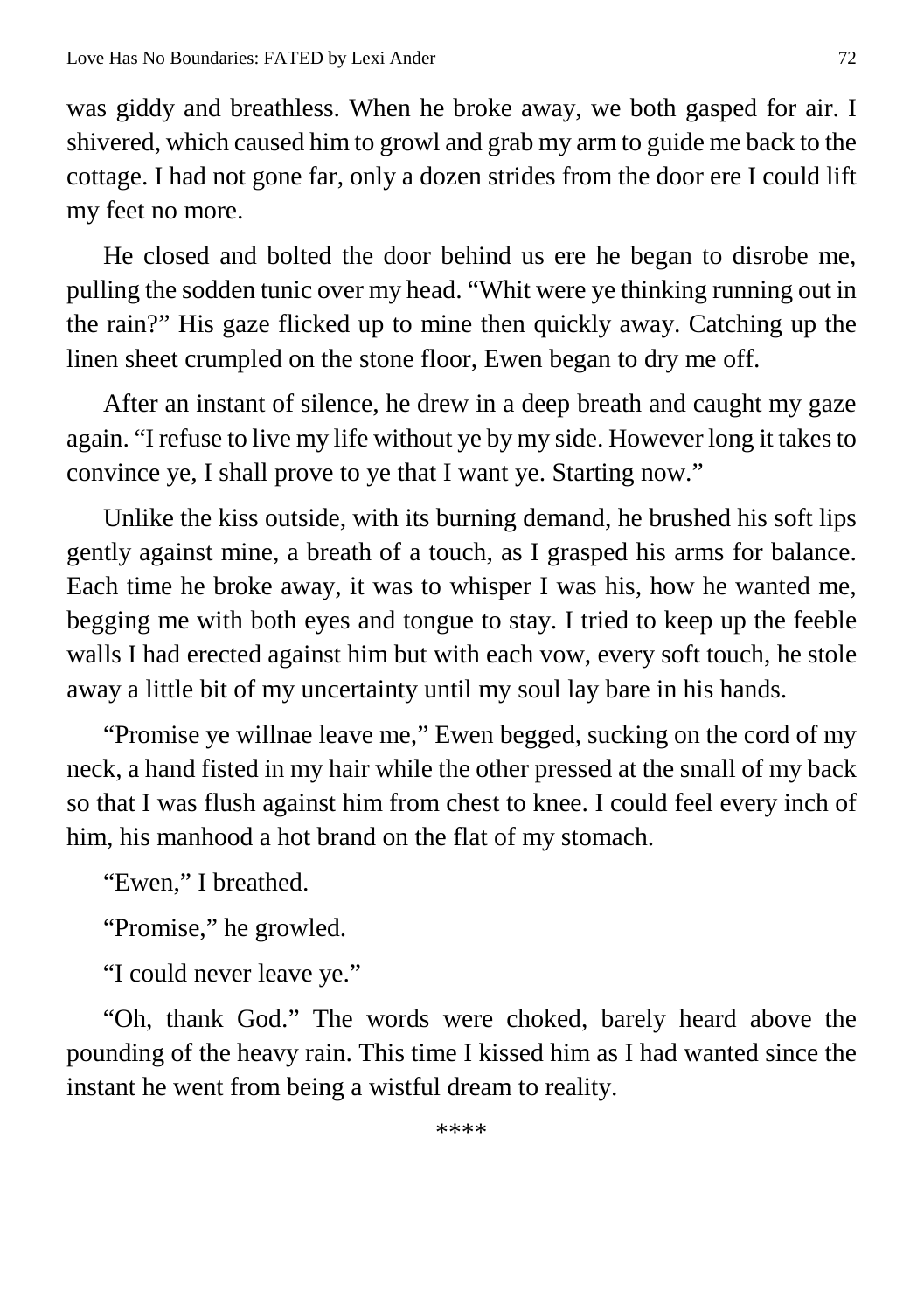was giddy and breathless. When he broke away, we both gasped for air. I shivered, which caused him to growl and grab my arm to guide me back to the cottage. I had not gone far, only a dozen strides from the door ere I could lift my feet no more.

He closed and bolted the door behind us ere he began to disrobe me, pulling the sodden tunic over my head. "Whit were ye thinking running out in the rain?" His gaze flicked up to mine then quickly away. Catching up the linen sheet crumpled on the stone floor, Ewen began to dry me off.

After an instant of silence, he drew in a deep breath and caught my gaze again. "I refuse to live my life without ye by my side. However long it takes to convince ye, I shall prove to ye that I want ye. Starting now."

Unlike the kiss outside, with its burning demand, he brushed his soft lips gently against mine, a breath of a touch, as I grasped his arms for balance. Each time he broke away, it was to whisper I was his, how he wanted me, begging me with both eyes and tongue to stay. I tried to keep up the feeble walls I had erected against him but with each vow, every soft touch, he stole away a little bit of my uncertainty until my soul lay bare in his hands.

"Promise ye willnae leave me," Ewen begged, sucking on the cord of my neck, a hand fisted in my hair while the other pressed at the small of my back so that I was flush against him from chest to knee. I could feel every inch of him, his manhood a hot brand on the flat of my stomach.

"Ewen," I breathed.

"Promise," he growled.

"I could never leave ye."

"Oh, thank God." The words were choked, barely heard above the pounding of the heavy rain. This time I kissed him as I had wanted since the instant he went from being a wistful dream to reality.

****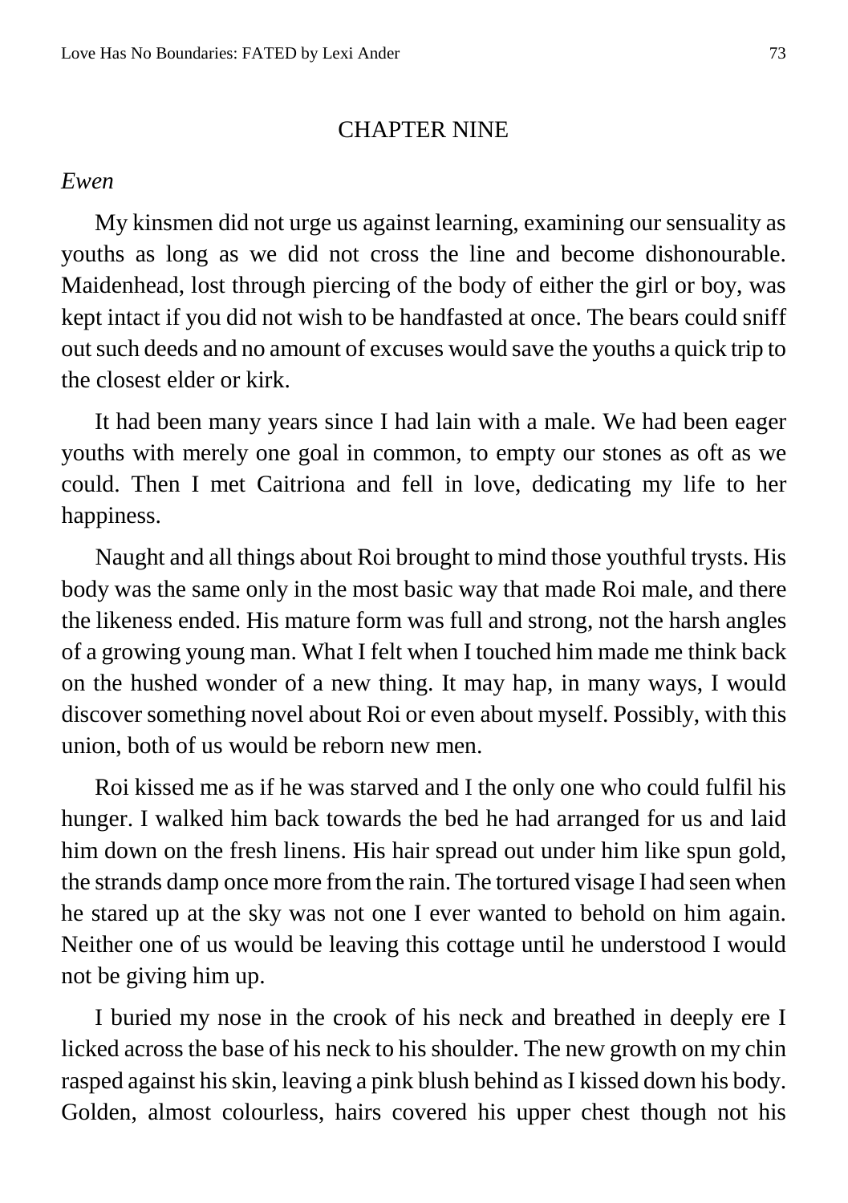## CHAPTER NINE

*Ewen*

My kinsmen did not urge us against learning, examining our sensuality as youths as long as we did not cross the line and become dishonourable. Maidenhead, lost through piercing of the body of either the girl or boy, was kept intact if you did not wish to be handfasted at once. The bears could sniff out such deeds and no amount of excuses would save the youths a quick trip to the closest elder or kirk.

It had been many years since I had lain with a male. We had been eager youths with merely one goal in common, to empty our stones as oft as we could. Then I met Caitriona and fell in love, dedicating my life to her happiness.

Naught and all things about Roi brought to mind those youthful trysts. His body was the same only in the most basic way that made Roi male, and there the likeness ended. His mature form was full and strong, not the harsh angles of a growing young man. What I felt when I touched him made me think back on the hushed wonder of a new thing. It may hap, in many ways, I would discover something novel about Roi or even about myself. Possibly, with this union, both of us would be reborn new men.

Roi kissed me as if he was starved and I the only one who could fulfil his hunger. I walked him back towards the bed he had arranged for us and laid him down on the fresh linens. His hair spread out under him like spun gold, the strands damp once more from the rain. The tortured visage I had seen when he stared up at the sky was not one I ever wanted to behold on him again. Neither one of us would be leaving this cottage until he understood I would not be giving him up.

I buried my nose in the crook of his neck and breathed in deeply ere I licked across the base of his neck to his shoulder. The new growth on my chin rasped against his skin, leaving a pink blush behind as I kissed down his body. Golden, almost colourless, hairs covered his upper chest though not his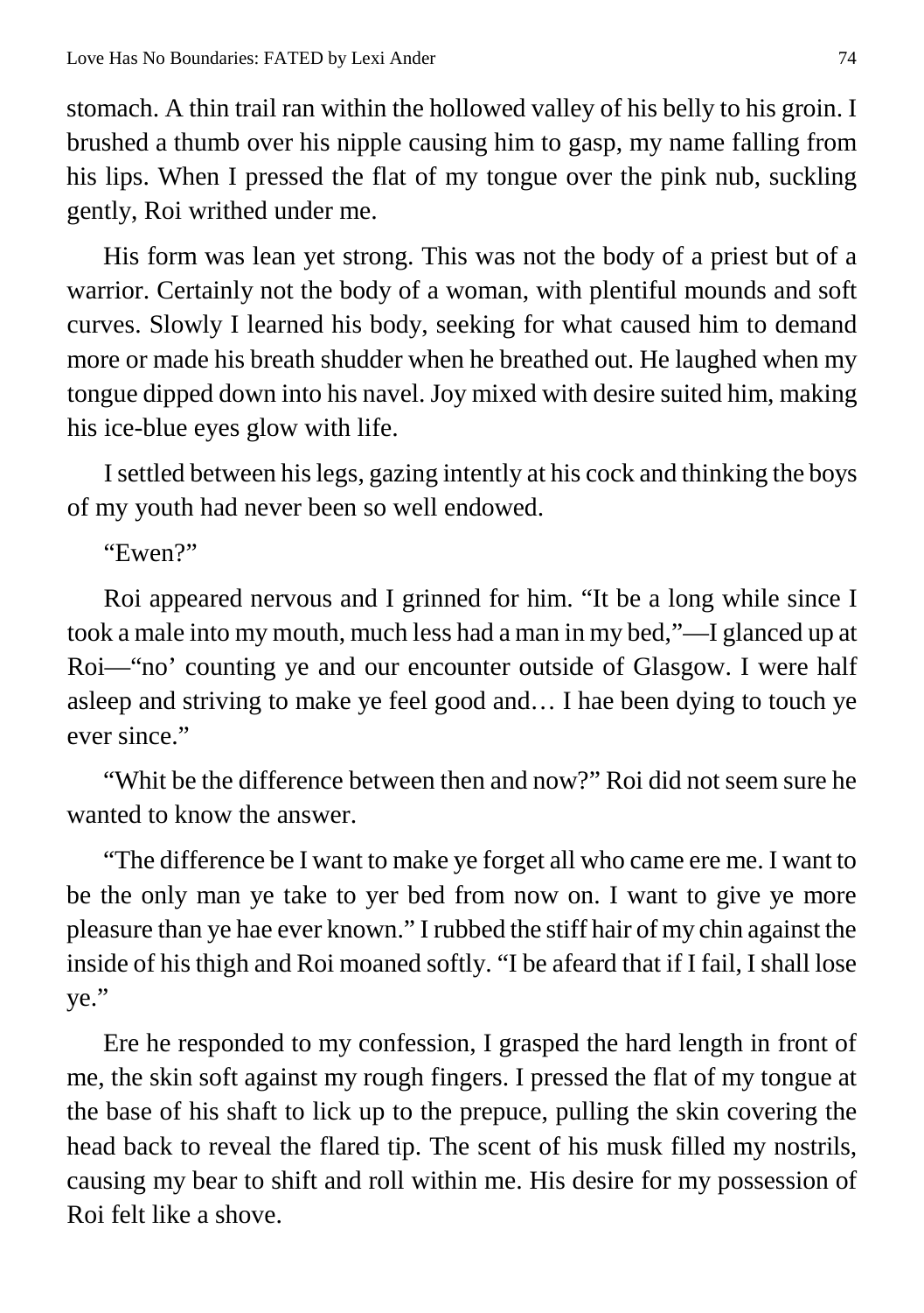stomach. A thin trail ran within the hollowed valley of his belly to his groin. I brushed a thumb over his nipple causing him to gasp, my name falling from his lips. When I pressed the flat of my tongue over the pink nub, suckling gently, Roi writhed under me.

His form was lean yet strong. This was not the body of a priest but of a warrior. Certainly not the body of a woman, with plentiful mounds and soft curves. Slowly I learned his body, seeking for what caused him to demand more or made his breath shudder when he breathed out. He laughed when my tongue dipped down into his navel. Joy mixed with desire suited him, making his ice-blue eyes glow with life.

I settled between his legs, gazing intently at his cock and thinking the boys of my youth had never been so well endowed.

"Ewen?"

Roi appeared nervous and I grinned for him. "It be a long while since I took a male into my mouth, much less had a man in my bed,"—I glanced up at Roi—"no' counting ye and our encounter outside of Glasgow. I were half asleep and striving to make ye feel good and… I hae been dying to touch ye ever since."

"Whit be the difference between then and now?" Roi did not seem sure he wanted to know the answer.

"The difference be I want to make ye forget all who came ere me. I want to be the only man ye take to yer bed from now on. I want to give ye more pleasure than ye hae ever known." I rubbed the stiff hair of my chin against the inside of his thigh and Roi moaned softly. "I be afeard that if I fail, I shall lose ye."

Ere he responded to my confession, I grasped the hard length in front of me, the skin soft against my rough fingers. I pressed the flat of my tongue at the base of his shaft to lick up to the prepuce, pulling the skin covering the head back to reveal the flared tip. The scent of his musk filled my nostrils, causing my bear to shift and roll within me. His desire for my possession of Roi felt like a shove.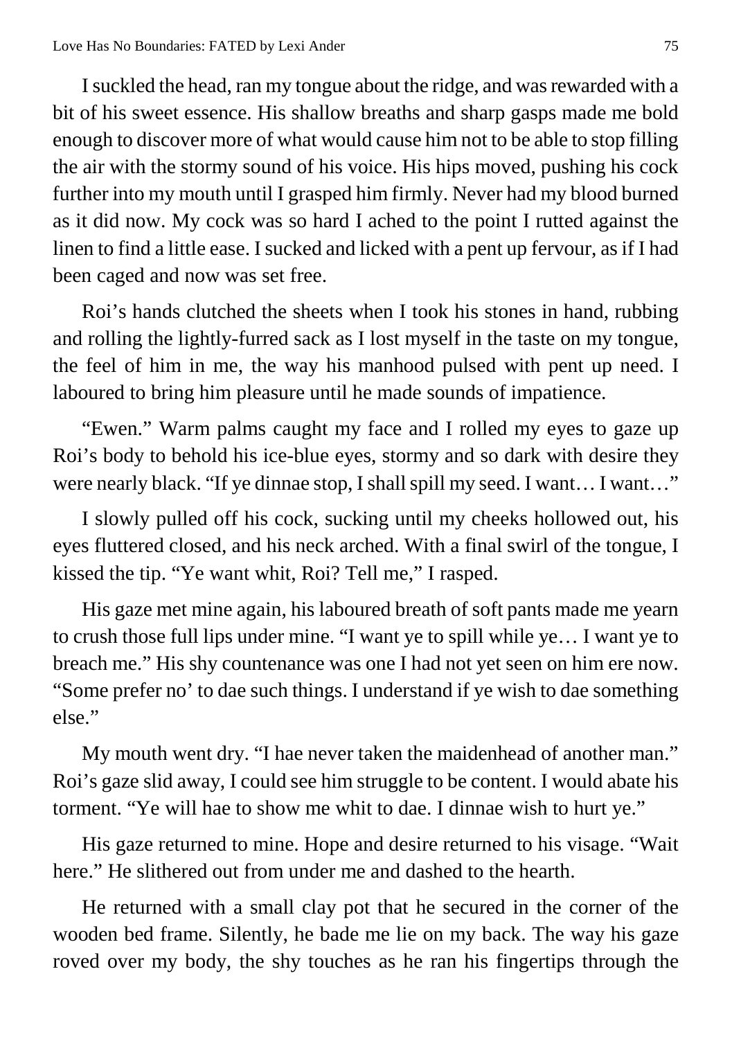I suckled the head, ran my tongue about the ridge, and was rewarded with a bit of his sweet essence. His shallow breaths and sharp gasps made me bold enough to discover more of what would cause him not to be able to stop filling the air with the stormy sound of his voice. His hips moved, pushing his cock further into my mouth until I grasped him firmly. Never had my blood burned as it did now. My cock was so hard I ached to the point I rutted against the linen to find a little ease. I sucked and licked with a pent up fervour, as if I had been caged and now was set free.

Roi's hands clutched the sheets when I took his stones in hand, rubbing and rolling the lightly-furred sack as I lost myself in the taste on my tongue, the feel of him in me, the way his manhood pulsed with pent up need. I laboured to bring him pleasure until he made sounds of impatience.

"Ewen." Warm palms caught my face and I rolled my eyes to gaze up Roi's body to behold his ice-blue eyes, stormy and so dark with desire they were nearly black. "If ye dinnae stop, I shall spill my seed. I want… I want…"

I slowly pulled off his cock, sucking until my cheeks hollowed out, his eyes fluttered closed, and his neck arched. With a final swirl of the tongue, I kissed the tip. "Ye want whit, Roi? Tell me," I rasped.

His gaze met mine again, his laboured breath of soft pants made me yearn to crush those full lips under mine. "I want ye to spill while ye… I want ye to breach me." His shy countenance was one I had not yet seen on him ere now. "Some prefer no' to dae such things. I understand if ye wish to dae something else."

My mouth went dry. "I hae never taken the maidenhead of another man." Roi's gaze slid away, I could see him struggle to be content. I would abate his torment. "Ye will hae to show me whit to dae. I dinnae wish to hurt ye."

His gaze returned to mine. Hope and desire returned to his visage. "Wait here." He slithered out from under me and dashed to the hearth.

He returned with a small clay pot that he secured in the corner of the wooden bed frame. Silently, he bade me lie on my back. The way his gaze roved over my body, the shy touches as he ran his fingertips through the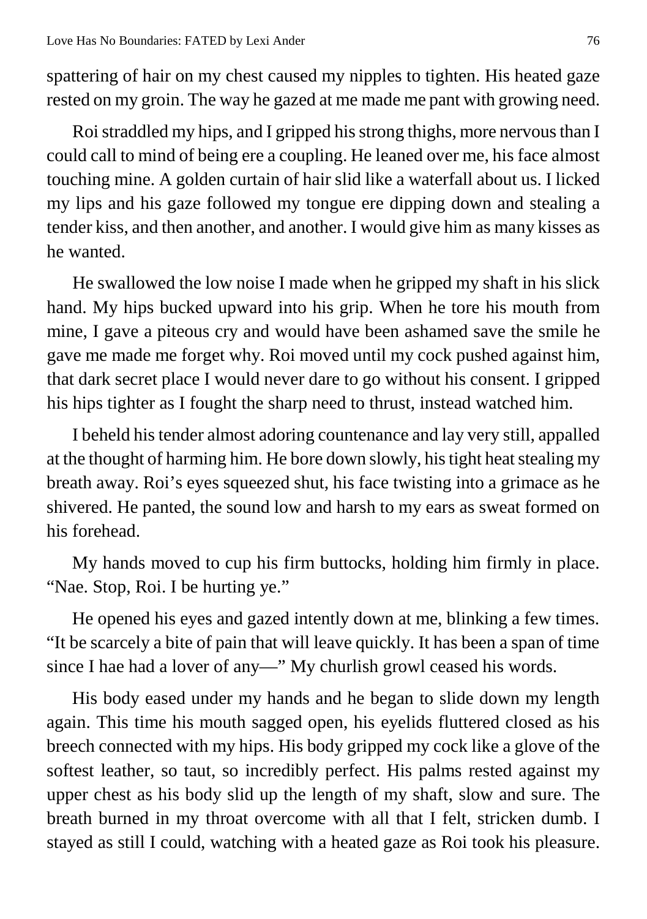spattering of hair on my chest caused my nipples to tighten. His heated gaze rested on my groin. The way he gazed at me made me pant with growing need.

Roi straddled my hips, and I gripped his strong thighs, more nervous than I could call to mind of being ere a coupling. He leaned over me, his face almost touching mine. A golden curtain of hair slid like a waterfall about us. I licked my lips and his gaze followed my tongue ere dipping down and stealing a tender kiss, and then another, and another. I would give him as many kisses as he wanted.

He swallowed the low noise I made when he gripped my shaft in his slick hand. My hips bucked upward into his grip. When he tore his mouth from mine, I gave a piteous cry and would have been ashamed save the smile he gave me made me forget why. Roi moved until my cock pushed against him, that dark secret place I would never dare to go without his consent. I gripped his hips tighter as I fought the sharp need to thrust, instead watched him.

I beheld his tender almost adoring countenance and lay very still, appalled at the thought of harming him. He bore down slowly, his tight heat stealing my breath away. Roi's eyes squeezed shut, his face twisting into a grimace as he shivered. He panted, the sound low and harsh to my ears as sweat formed on his forehead.

My hands moved to cup his firm buttocks, holding him firmly in place. "Nae. Stop, Roi. I be hurting ye."

He opened his eyes and gazed intently down at me, blinking a few times. "It be scarcely a bite of pain that will leave quickly. It has been a span of time since I hae had a lover of any—" My churlish growl ceased his words.

His body eased under my hands and he began to slide down my length again. This time his mouth sagged open, his eyelids fluttered closed as his breech connected with my hips. His body gripped my cock like a glove of the softest leather, so taut, so incredibly perfect. His palms rested against my upper chest as his body slid up the length of my shaft, slow and sure. The breath burned in my throat overcome with all that I felt, stricken dumb. I stayed as still I could, watching with a heated gaze as Roi took his pleasure.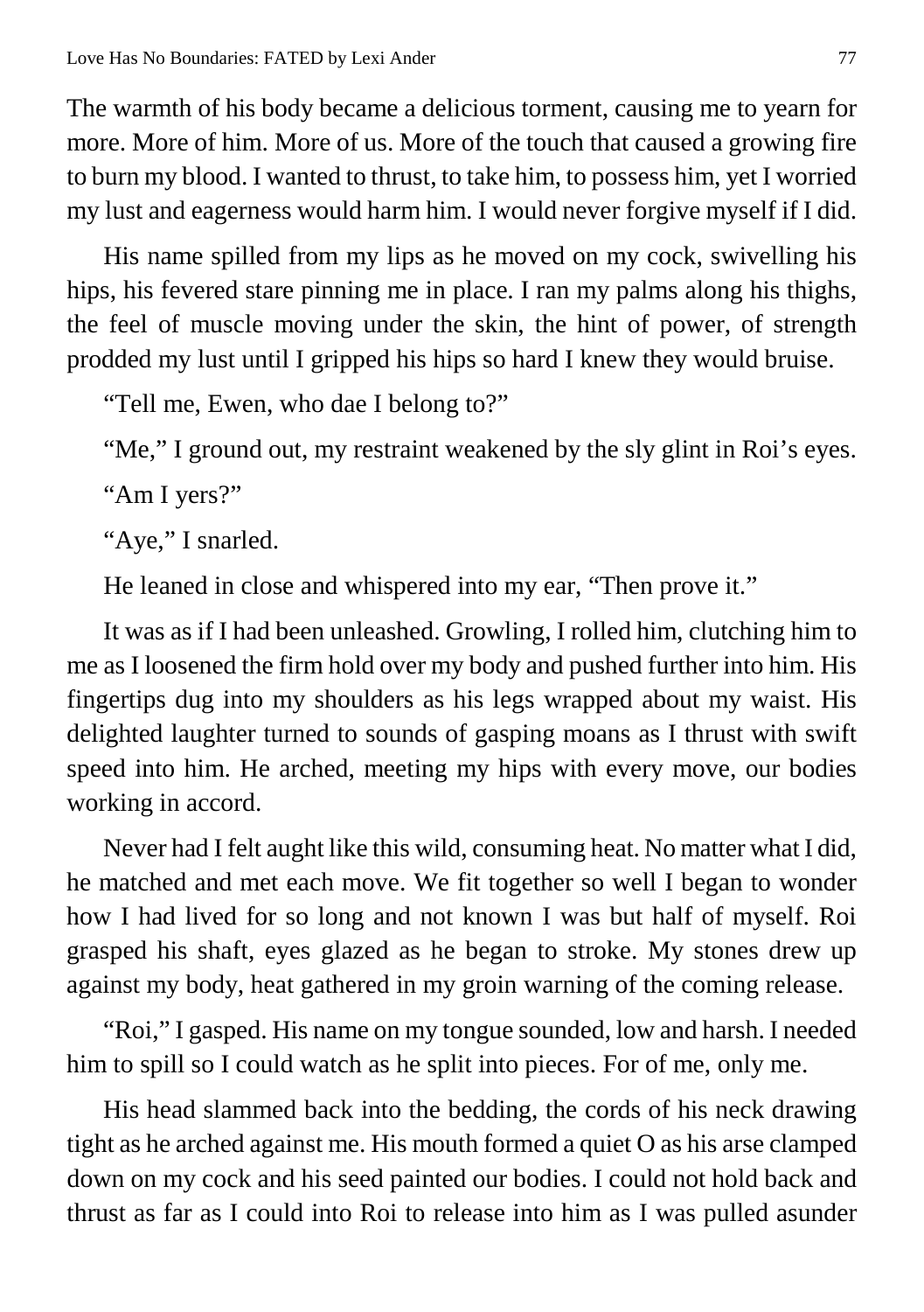The warmth of his body became a delicious torment, causing me to yearn for more. More of him. More of us. More of the touch that caused a growing fire to burn my blood. I wanted to thrust, to take him, to possess him, yet I worried my lust and eagerness would harm him. I would never forgive myself if I did.

His name spilled from my lips as he moved on my cock, swivelling his hips, his fevered stare pinning me in place. I ran my palms along his thighs, the feel of muscle moving under the skin, the hint of power, of strength prodded my lust until I gripped his hips so hard I knew they would bruise.

"Tell me, Ewen, who dae I belong to?"

"Me," I ground out, my restraint weakened by the sly glint in Roi's eyes.

"Am I yers?"

"Aye," I snarled.

He leaned in close and whispered into my ear, "Then prove it."

It was as if I had been unleashed. Growling, I rolled him, clutching him to me as I loosened the firm hold over my body and pushed further into him. His fingertips dug into my shoulders as his legs wrapped about my waist. His delighted laughter turned to sounds of gasping moans as I thrust with swift speed into him. He arched, meeting my hips with every move, our bodies working in accord.

Never had I felt aught like this wild, consuming heat. No matter what I did, he matched and met each move. We fit together so well I began to wonder how I had lived for so long and not known I was but half of myself. Roi grasped his shaft, eyes glazed as he began to stroke. My stones drew up against my body, heat gathered in my groin warning of the coming release.

"Roi," I gasped. His name on my tongue sounded, low and harsh. I needed him to spill so I could watch as he split into pieces. For of me, only me.

His head slammed back into the bedding, the cords of his neck drawing tight as he arched against me. His mouth formed a quiet O as his arse clamped down on my cock and his seed painted our bodies. I could not hold back and thrust as far as I could into Roi to release into him as I was pulled asunder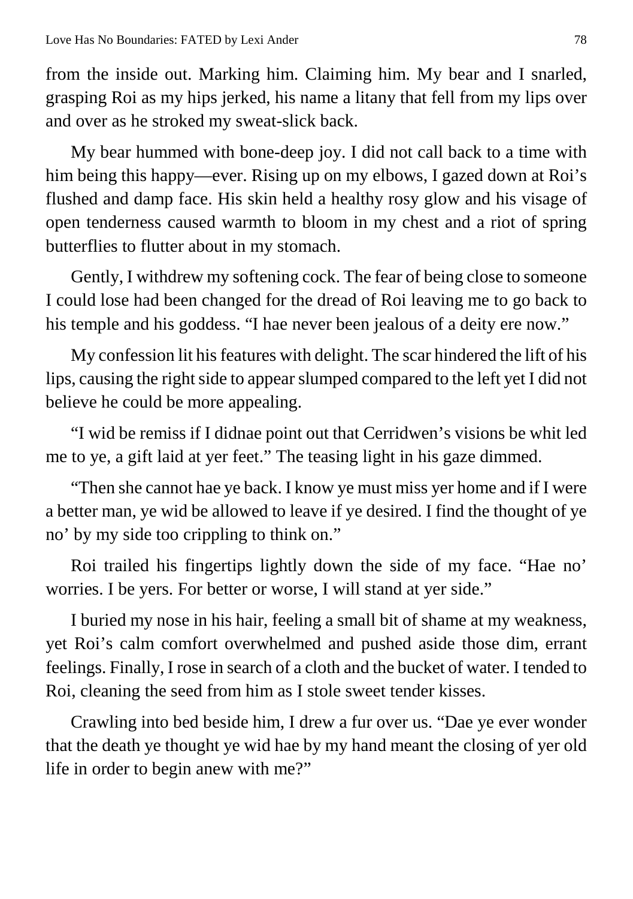from the inside out. Marking him. Claiming him. My bear and I snarled, grasping Roi as my hips jerked, his name a litany that fell from my lips over and over as he stroked my sweat-slick back.

My bear hummed with bone-deep joy. I did not call back to a time with him being this happy—ever. Rising up on my elbows, I gazed down at Roi's flushed and damp face. His skin held a healthy rosy glow and his visage of open tenderness caused warmth to bloom in my chest and a riot of spring butterflies to flutter about in my stomach.

Gently, I withdrew my softening cock. The fear of being close to someone I could lose had been changed for the dread of Roi leaving me to go back to his temple and his goddess. "I hae never been jealous of a deity ere now."

My confession lit his features with delight. The scar hindered the lift of his lips, causing the right side to appear slumped compared to the left yet I did not believe he could be more appealing.

"I wid be remiss if I didnae point out that Cerridwen's visions be whit led me to ye, a gift laid at yer feet." The teasing light in his gaze dimmed.

"Then she cannot hae ye back. I know ye must miss yer home and if I were a better man, ye wid be allowed to leave if ye desired. I find the thought of ye no' by my side too crippling to think on."

Roi trailed his fingertips lightly down the side of my face. "Hae no' worries. I be yers. For better or worse, I will stand at yer side."

I buried my nose in his hair, feeling a small bit of shame at my weakness, yet Roi's calm comfort overwhelmed and pushed aside those dim, errant feelings. Finally, I rose in search of a cloth and the bucket of water. I tended to Roi, cleaning the seed from him as I stole sweet tender kisses.

Crawling into bed beside him, I drew a fur over us. "Dae ye ever wonder that the death ye thought ye wid hae by my hand meant the closing of yer old life in order to begin anew with me?"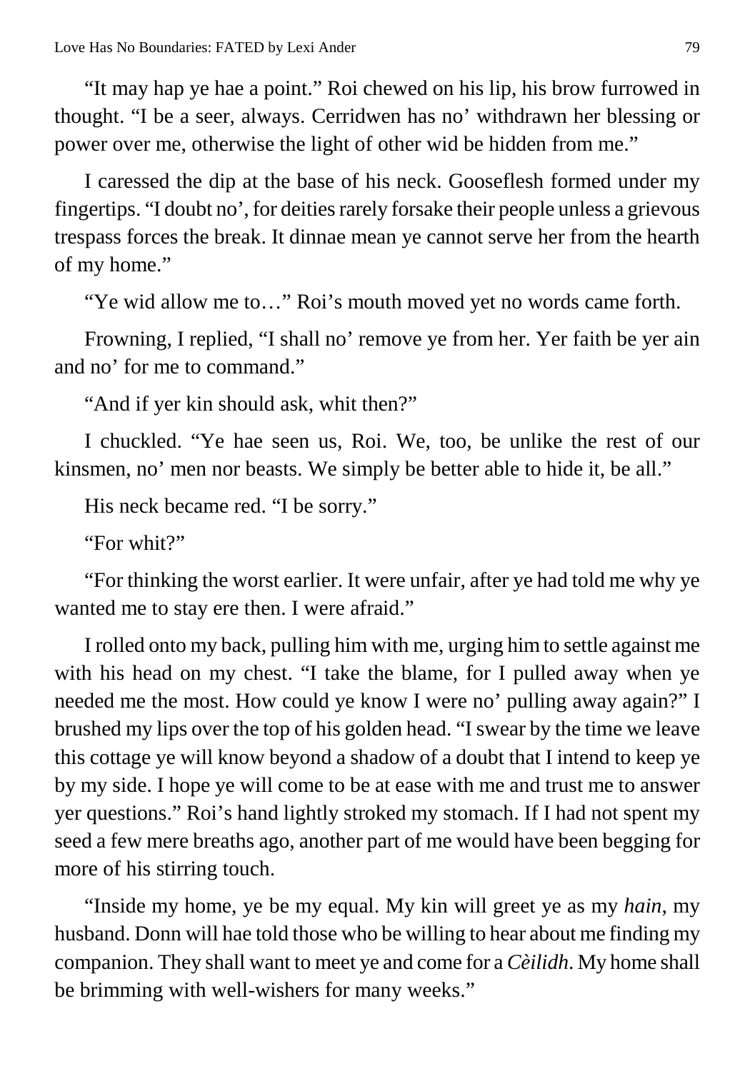"It may hap ye hae a point." Roi chewed on his lip, his brow furrowed in thought. "I be a seer, always. Cerridwen has no' withdrawn her blessing or power over me, otherwise the light of other wid be hidden from me."

I caressed the dip at the base of his neck. Gooseflesh formed under my fingertips. "I doubt no', for deities rarely forsake their people unless a grievous trespass forces the break. It dinnae mean ye cannot serve her from the hearth of my home."

"Ye wid allow me to…" Roi's mouth moved yet no words came forth.

Frowning, I replied, "I shall no' remove ye from her. Yer faith be yer ain and no' for me to command."

"And if yer kin should ask, whit then?"

I chuckled. "Ye hae seen us, Roi. We, too, be unlike the rest of our kinsmen, no' men nor beasts. We simply be better able to hide it, be all."

His neck became red. "I be sorry."

"For whit?"

"For thinking the worst earlier. It were unfair, after ye had told me why ye wanted me to stay ere then. I were afraid."

I rolled onto my back, pulling him with me, urging him to settle against me with his head on my chest. "I take the blame, for I pulled away when ye needed me the most. How could ye know I were no' pulling away again?" I brushed my lips over the top of his golden head. "I swear by the time we leave this cottage ye will know beyond a shadow of a doubt that I intend to keep ye by my side. I hope ye will come to be at ease with me and trust me to answer yer questions." Roi's hand lightly stroked my stomach. If I had not spent my seed a few mere breaths ago, another part of me would have been begging for more of his stirring touch.

"Inside my home, ye be my equal. My kin will greet ye as my *hain*, my husband. Donn will hae told those who be willing to hear about me finding my companion. They shall want to meet ye and come for a *Cèilidh*. My home shall be brimming with well-wishers for many weeks."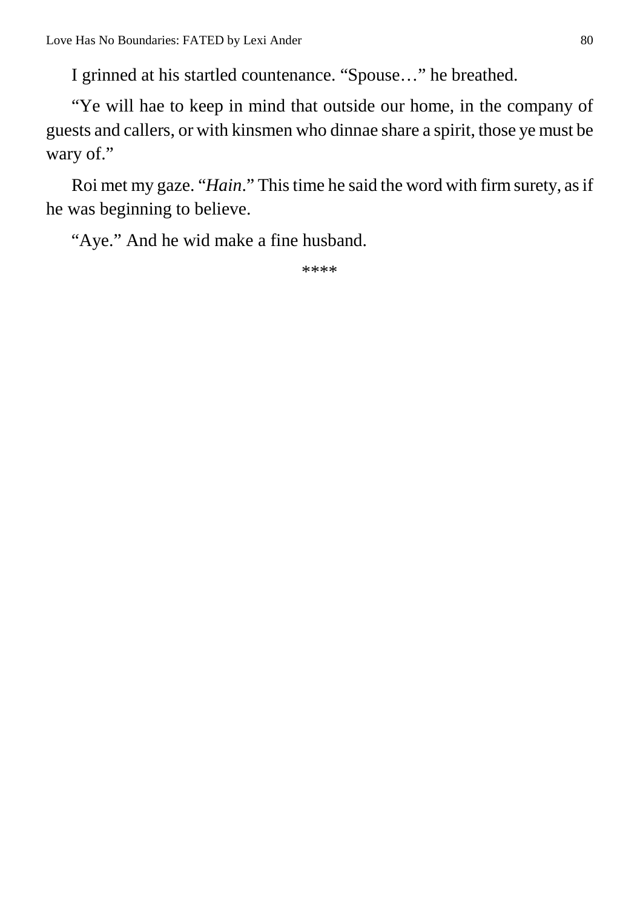I grinned at his startled countenance. “Spouse…” he breathed.

“Ye will hae to keep in mind that outside our home, in the company of guests and callers, or with kinsmen who dinnae share a spirit, those ye must be wary of.”

Roi met my gaze. “*Hain*.” This time he said the word with firm surety, as if he was beginning to believe.

“Aye.” And he wid make a fine husband.

****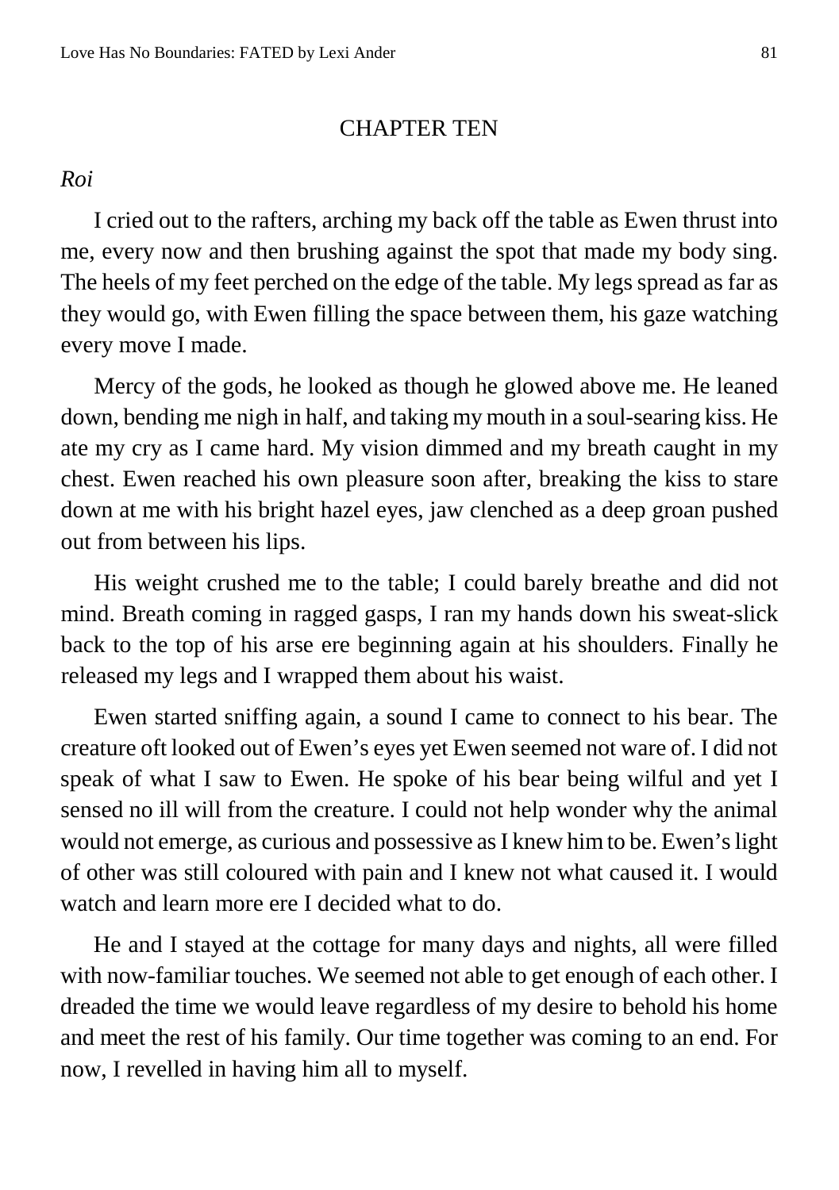# CHAPTER TEN

*Roi*

I cried out to the rafters, arching my back off the table as Ewen thrust into me, every now and then brushing against the spot that made my body sing. The heels of my feet perched on the edge of the table. My legs spread as far as they would go, with Ewen filling the space between them, his gaze watching every move I made.

Mercy of the gods, he looked as though he glowed above me. He leaned down, bending me nigh in half, and taking my mouth in a soul-searing kiss. He ate my cry as I came hard. My vision dimmed and my breath caught in my chest. Ewen reached his own pleasure soon after, breaking the kiss to stare down at me with his bright hazel eyes, jaw clenched as a deep groan pushed out from between his lips.

His weight crushed me to the table; I could barely breathe and did not mind. Breath coming in ragged gasps, I ran my hands down his sweat-slick back to the top of his arse ere beginning again at his shoulders. Finally he released my legs and I wrapped them about his waist.

Ewen started sniffing again, a sound I came to connect to his bear. The creature oft looked out of Ewen's eyes yet Ewen seemed not ware of. I did not speak of what I saw to Ewen. He spoke of his bear being wilful and yet I sensed no ill will from the creature. I could not help wonder why the animal would not emerge, as curious and possessive as I knew him to be. Ewen's light of other was still coloured with pain and I knew not what caused it. I would watch and learn more ere I decided what to do.

He and I stayed at the cottage for many days and nights, all were filled with now-familiar touches. We seemed not able to get enough of each other. I dreaded the time we would leave regardless of my desire to behold his home and meet the rest of his family. Our time together was coming to an end. For now, I revelled in having him all to myself.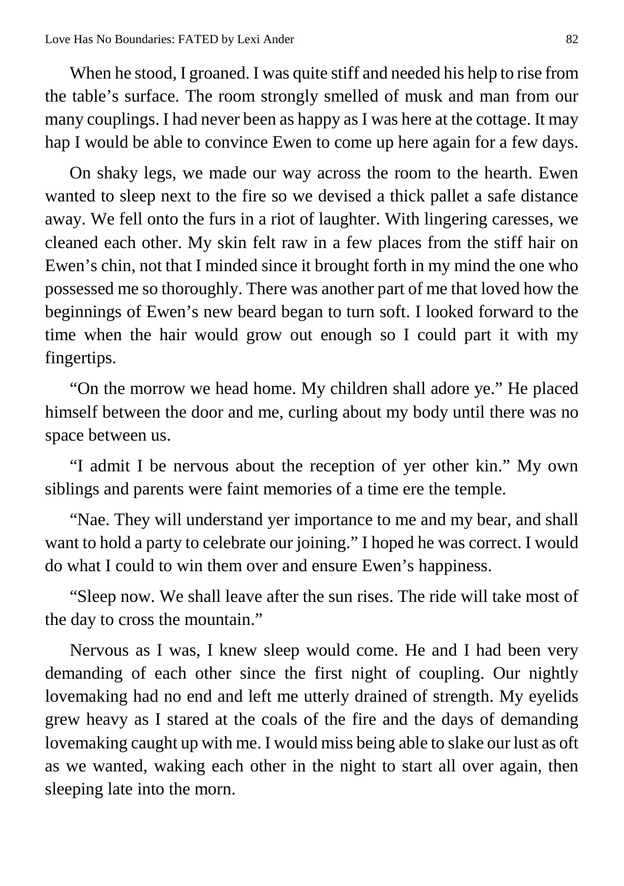When he stood, I groaned. I was quite stiff and needed his help to rise from the table's surface. The room strongly smelled of musk and man from our many couplings. I had never been as happy as I was here at the cottage. It may hap I would be able to convince Ewen to come up here again for a few days.

On shaky legs, we made our way across the room to the hearth. Ewen wanted to sleep next to the fire so we devised a thick pallet a safe distance away. We fell onto the furs in a riot of laughter. With lingering caresses, we cleaned each other. My skin felt raw in a few places from the stiff hair on Ewen's chin, not that I minded since it brought forth in my mind the one who possessed me so thoroughly. There was another part of me that loved how the beginnings of Ewen's new beard began to turn soft. I looked forward to the time when the hair would grow out enough so I could part it with my fingertips.

"On the morrow we head home. My children shall adore ye." He placed himself between the door and me, curling about my body until there was no space between us.

"I admit I be nervous about the reception of yer other kin." My own siblings and parents were faint memories of a time ere the temple.

"Nae. They will understand yer importance to me and my bear, and shall want to hold a party to celebrate our joining." I hoped he was correct. I would do what I could to win them over and ensure Ewen's happiness.

"Sleep now. We shall leave after the sun rises. The ride will take most of the day to cross the mountain."

Nervous as I was, I knew sleep would come. He and I had been very demanding of each other since the first night of coupling. Our nightly lovemaking had no end and left me utterly drained of strength. My eyelids grew heavy as I stared at the coals of the fire and the days of demanding lovemaking caught up with me. I would miss being able to slake our lust as oft as we wanted, waking each other in the night to start all over again, then sleeping late into the morn.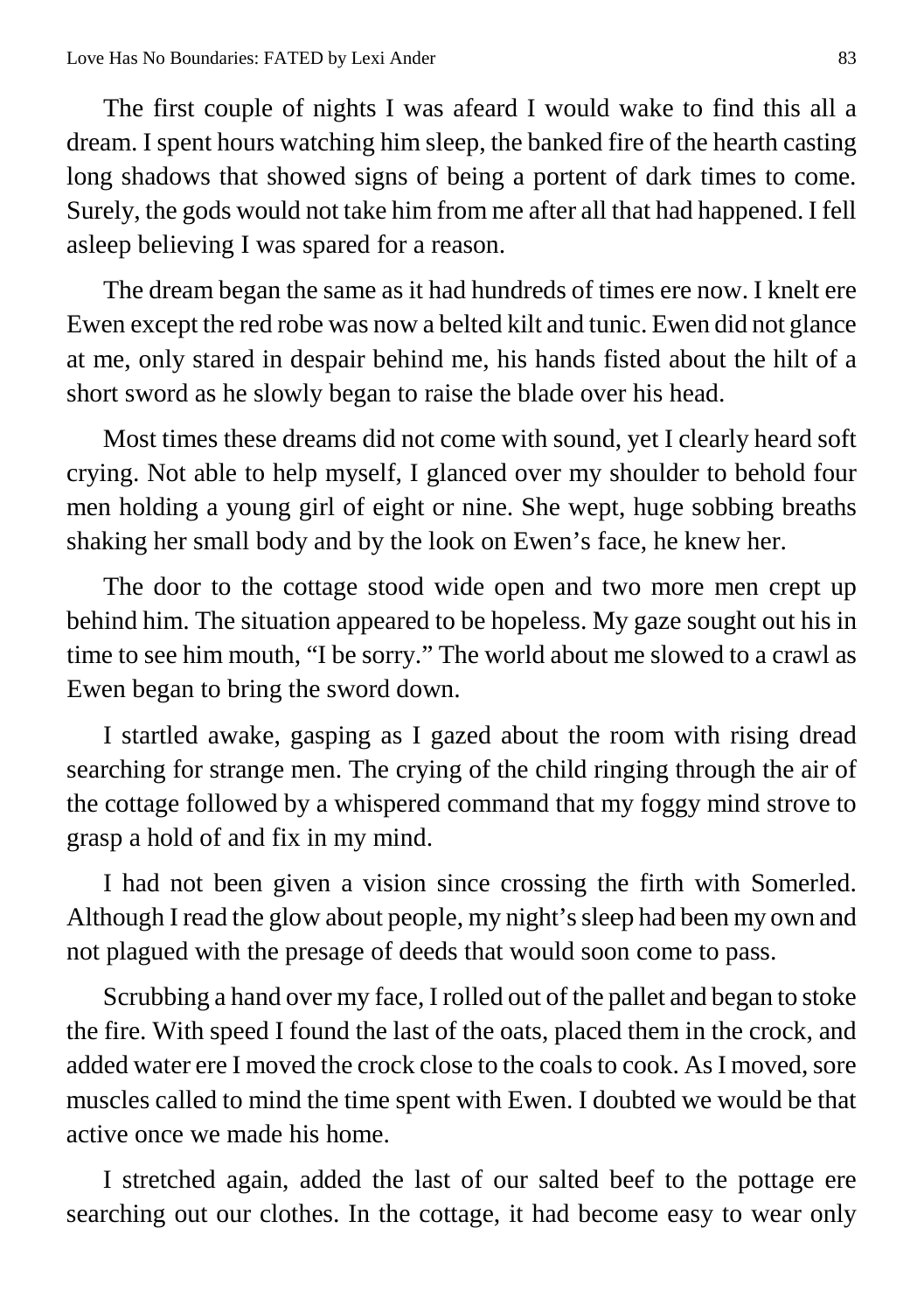The first couple of nights I was afeard I would wake to find this all a dream. I spent hours watching him sleep, the banked fire of the hearth casting long shadows that showed signs of being a portent of dark times to come. Surely, the gods would not take him from me after all that had happened. I fell asleep believing I was spared for a reason.

The dream began the same as it had hundreds of times ere now. I knelt ere Ewen except the red robe was now a belted kilt and tunic. Ewen did not glance at me, only stared in despair behind me, his hands fisted about the hilt of a short sword as he slowly began to raise the blade over his head.

Most times these dreams did not come with sound, yet I clearly heard soft crying. Not able to help myself, I glanced over my shoulder to behold four men holding a young girl of eight or nine. She wept, huge sobbing breaths shaking her small body and by the look on Ewen's face, he knew her.

The door to the cottage stood wide open and two more men crept up behind him. The situation appeared to be hopeless. My gaze sought out his in time to see him mouth, "I be sorry." The world about me slowed to a crawl as Ewen began to bring the sword down.

I startled awake, gasping as I gazed about the room with rising dread searching for strange men. The crying of the child ringing through the air of the cottage followed by a whispered command that my foggy mind strove to grasp a hold of and fix in my mind.

I had not been given a vision since crossing the firth with Somerled. Although I read the glow about people, my night's sleep had been my own and not plagued with the presage of deeds that would soon come to pass.

Scrubbing a hand over my face, I rolled out of the pallet and began to stoke the fire. With speed I found the last of the oats, placed them in the crock, and added water ere I moved the crock close to the coals to cook. As I moved, sore muscles called to mind the time spent with Ewen. I doubted we would be that active once we made his home.

I stretched again, added the last of our salted beef to the pottage ere searching out our clothes. In the cottage, it had become easy to wear only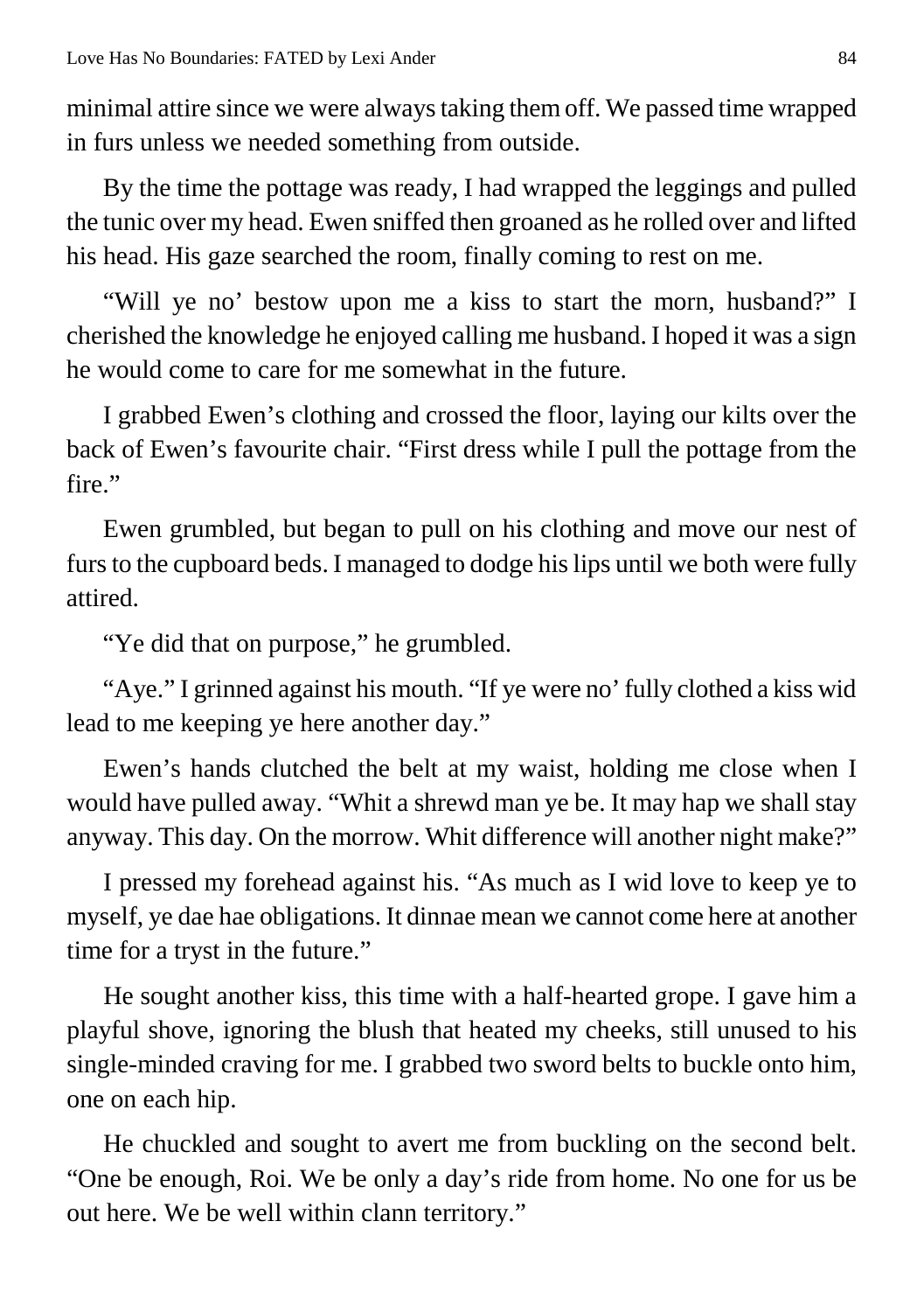minimal attire since we were always taking them off. We passed time wrapped in furs unless we needed something from outside.

By the time the pottage was ready, I had wrapped the leggings and pulled the tunic over my head. Ewen sniffed then groaned as he rolled over and lifted his head. His gaze searched the room, finally coming to rest on me.

"Will ye no' bestow upon me a kiss to start the morn, husband?" I cherished the knowledge he enjoyed calling me husband. I hoped it was a sign he would come to care for me somewhat in the future.

I grabbed Ewen's clothing and crossed the floor, laying our kilts over the back of Ewen's favourite chair. "First dress while I pull the pottage from the fire."

Ewen grumbled, but began to pull on his clothing and move our nest of furs to the cupboard beds. I managed to dodge his lips until we both were fully attired.

"Ye did that on purpose," he grumbled.

"Aye." I grinned against his mouth. "If ye were no' fully clothed a kiss wid lead to me keeping ye here another day."

Ewen's hands clutched the belt at my waist, holding me close when I would have pulled away. "Whit a shrewd man ye be. It may hap we shall stay anyway. This day. On the morrow. Whit difference will another night make?"

I pressed my forehead against his. "As much as I wid love to keep ye to myself, ye dae hae obligations. It dinnae mean we cannot come here at another time for a tryst in the future."

He sought another kiss, this time with a half-hearted grope. I gave him a playful shove, ignoring the blush that heated my cheeks, still unused to his single-minded craving for me. I grabbed two sword belts to buckle onto him, one on each hip.

He chuckled and sought to avert me from buckling on the second belt. "One be enough, Roi. We be only a day's ride from home. No one for us be out here. We be well within clann territory."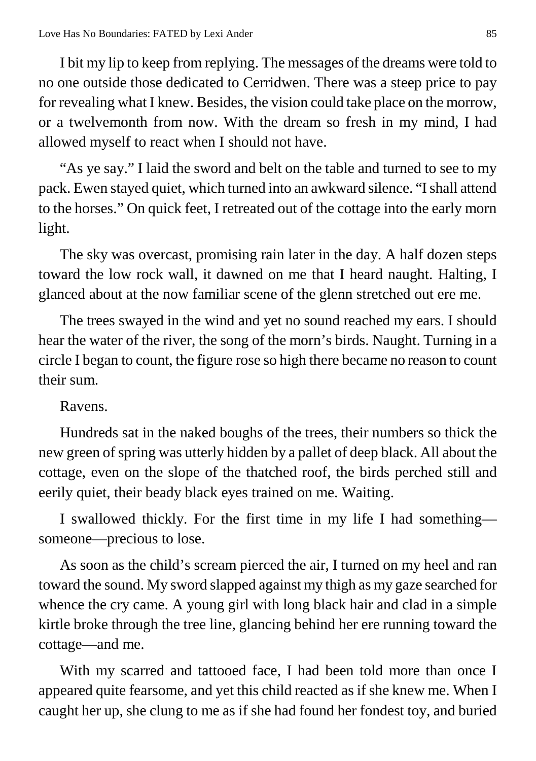I bit my lip to keep from replying. The messages of the dreams were told to no one outside those dedicated to Cerridwen. There was a steep price to pay for revealing what I knew. Besides, the vision could take place on the morrow, or a twelvemonth from now. With the dream so fresh in my mind, I had allowed myself to react when I should not have.

"As ye say." I laid the sword and belt on the table and turned to see to my pack. Ewen stayed quiet, which turned into an awkward silence. "I shall attend to the horses." On quick feet, I retreated out of the cottage into the early morn light.

The sky was overcast, promising rain later in the day. A half dozen steps toward the low rock wall, it dawned on me that I heard naught. Halting, I glanced about at the now familiar scene of the glenn stretched out ere me.

The trees swayed in the wind and yet no sound reached my ears. I should hear the water of the river, the song of the morn's birds. Naught. Turning in a circle I began to count, the figure rose so high there became no reason to count their sum.

Ravens.

Hundreds sat in the naked boughs of the trees, their numbers so thick the new green of spring was utterly hidden by a pallet of deep black. All about the cottage, even on the slope of the thatched roof, the birds perched still and eerily quiet, their beady black eyes trained on me. Waiting.

I swallowed thickly. For the first time in my life I had something—someone—precious to lose.

As soon as the child's scream pierced the air, I turned on my heel and ran toward the sound. My sword slapped against my thigh as my gaze searched for whence the cry came. A young girl with long black hair and clad in a simple kirtle broke through the tree line, glancing behind her ere running toward the cottage—and me.

With my scarred and tattooed face, I had been told more than once I appeared quite fearsome, and yet this child reacted as if she knew me. When I caught her up, she clung to me as if she had found her fondest toy, and buried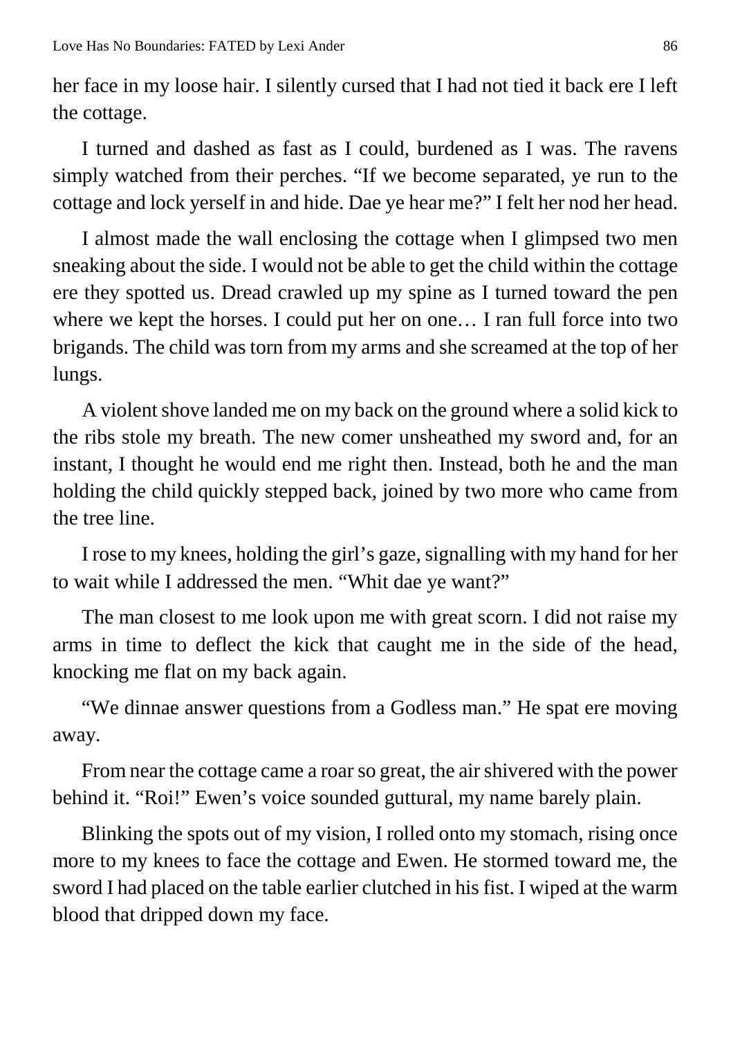her face in my loose hair. I silently cursed that I had not tied it back ere I left the cottage.

I turned and dashed as fast as I could, burdened as I was. The ravens simply watched from their perches. "If we become separated, ye run to the cottage and lock yerself in and hide. Dae ye hear me?" I felt her nod her head.

I almost made the wall enclosing the cottage when I glimpsed two men sneaking about the side. I would not be able to get the child within the cottage ere they spotted us. Dread crawled up my spine as I turned toward the pen where we kept the horses. I could put her on one… I ran full force into two brigands. The child was torn from my arms and she screamed at the top of her lungs.

A violent shove landed me on my back on the ground where a solid kick to the ribs stole my breath. The new comer unsheathed my sword and, for an instant, I thought he would end me right then. Instead, both he and the man holding the child quickly stepped back, joined by two more who came from the tree line.

I rose to my knees, holding the girl's gaze, signalling with my hand for her to wait while I addressed the men. "Whit dae ye want?"

The man closest to me look upon me with great scorn. I did not raise my arms in time to deflect the kick that caught me in the side of the head, knocking me flat on my back again.

"We dinnae answer questions from a Godless man." He spat ere moving away.

From near the cottage came a roar so great, the air shivered with the power behind it. "Roi!" Ewen's voice sounded guttural, my name barely plain.

Blinking the spots out of my vision, I rolled onto my stomach, rising once more to my knees to face the cottage and Ewen. He stormed toward me, the sword I had placed on the table earlier clutched in his fist. I wiped at the warm blood that dripped down my face.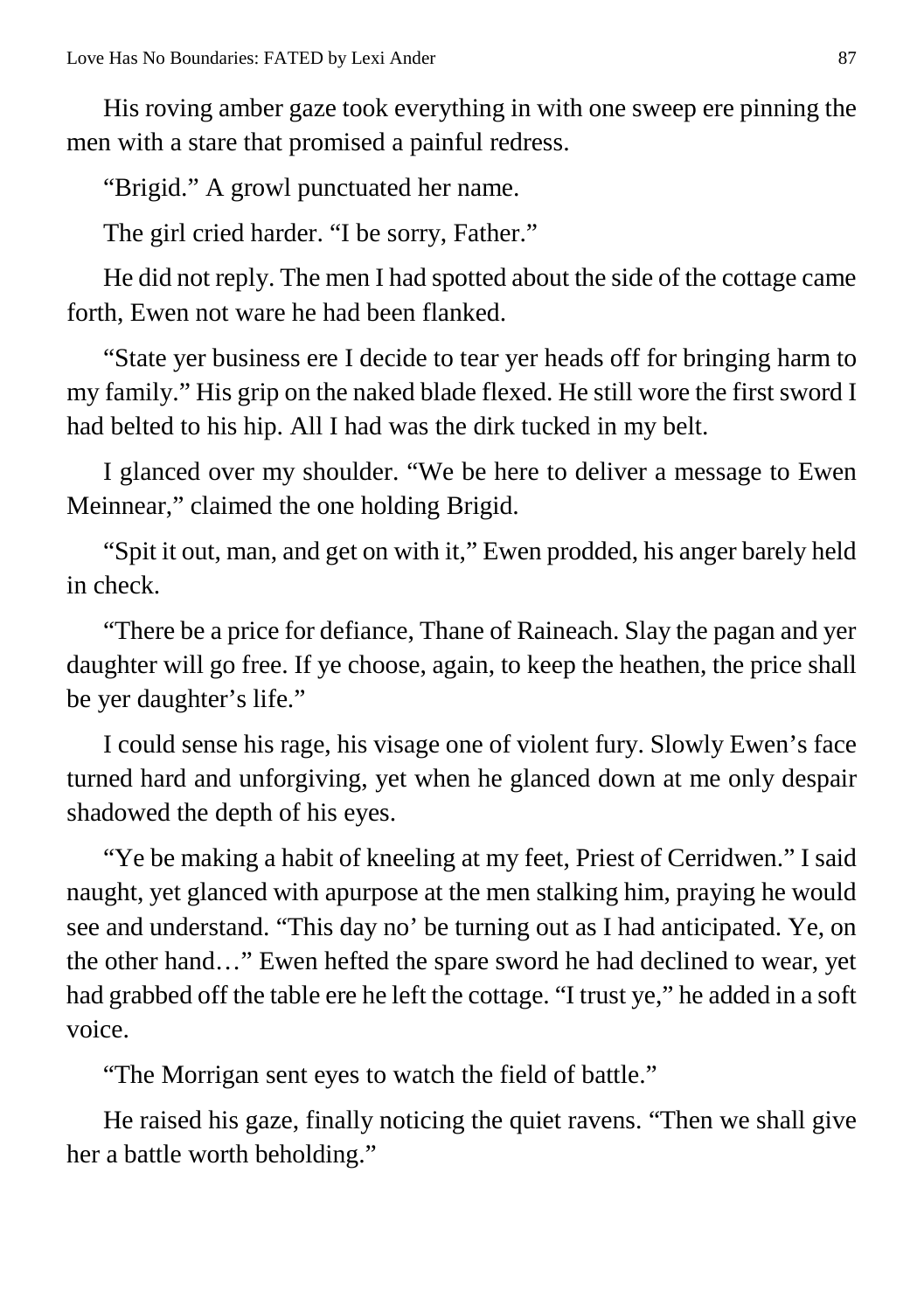His roving amber gaze took everything in with one sweep ere pinning the men with a stare that promised a painful redress.

"Brigid." A growl punctuated her name.

The girl cried harder. "I be sorry, Father."

He did not reply. The men I had spotted about the side of the cottage came forth, Ewen not ware he had been flanked.

"State yer business ere I decide to tear yer heads off for bringing harm to my family." His grip on the naked blade flexed. He still wore the first sword I had belted to his hip. All I had was the dirk tucked in my belt.

I glanced over my shoulder. "We be here to deliver a message to Ewen Meinnear," claimed the one holding Brigid.

"Spit it out, man, and get on with it," Ewen prodded, his anger barely held in check.

"There be a price for defiance, Thane of Raineach. Slay the pagan and yer daughter will go free. If ye choose, again, to keep the heathen, the price shall be yer daughter's life."

I could sense his rage, his visage one of violent fury. Slowly Ewen's face turned hard and unforgiving, yet when he glanced down at me only despair shadowed the depth of his eyes.

"Ye be making a habit of kneeling at my feet, Priest of Cerridwen." I said naught, yet glanced with apurpose at the men stalking him, praying he would see and understand. "This day no' be turning out as I had anticipated. Ye, on the other hand…" Ewen hefted the spare sword he had declined to wear, yet had grabbed off the table ere he left the cottage. "I trust ye," he added in a soft voice.

"The Morrigan sent eyes to watch the field of battle."

He raised his gaze, finally noticing the quiet ravens. "Then we shall give her a battle worth beholding."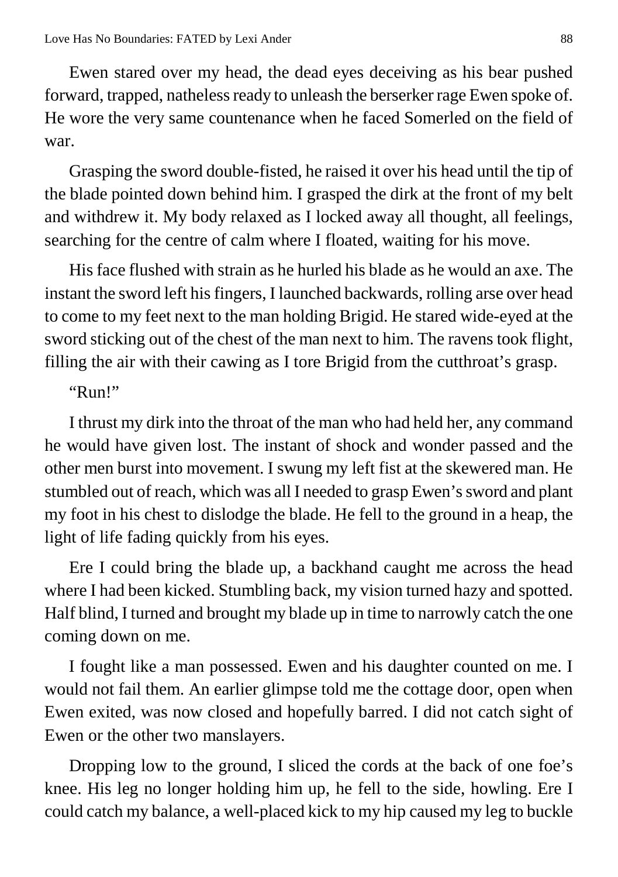Ewen stared over my head, the dead eyes deceiving as his bear pushed forward, trapped, natheless ready to unleash the berserker rage Ewen spoke of. He wore the very same countenance when he faced Somerled on the field of war.

Grasping the sword double-fisted, he raised it over his head until the tip of the blade pointed down behind him. I grasped the dirk at the front of my belt and withdrew it. My body relaxed as I locked away all thought, all feelings, searching for the centre of calm where I floated, waiting for his move.

His face flushed with strain as he hurled his blade as he would an axe. The instant the sword left his fingers, I launched backwards, rolling arse over head to come to my feet next to the man holding Brigid. He stared wide-eyed at the sword sticking out of the chest of the man next to him. The ravens took flight, filling the air with their cawing as I tore Brigid from the cutthroat's grasp.

"Run!"

I thrust my dirk into the throat of the man who had held her, any command he would have given lost. The instant of shock and wonder passed and the other men burst into movement. I swung my left fist at the skewered man. He stumbled out of reach, which was all I needed to grasp Ewen's sword and plant my foot in his chest to dislodge the blade. He fell to the ground in a heap, the light of life fading quickly from his eyes.

Ere I could bring the blade up, a backhand caught me across the head where I had been kicked. Stumbling back, my vision turned hazy and spotted. Half blind, I turned and brought my blade up in time to narrowly catch the one coming down on me.

I fought like a man possessed. Ewen and his daughter counted on me. I would not fail them. An earlier glimpse told me the cottage door, open when Ewen exited, was now closed and hopefully barred. I did not catch sight of Ewen or the other two manslayers.

Dropping low to the ground, I sliced the cords at the back of one foe's knee. His leg no longer holding him up, he fell to the side, howling. Ere I could catch my balance, a well-placed kick to my hip caused my leg to buckle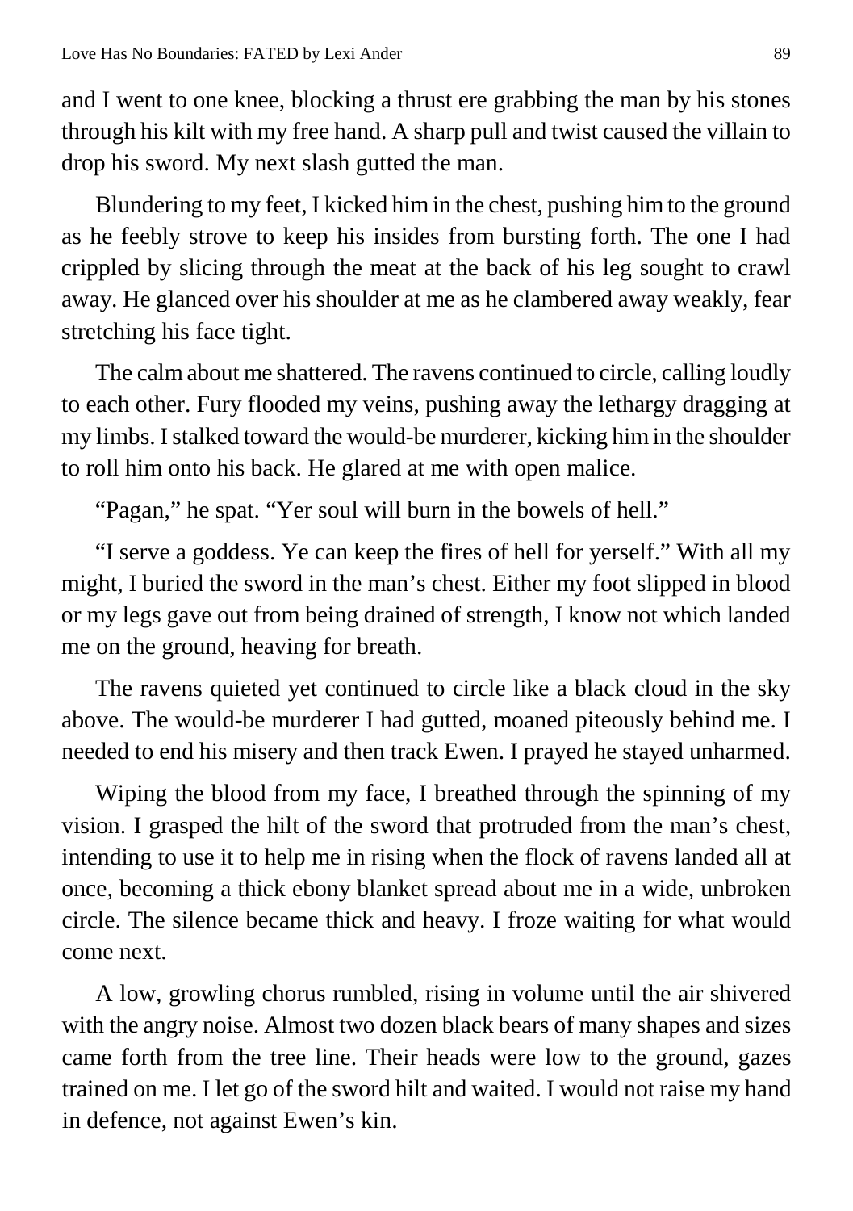and I went to one knee, blocking a thrust ere grabbing the man by his stones through his kilt with my free hand. A sharp pull and twist caused the villain to drop his sword. My next slash gutted the man.

Blundering to my feet, I kicked him in the chest, pushing him to the ground as he feebly strove to keep his insides from bursting forth. The one I had crippled by slicing through the meat at the back of his leg sought to crawl away. He glanced over his shoulder at me as he clambered away weakly, fear stretching his face tight.

The calm about me shattered. The ravens continued to circle, calling loudly to each other. Fury flooded my veins, pushing away the lethargy dragging at my limbs. I stalked toward the would-be murderer, kicking him in the shoulder to roll him onto his back. He glared at me with open malice.

"Pagan," he spat. "Yer soul will burn in the bowels of hell."

"I serve a goddess. Ye can keep the fires of hell for yerself." With all my might, I buried the sword in the man's chest. Either my foot slipped in blood or my legs gave out from being drained of strength, I know not which landed me on the ground, heaving for breath.

The ravens quieted yet continued to circle like a black cloud in the sky above. The would-be murderer I had gutted, moaned piteously behind me. I needed to end his misery and then track Ewen. I prayed he stayed unharmed.

Wiping the blood from my face, I breathed through the spinning of my vision. I grasped the hilt of the sword that protruded from the man's chest, intending to use it to help me in rising when the flock of ravens landed all at once, becoming a thick ebony blanket spread about me in a wide, unbroken circle. The silence became thick and heavy. I froze waiting for what would come next.

A low, growling chorus rumbled, rising in volume until the air shivered with the angry noise. Almost two dozen black bears of many shapes and sizes came forth from the tree line. Their heads were low to the ground, gazes trained on me. I let go of the sword hilt and waited. I would not raise my hand in defence, not against Ewen's kin.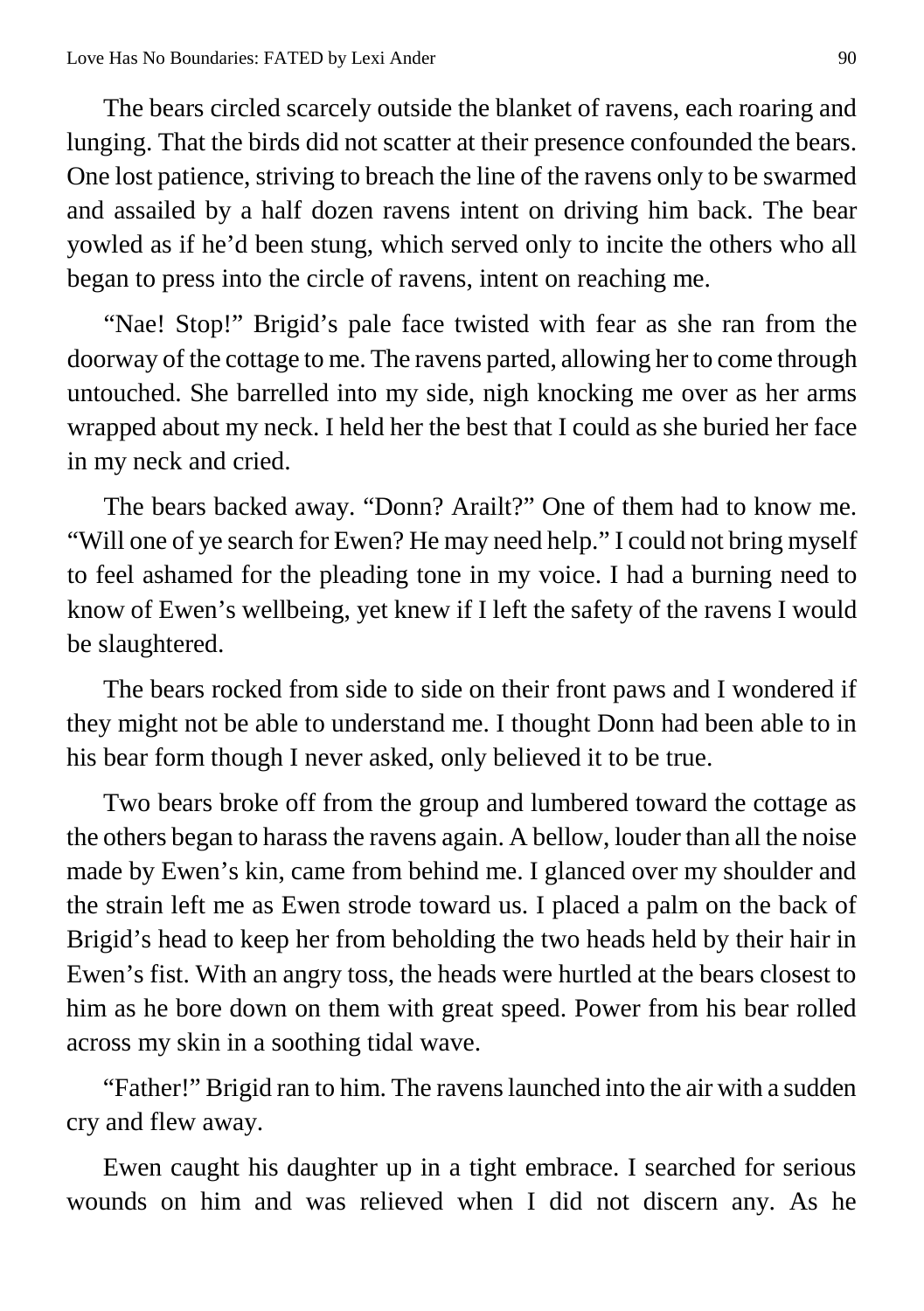The bears circled scarcely outside the blanket of ravens, each roaring and lunging. That the birds did not scatter at their presence confounded the bears. One lost patience, striving to breach the line of the ravens only to be swarmed and assailed by a half dozen ravens intent on driving him back. The bear yowled as if he'd been stung, which served only to incite the others who all began to press into the circle of ravens, intent on reaching me.

"Nae! Stop!" Brigid's pale face twisted with fear as she ran from the doorway of the cottage to me. The ravens parted, allowing her to come through untouched. She barrelled into my side, nigh knocking me over as her arms wrapped about my neck. I held her the best that I could as she buried her face in my neck and cried.

The bears backed away. "Donn? Arailt?" One of them had to know me. "Will one of ye search for Ewen? He may need help." I could not bring myself to feel ashamed for the pleading tone in my voice. I had a burning need to know of Ewen's wellbeing, yet knew if I left the safety of the ravens I would be slaughtered.

The bears rocked from side to side on their front paws and I wondered if they might not be able to understand me. I thought Donn had been able to in his bear form though I never asked, only believed it to be true.

Two bears broke off from the group and lumbered toward the cottage as the others began to harass the ravens again. A bellow, louder than all the noise made by Ewen's kin, came from behind me. I glanced over my shoulder and the strain left me as Ewen strode toward us. I placed a palm on the back of Brigid's head to keep her from beholding the two heads held by their hair in Ewen's fist. With an angry toss, the heads were hurtled at the bears closest to him as he bore down on them with great speed. Power from his bear rolled across my skin in a soothing tidal wave.

"Father!" Brigid ran to him. The ravens launched into the air with a sudden cry and flew away.

Ewen caught his daughter up in a tight embrace. I searched for serious wounds on him and was relieved when I did not discern any. As he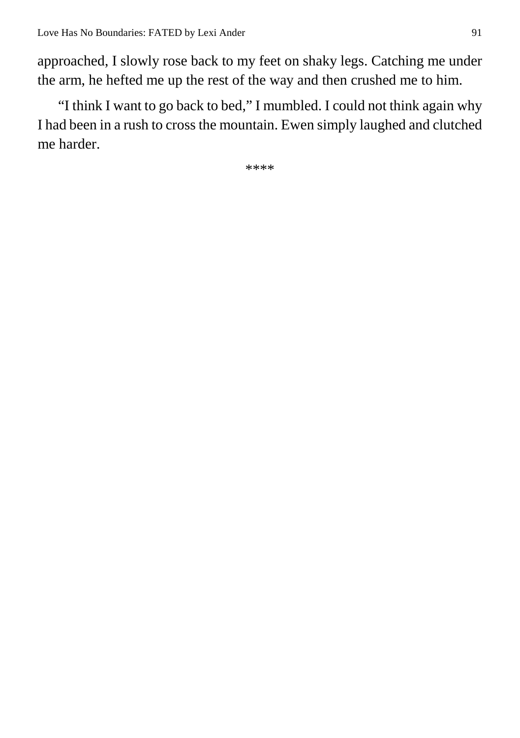approached, I slowly rose back to my feet on shaky legs. Catching me under the arm, he hefted me up the rest of the way and then crushed me to him.

"I think I want to go back to bed," I mumbled. I could not think again why I had been in a rush to cross the mountain. Ewen simply laughed and clutched me harder.

****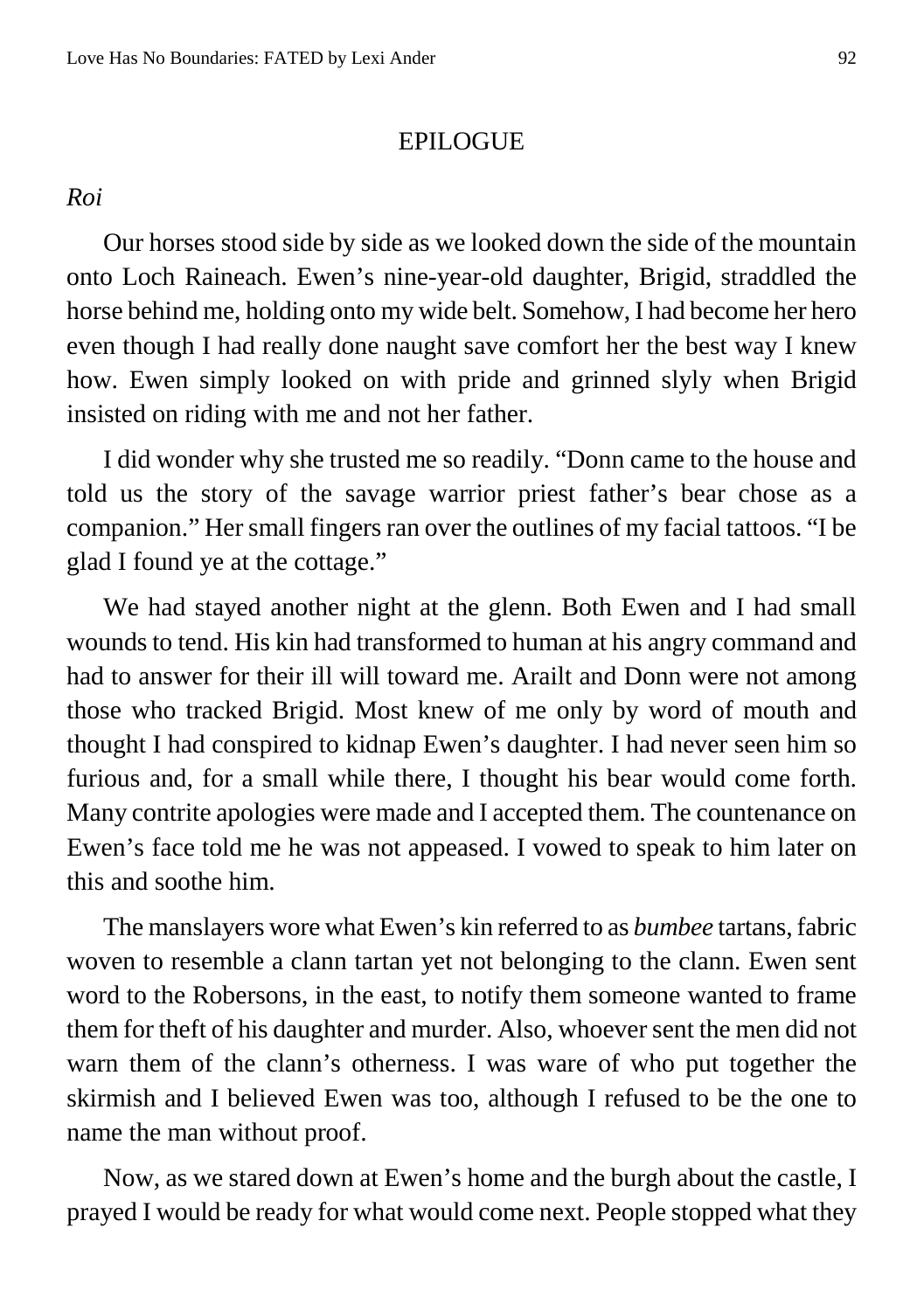# EPILOGUE

*Roi*

Our horses stood side by side as we looked down the side of the mountain onto Loch Raineach. Ewen's nine-year-old daughter, Brigid, straddled the horse behind me, holding onto my wide belt. Somehow, I had become her hero even though I had really done naught save comfort her the best way I knew how. Ewen simply looked on with pride and grinned slyly when Brigid insisted on riding with me and not her father.

I did wonder why she trusted me so readily. "Donn came to the house and told us the story of the savage warrior priest father's bear chose as a companion." Her small fingers ran over the outlines of my facial tattoos. "I be glad I found ye at the cottage."

We had stayed another night at the glenn. Both Ewen and I had small wounds to tend. His kin had transformed to human at his angry command and had to answer for their ill will toward me. Arailt and Donn were not among those who tracked Brigid. Most knew of me only by word of mouth and thought I had conspired to kidnap Ewen's daughter. I had never seen him so furious and, for a small while there, I thought his bear would come forth. Many contrite apologies were made and I accepted them. The countenance on Ewen's face told me he was not appeased. I vowed to speak to him later on this and soothe him.

The manslayers wore what Ewen's kin referred to as *bumbee* tartans, fabric woven to resemble a clann tartan yet not belonging to the clann. Ewen sent word to the Robersons, in the east, to notify them someone wanted to frame them for theft of his daughter and murder. Also, whoever sent the men did not warn them of the clann's otherness. I was ware of who put together the skirmish and I believed Ewen was too, although I refused to be the one to name the man without proof.

Now, as we stared down at Ewen's home and the burgh about the castle, I prayed I would be ready for what would come next. People stopped what they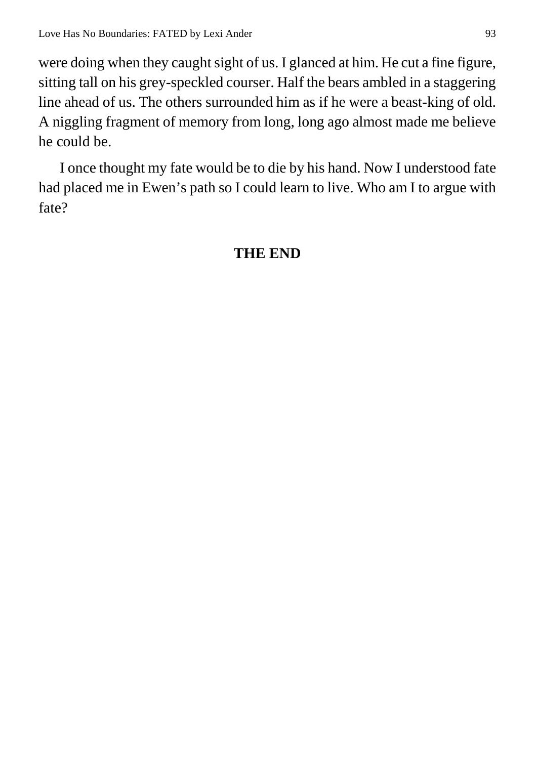were doing when they caught sight of us. I glanced at him. He cut a fine figure, sitting tall on his grey-speckled courser. Half the bears ambled in a staggering line ahead of us. The others surrounded him as if he were a beast-king of old. A niggling fragment of memory from long, long ago almost made me believe he could be.

I once thought my fate would be to die by his hand. Now I understood fate had placed me in Ewen's path so I could learn to live. Who am I to argue with fate?

**THE END**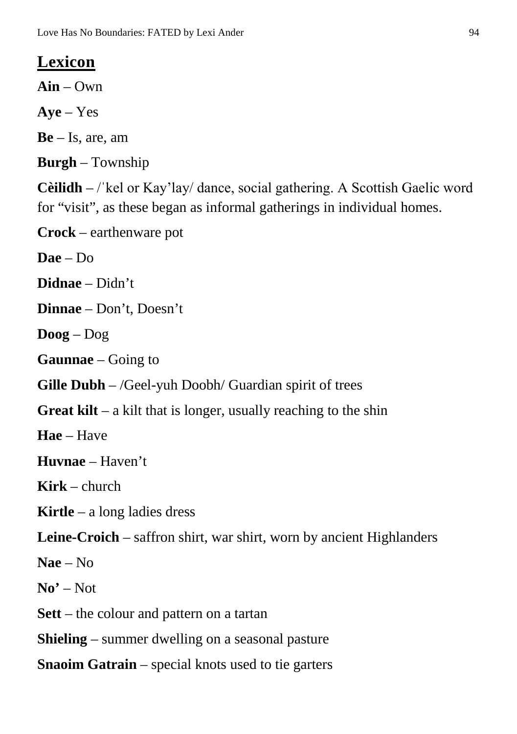## Lexicon

**Ain** – Own

**Aye** – Yes

**Be** – Is, are, am

**Burgh** – Township

**Cèilidh** – /ˈkel or Kay'lay/ dance, social gathering. A Scottish Gaelic word for "visit", as these began as informal gatherings in individual homes.

**Crock** – earthenware pot

**Dae** – Do

**Didnae** – Didn't

**Dinnae** – Don't, Doesn't

**Doog** – Dog

**Gaunnae** – Going to

**Gille Dubh** – /Geel-yuh Doobh/ Guardian spirit of trees

**Great kilt** – a kilt that is longer, usually reaching to the shin

**Hae** – Have

**Huvnae** – Haven't

**Kirk** – church

**Kirtle** – a long ladies dress

**Leine-Croich** – saffron shirt, war shirt, worn by ancient Highlanders

**Nae** – No

**No'** – Not

**Sett** – the colour and pattern on a tartan

**Shieling** – summer dwelling on a seasonal pasture

**Snaoim Gatrain** – special knots used to tie garters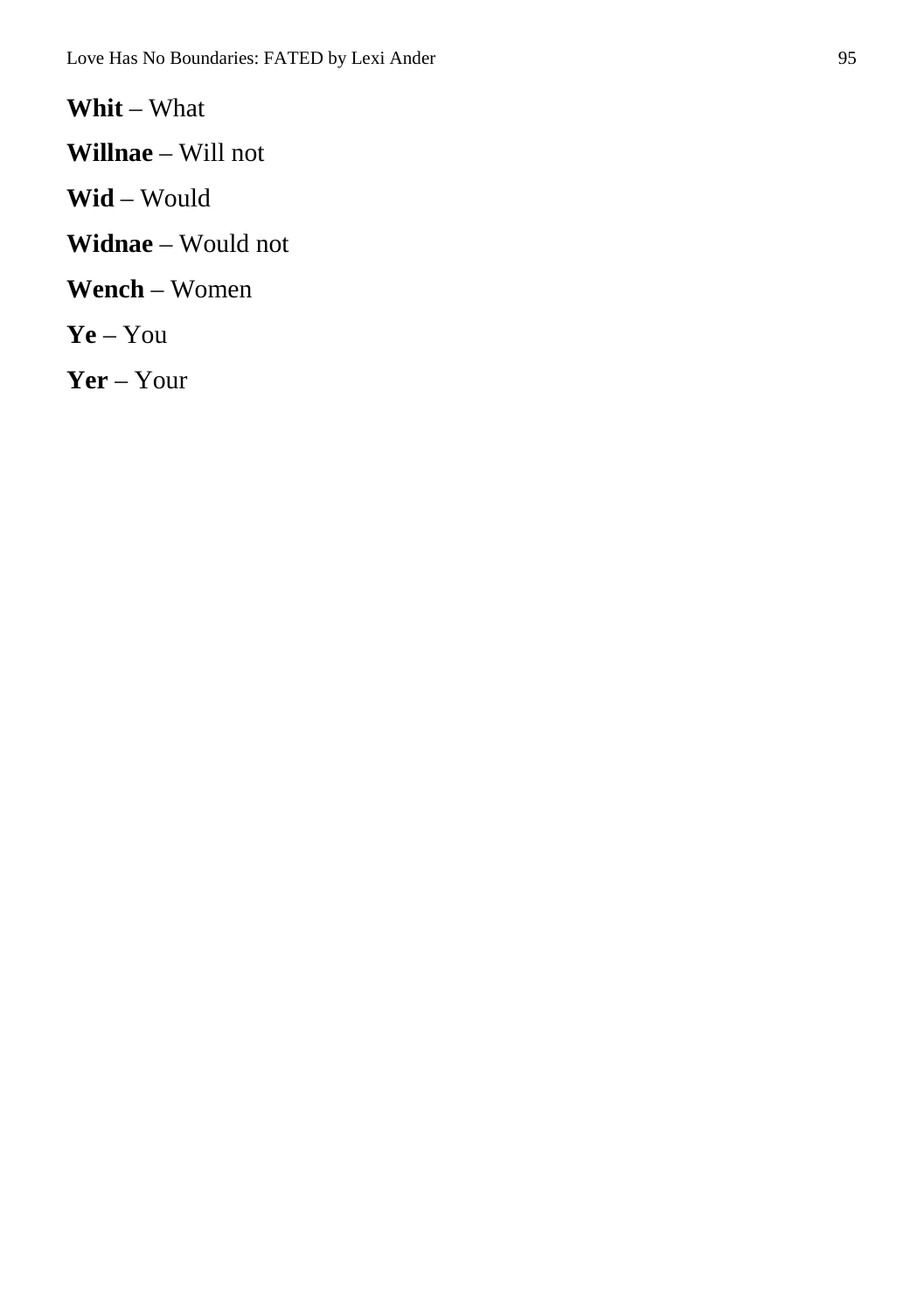**Whit** – What

**Willnae** – Will not

**Wid** – Would

**Widnae** – Would not

**Wench** – Women

**Ye** – You

**Yer** – Your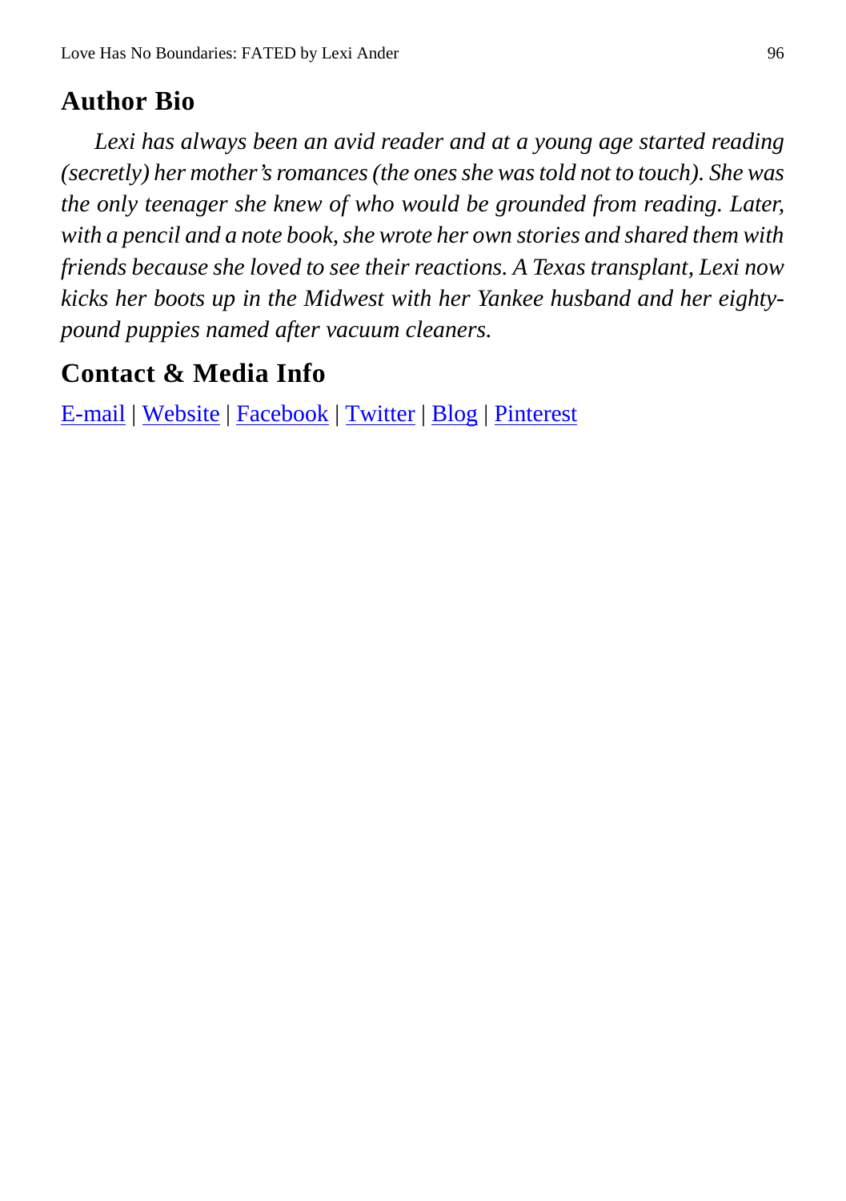## Author Bio

*Lexi has always been an avid reader and at a young age started reading (secretly) her mother's romances (the ones she was told not to touch). She was the only teenager she knew of who would be grounded from reading. Later, with a pencil and a note book, she wrote her own stories and shared them with friends because she loved to see their reactions. A Texas transplant, Lexi now kicks her boots up in the Midwest with her Yankee husband and her eighty-pound puppies named after vacuum cleaners.*

## Contact & Media Info

E-mail | Website | Facebook | Twitter | Blog | Pinterest